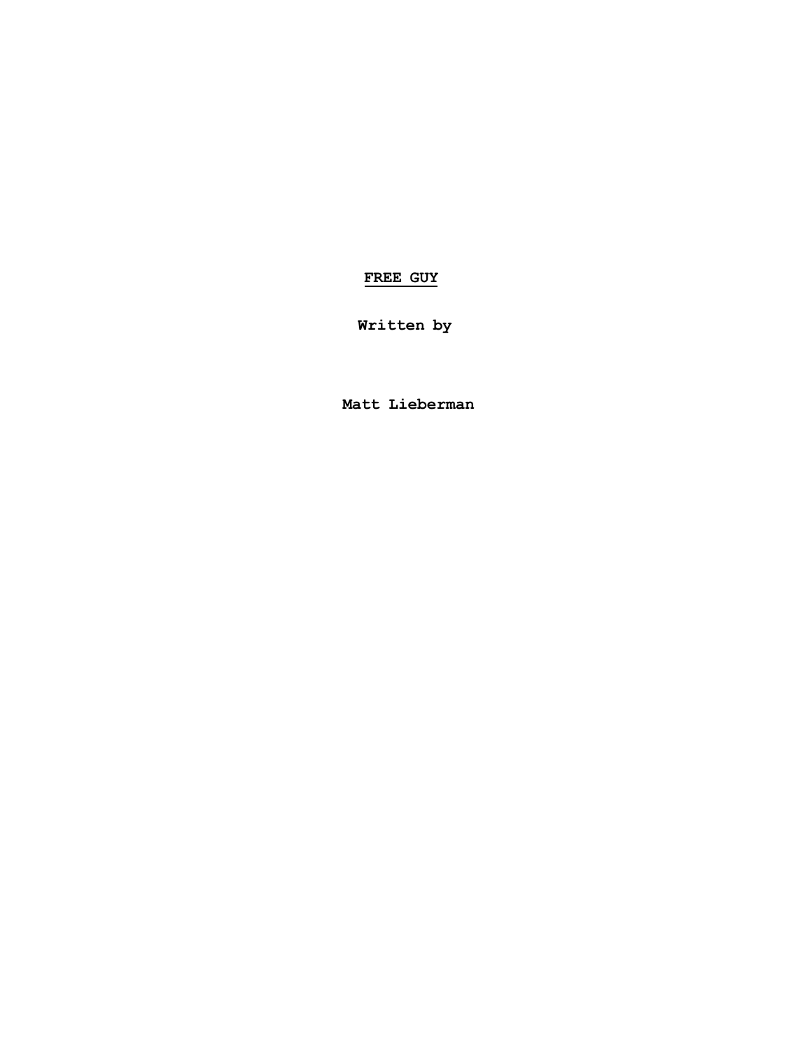# **FREE GUY**

**Written by**

**Matt Lieberman**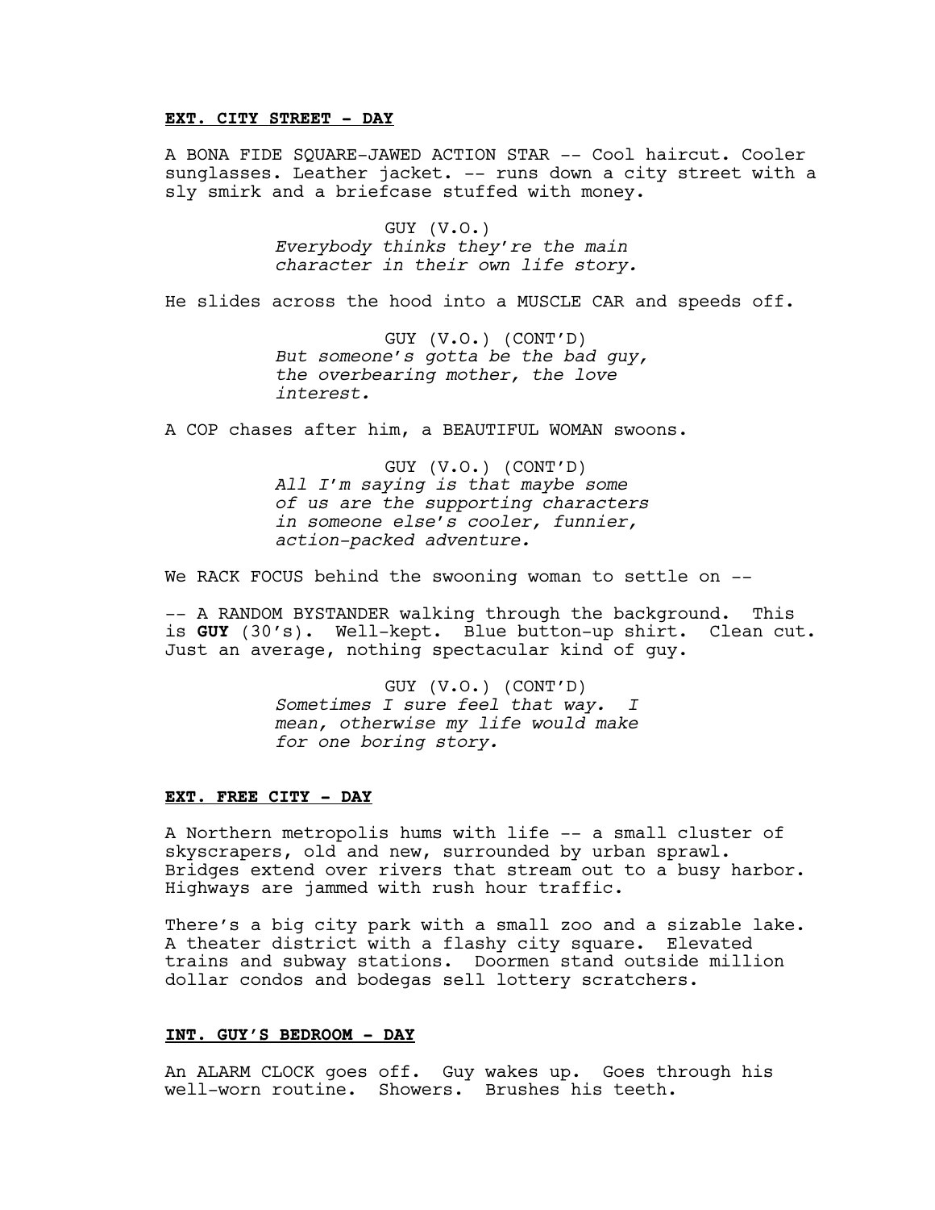**EXT. CITY STREET - DAY**

A BONA FIDE SQUARE-JAWED ACTION STAR -- Cool haircut. Cooler sunglasses. Leather jacket. -- runs down a city street with a sly smirk and a briefcase stuffed with money.

GUY (V.O.)
*Everybody thinks they're the main character in their own life story.*

He slides across the hood into a MUSCLE CAR and speeds off.

GUY (V.O.) (CONT'D)
*But someone's gotta be the bad guy, the overbearing mother, the love interest.*

A COP chases after him, a BEAUTIFUL WOMAN swoons.

GUY (V.O.) (CONT'D)
*All I'm saying is that maybe some of us are the supporting characters in someone else's cooler, funnier, action-packed adventure.*

We RACK FOCUS behind the swooning woman to settle on --

-- A RANDOM BYSTANDER walking through the background. This is **GUY** (30's). Well-kept. Blue button-up shirt. Clean cut. Just an average, nothing spectacular kind of guy.

GUY (V.O.) (CONT'D)
*Sometimes I sure feel that way. I mean, otherwise my life would make for one boring story.*

**EXT. FREE CITY - DAY**

A Northern metropolis hums with life -- a small cluster of skyscrapers, old and new, surrounded by urban sprawl. Bridges extend over rivers that stream out to a busy harbor. Highways are jammed with rush hour traffic.

There's a big city park with a small zoo and a sizable lake. A theater district with a flashy city square. Elevated trains and subway stations. Doormen stand outside million dollar condos and bodegas sell lottery scratchers.

**INT. GUY'S BEDROOM - DAY**

An ALARM CLOCK goes off. Guy wakes up. Goes through his well-worn routine. Showers. Brushes his teeth.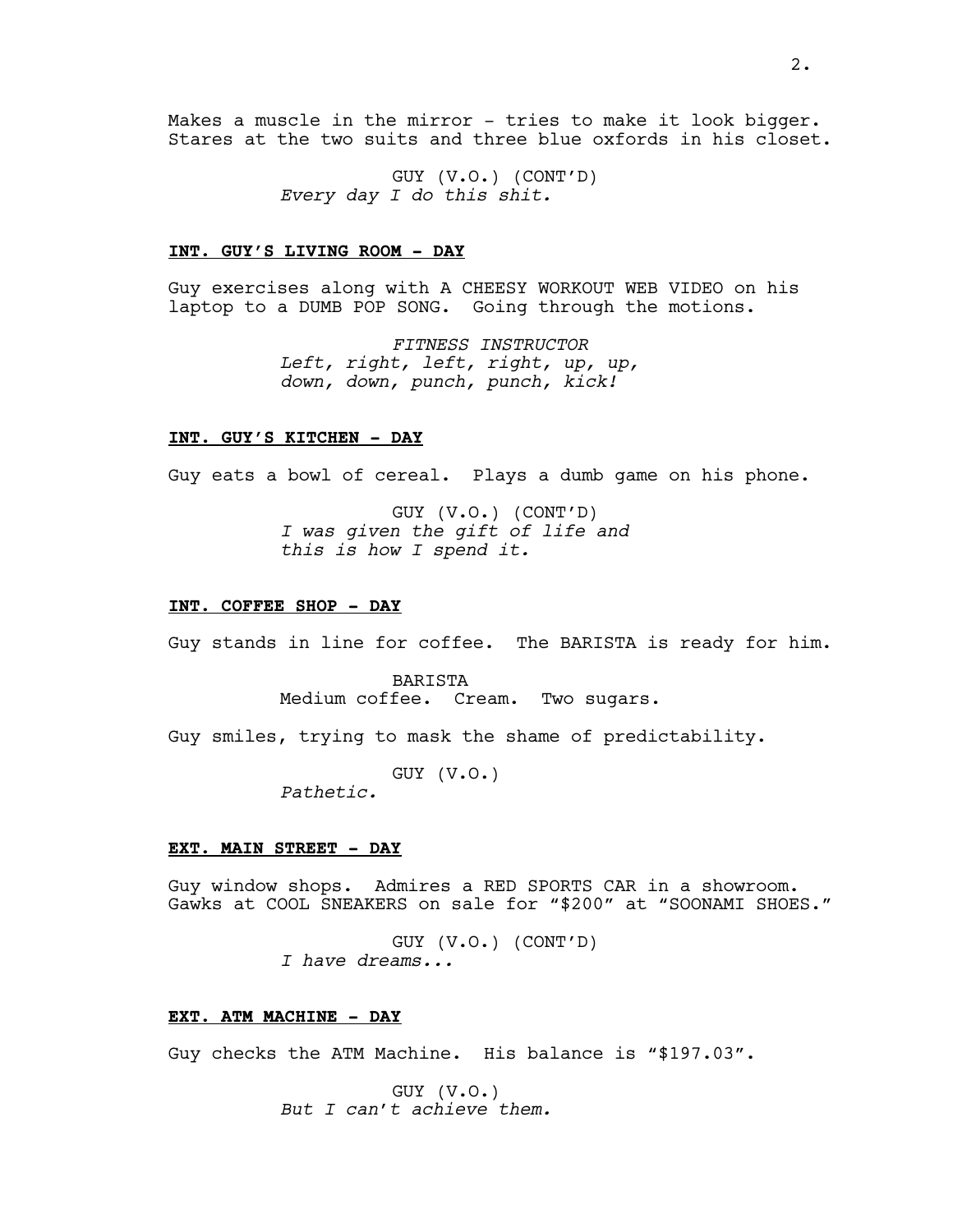Makes a muscle in the mirror - tries to make it look bigger. Stares at the two suits and three blue oxfords in his closet.

GUY (V.O.) (CONT'D)
*Every day I do this shit.*

**INT. GUY'S LIVING ROOM - DAY**

Guy exercises along with A CHEESY WORKOUT WEB VIDEO on his laptop to a DUMB POP SONG. Going through the motions.

*FITNESS INSTRUCTOR*
*Left, right, left, right, up, up, down, down, punch, punch, kick!*

**INT. GUY'S KITCHEN - DAY**

Guy eats a bowl of cereal. Plays a dumb game on his phone.

GUY (V.O.) (CONT'D)
*I was given the gift of life and this is how I spend it.*

**INT. COFFEE SHOP - DAY**

Guy stands in line for coffee. The BARISTA is ready for him.

BARISTA
Medium coffee. Cream. Two sugars.

Guy smiles, trying to mask the shame of predictability.

GUY (V.O.)
*Pathetic.*

**EXT. MAIN STREET - DAY**

Guy window shops. Admires a RED SPORTS CAR in a showroom. Gawks at COOL SNEAKERS on sale for "$200" at "SOONAMI SHOES."

GUY (V.O.) (CONT'D)
*I have dreams...*

**EXT. ATM MACHINE - DAY**

Guy checks the ATM Machine. His balance is "$197.03".

GUY (V.O.)
*But I can't achieve them.*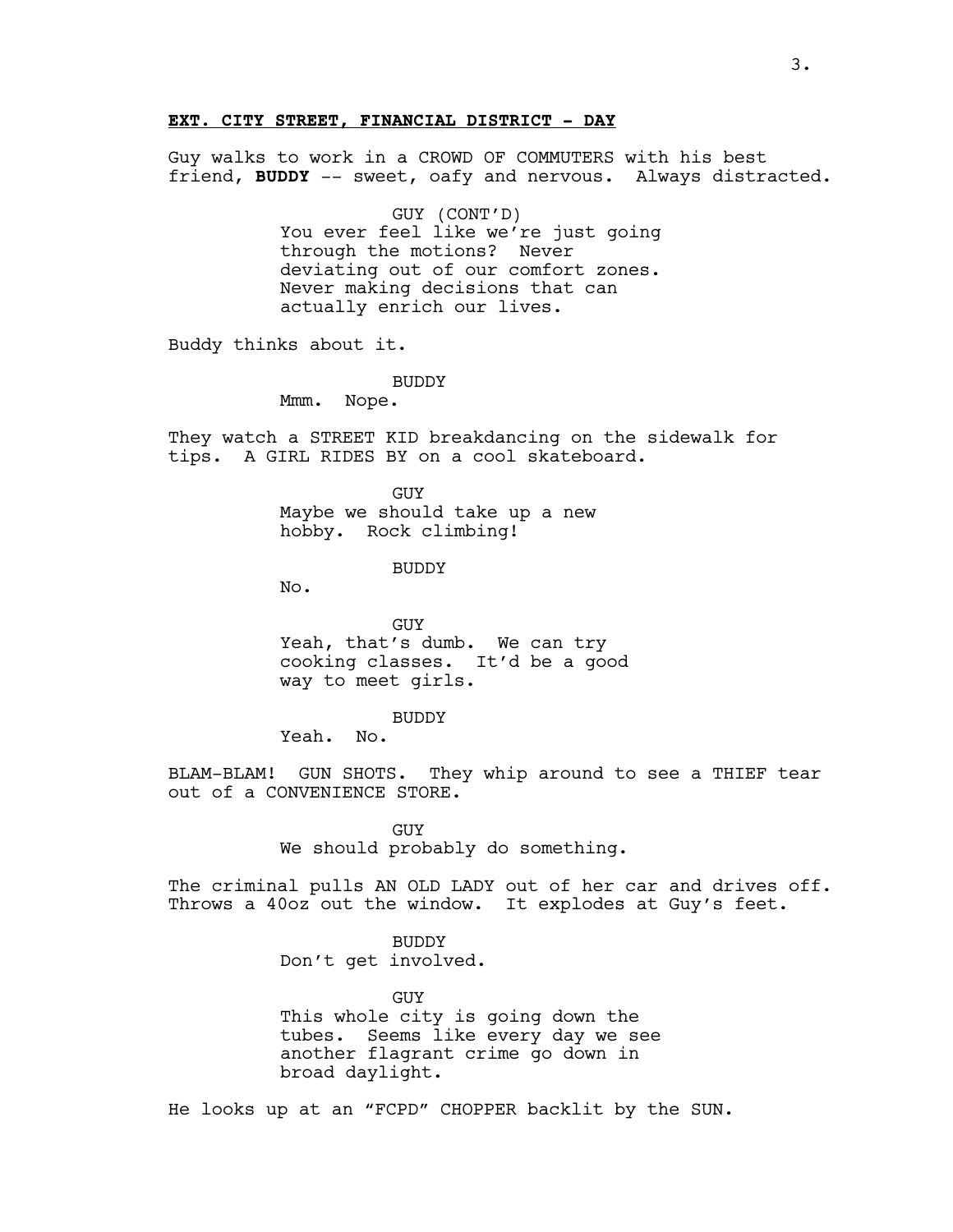**EXT. CITY STREET, FINANCIAL DISTRICT - DAY**

Guy walks to work in a CROWD OF COMMUTERS with his best friend, **BUDDY** -- sweet, oafy and nervous. Always distracted.

GUY (CONT'D)
You ever feel like we're just going through the motions? Never deviating out of our comfort zones. Never making decisions that can actually enrich our lives.

Buddy thinks about it.

BUDDY
Mmm. Nope.

They watch a STREET KID breakdancing on the sidewalk for tips. A GIRL RIDES BY on a cool skateboard.

GUY
Maybe we should take up a new hobby. Rock climbing!

BUDDY
No.

GUY
Yeah, that's dumb. We can try cooking classes. It'd be a good way to meet girls.

BUDDY
Yeah. No.

BLAM-BLAM! GUN SHOTS. They whip around to see a THIEF tear out of a CONVENIENCE STORE.

GUY
We should probably do something.

The criminal pulls AN OLD LADY out of her car and drives off. Throws a 40oz out the window. It explodes at Guy's feet.

BUDDY
Don't get involved.

GUY
This whole city is going down the tubes. Seems like every day we see another flagrant crime go down in broad daylight.

He looks up at an "FCPD" CHOPPER backlit by the SUN.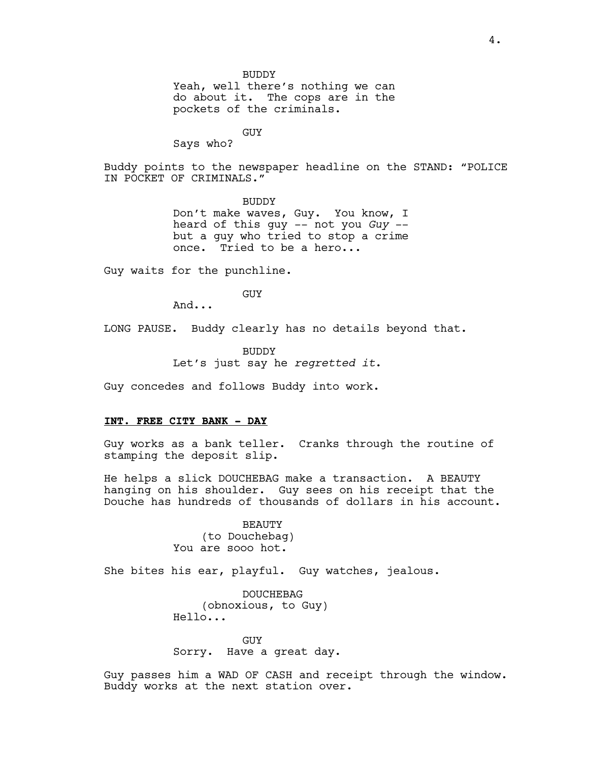BUDDY
Yeah, well there's nothing we can do about it. The cops are in the pockets of the criminals.

GUY
Says who?

Buddy points to the newspaper headline on the STAND: "POLICE IN POCKET OF CRIMINALS."

BUDDY
Don't make waves, Guy. You know, I heard of this guy -- not you *Guy* -- but a guy who tried to stop a crime once. Tried to be a hero...

Guy waits for the punchline.

GUY
And...

LONG PAUSE. Buddy clearly has no details beyond that.

BUDDY
Let's just say he *regretted it*.

Guy concedes and follows Buddy into work.

**INT. FREE CITY BANK - DAY**

Guy works as a bank teller. Cranks through the routine of stamping the deposit slip.

He helps a slick DOUCHEBAG make a transaction. A BEAUTY hanging on his shoulder. Guy sees on his receipt that the Douche has hundreds of thousands of dollars in his account.

BEAUTY
(to Douchebag)
You are sooo hot.

She bites his ear, playful. Guy watches, jealous.

DOUCHEBAG
(obnoxious, to Guy)
Hello...

GUY
Sorry. Have a great day.

Guy passes him a WAD OF CASH and receipt through the window. Buddy works at the next station over.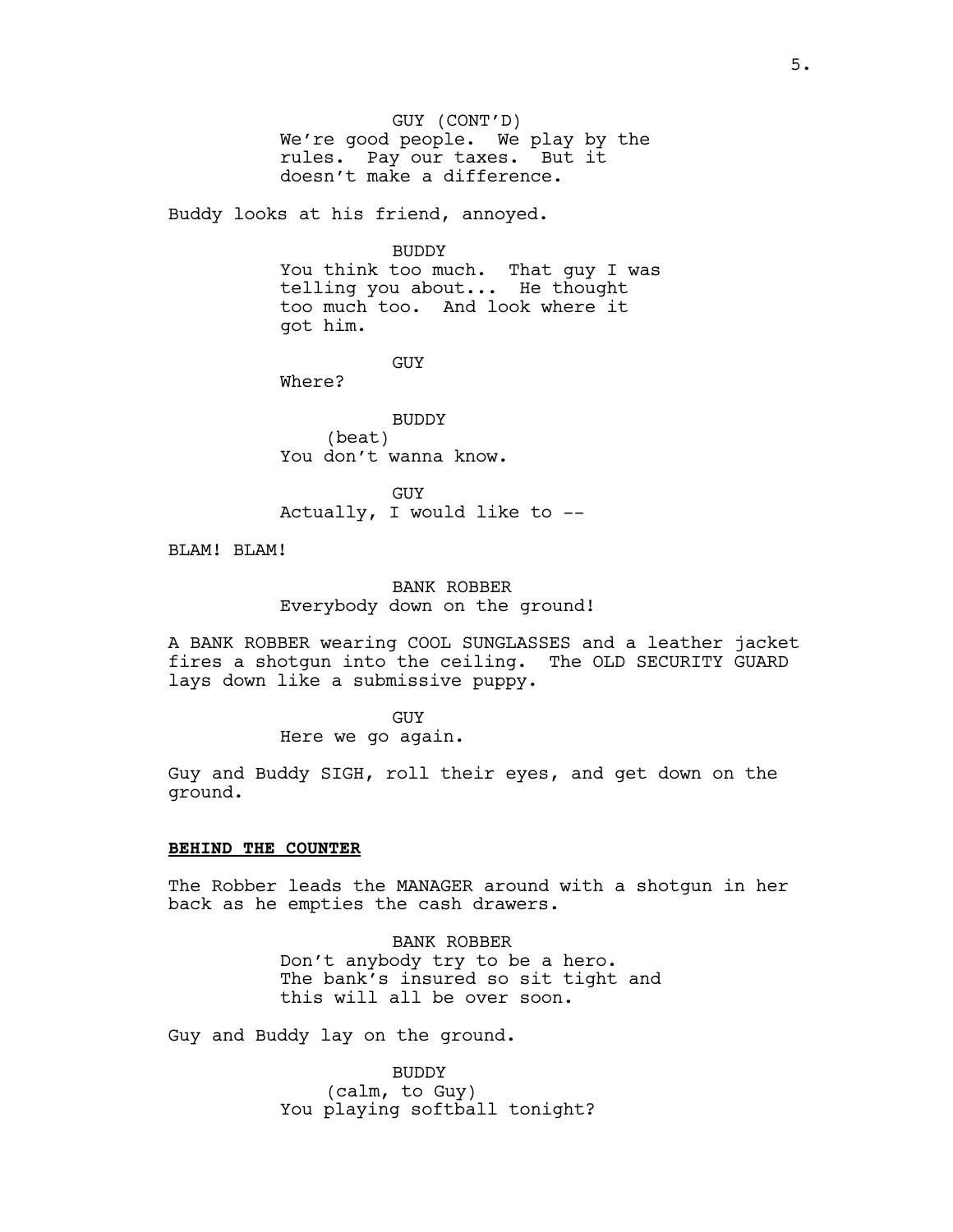GUY (CONT'D)
We're good people. We play by the rules. Pay our taxes. But it doesn't make a difference.

Buddy looks at his friend, annoyed.

BUDDY
You think too much. That guy I was telling you about... He thought too much too. And look where it got him.

GUY
Where?

BUDDY
(beat)
You don't wanna know.

GUY
Actually, I would like to --

BLAM! BLAM!

BANK ROBBER
Everybody down on the ground!

A BANK ROBBER wearing COOL SUNGLASSES and a leather jacket fires a shotgun into the ceiling. The OLD SECURITY GUARD lays down like a submissive puppy.

GUY
Here we go again.

Guy and Buddy SIGH, roll their eyes, and get down on the ground.

**BEHIND THE COUNTER**

The Robber leads the MANAGER around with a shotgun in her back as he empties the cash drawers.

BANK ROBBER
Don't anybody try to be a hero. The bank's insured so sit tight and this will all be over soon.

Guy and Buddy lay on the ground.

BUDDY
(calm, to Guy)
You playing softball tonight?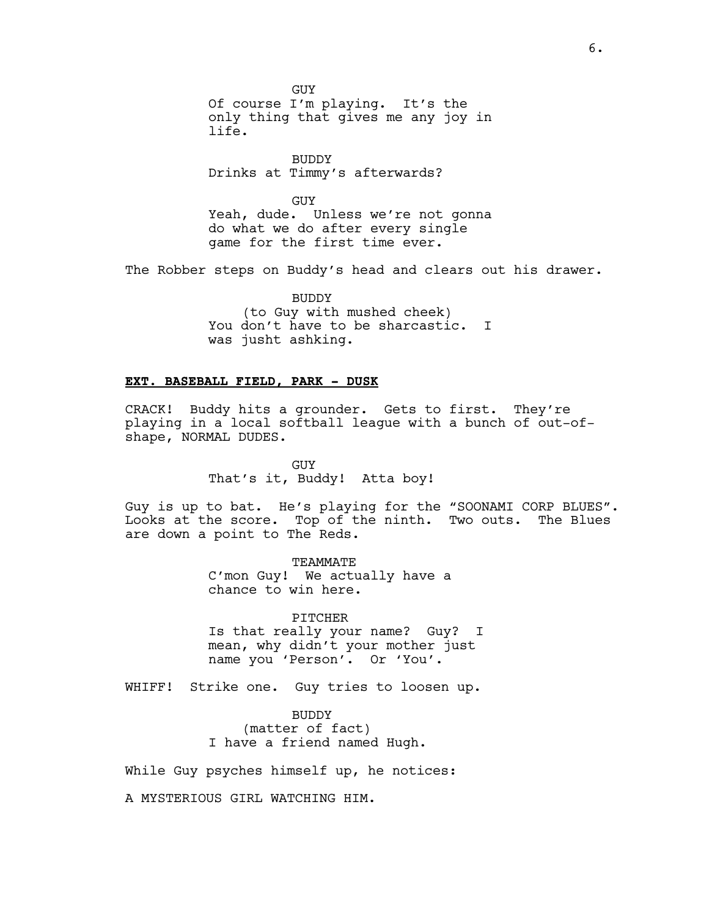GUY
Of course I'm playing. It's the only thing that gives me any joy in life.

BUDDY
Drinks at Timmy's afterwards?

GUY
Yeah, dude. Unless we're not gonna do what we do after every single game for the first time ever.

The Robber steps on Buddy's head and clears out his drawer.

BUDDY
(to Guy with mushed cheek)
You don't have to be sharcastic. I was jusht ashking.

**EXT. BASEBALL FIELD, PARK - DUSK**

CRACK! Buddy hits a grounder. Gets to first. They're playing in a local softball league with a bunch of out-of-shape, NORMAL DUDES.

GUY
That's it, Buddy! Atta boy!

Guy is up to bat. He's playing for the "SOONAMI CORP BLUES". Looks at the score. Top of the ninth. Two outs. The Blues are down a point to The Reds.

TEAMMATE
C'mon Guy! We actually have a chance to win here.

PITCHER
Is that really your name? Guy? I mean, why didn't your mother just name you 'Person'. Or 'You'.

WHIFF! Strike one. Guy tries to loosen up.

BUDDY
(matter of fact)
I have a friend named Hugh.

While Guy psyches himself up, he notices:

A MYSTERIOUS GIRL WATCHING HIM.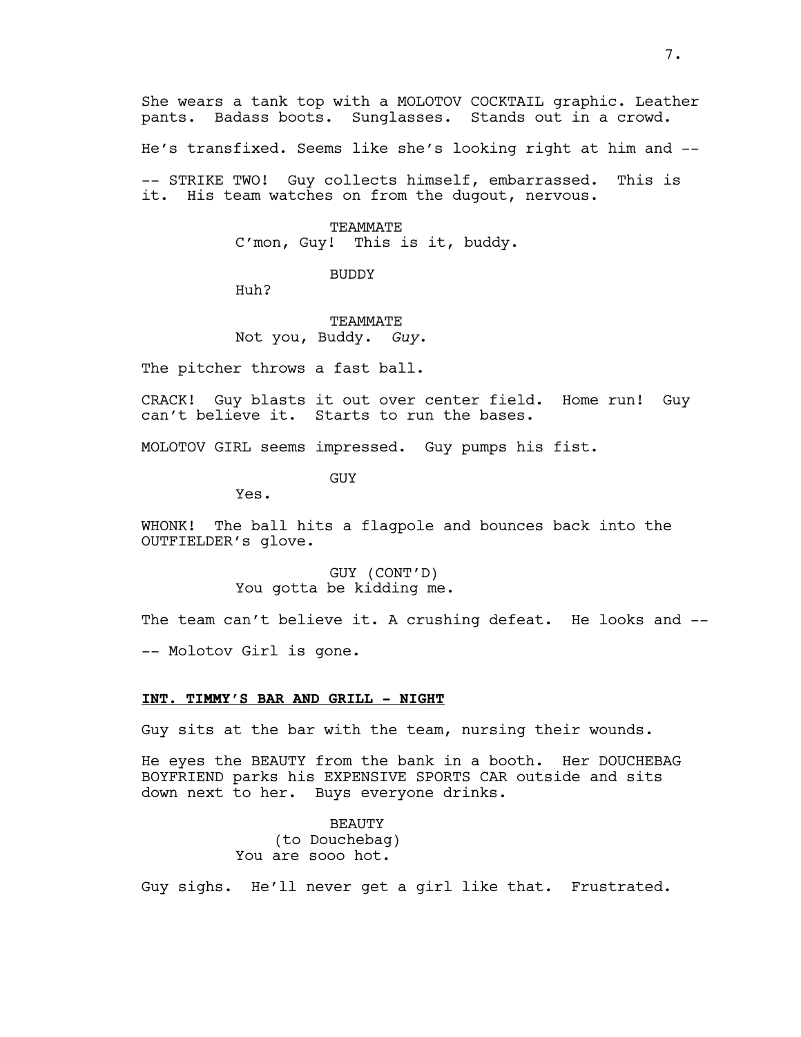She wears a tank top with a MOLOTOV COCKTAIL graphic. Leather pants. Badass boots. Sunglasses. Stands out in a crowd.

He's transfixed. Seems like she's looking right at him and --

-- STRIKE TWO! Guy collects himself, embarrassed. This is it. His team watches on from the dugout, nervous.

TEAMMATE
C'mon, Guy! This is it, buddy.

BUDDY
Huh?

TEAMMATE
Not you, Buddy. *Guy*.

The pitcher throws a fast ball.

CRACK! Guy blasts it out over center field. Home run! Guy can't believe it. Starts to run the bases.

MOLOTOV GIRL seems impressed. Guy pumps his fist.

GUY
Yes.

WHONK! The ball hits a flagpole and bounces back into the OUTFIELDER's glove.

GUY (CONT'D)
You gotta be kidding me.

The team can't believe it. A crushing defeat. He looks and --

-- Molotov Girl is gone.

**INT. TIMMY'S BAR AND GRILL - NIGHT**

Guy sits at the bar with the team, nursing their wounds.

He eyes the BEAUTY from the bank in a booth. Her DOUCHEBAG BOYFRIEND parks his EXPENSIVE SPORTS CAR outside and sits down next to her. Buys everyone drinks.

BEAUTY
(to Douchebag)
You are sooo hot.

Guy sighs. He'll never get a girl like that. Frustrated.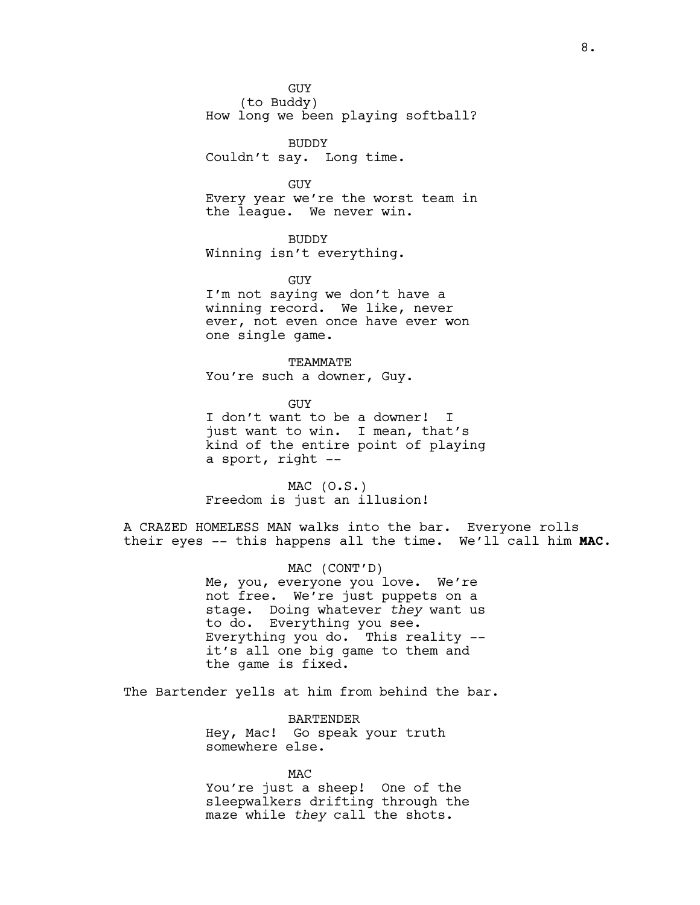GUY
(to Buddy)
How long we been playing softball?

BUDDY
Couldn't say. Long time.

GUY
Every year we're the worst team in the league. We never win.

BUDDY
Winning isn't everything.

GUY
I'm not saying we don't have a winning record. We like, never ever, not even once have ever won one single game.

TEAMMATE
You're such a downer, Guy.

GUY
I don't want to be a downer! I just want to win. I mean, that's kind of the entire point of playing a sport, right --

MAC (O.S.)
Freedom is just an illusion!

A CRAZED HOMELESS MAN walks into the bar. Everyone rolls their eyes -- this happens all the time. We'll call him **MAC.**

MAC (CONT'D)
Me, you, everyone you love. We're not free. We're just puppets on a stage. Doing whatever *they* want us to do. Everything you see. Everything you do. This reality -- it's all one big game to them and the game is fixed.

The Bartender yells at him from behind the bar.

BARTENDER
Hey, Mac! Go speak your truth somewhere else.

MAC
You're just a sheep! One of the sleepwalkers drifting through the maze while *they* call the shots.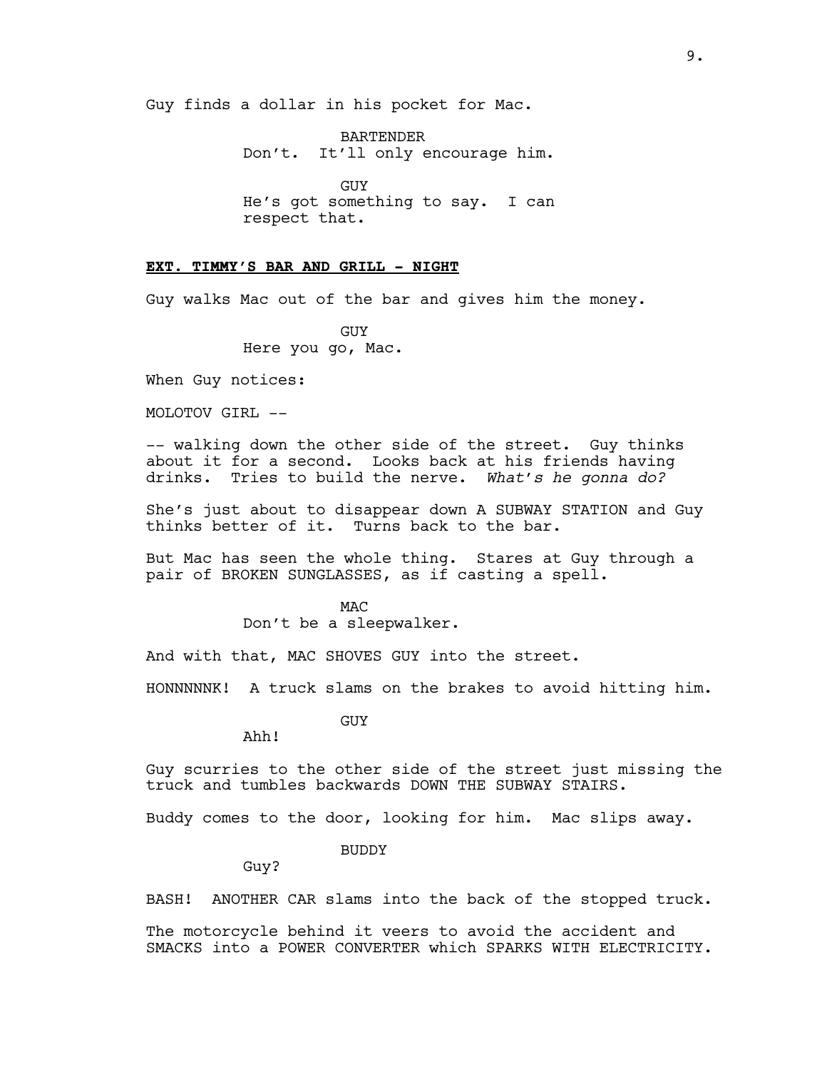Guy finds a dollar in his pocket for Mac.

BARTENDER
Don't. It'll only encourage him.

GUY
He's got something to say. I can respect that.

**EXT. TIMMY'S BAR AND GRILL - NIGHT**

Guy walks Mac out of the bar and gives him the money.

GUY
Here you go, Mac.

When Guy notices:

MOLOTOV GIRL --

-- walking down the other side of the street. Guy thinks about it for a second. Looks back at his friends having drinks. Tries to build the nerve. *What's he gonna do?*

She's just about to disappear down A SUBWAY STATION and Guy thinks better of it. Turns back to the bar.

But Mac has seen the whole thing. Stares at Guy through a pair of BROKEN SUNGLASSES, as if casting a spell.

MAC
Don't be a sleepwalker.

And with that, MAC SHOVES GUY into the street.

HONNNNNK! A truck slams on the brakes to avoid hitting him.

GUY
Ahh!

Guy scurries to the other side of the street just missing the truck and tumbles backwards DOWN THE SUBWAY STAIRS.

Buddy comes to the door, looking for him. Mac slips away.

BUDDY
Guy?

BASH! ANOTHER CAR slams into the back of the stopped truck.

The motorcycle behind it veers to avoid the accident and SMACKS into a POWER CONVERTER which SPARKS WITH ELECTRICITY.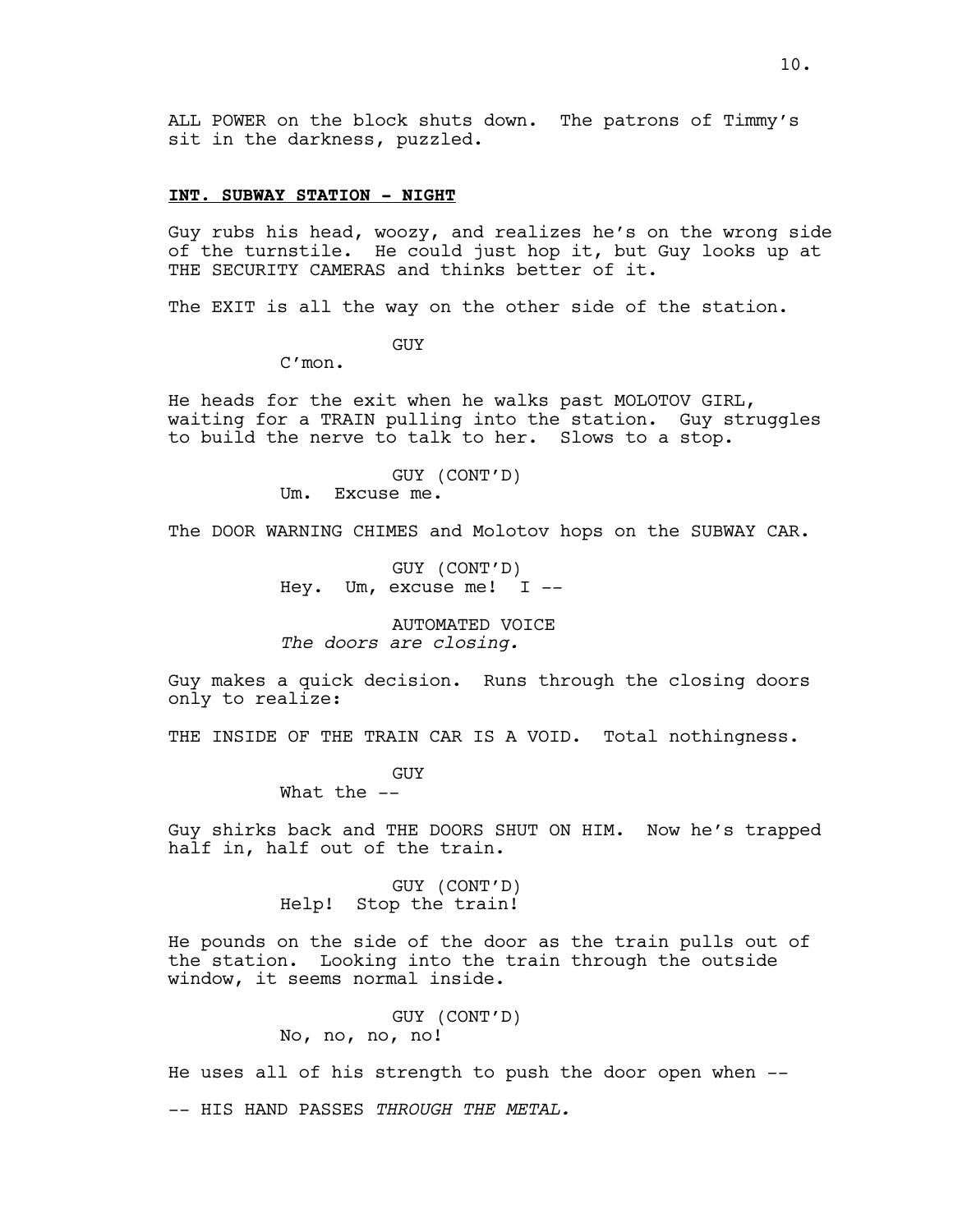ALL POWER on the block shuts down. The patrons of Timmy's sit in the darkness, puzzled.

**INT. SUBWAY STATION - NIGHT**

Guy rubs his head, woozy, and realizes he's on the wrong side of the turnstile. He could just hop it, but Guy looks up at THE SECURITY CAMERAS and thinks better of it.

The EXIT is all the way on the other side of the station.

GUY
C'mon.

He heads for the exit when he walks past MOLOTOV GIRL, waiting for a TRAIN pulling into the station. Guy struggles to build the nerve to talk to her. Slows to a stop.

GUY (CONT'D)
Um. Excuse me.

The DOOR WARNING CHIMES and Molotov hops on the SUBWAY CAR.

GUY (CONT'D)
Hey. Um, excuse me! I --

AUTOMATED VOICE
*The doors are closing.*

Guy makes a quick decision. Runs through the closing doors only to realize:

THE INSIDE OF THE TRAIN CAR IS A VOID. Total nothingness.

GUY
What the --

Guy shirks back and THE DOORS SHUT ON HIM. Now he's trapped half in, half out of the train.

GUY (CONT'D)
Help! Stop the train!

He pounds on the side of the door as the train pulls out of the station. Looking into the train through the outside window, it seems normal inside.

GUY (CONT'D)
No, no, no, no!

He uses all of his strength to push the door open when --

-- HIS HAND PASSES *THROUGH THE METAL.*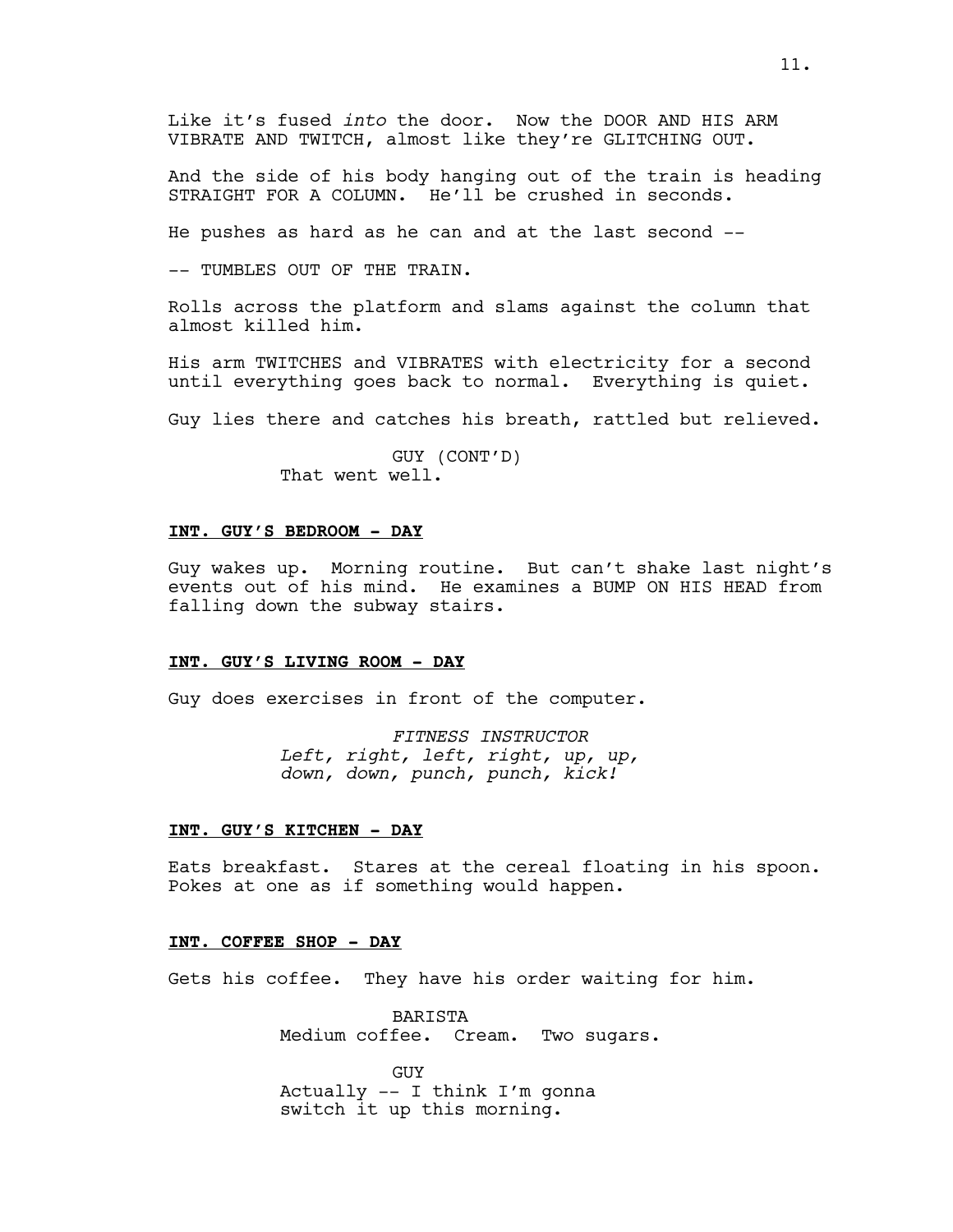Like it's fused *into* the door. Now the DOOR AND HIS ARM VIBRATE AND TWITCH, almost like they're GLITCHING OUT.

And the side of his body hanging out of the train is heading STRAIGHT FOR A COLUMN. He'll be crushed in seconds.

He pushes as hard as he can and at the last second --

-- TUMBLES OUT OF THE TRAIN.

Rolls across the platform and slams against the column that almost killed him.

His arm TWITCHES and VIBRATES with electricity for a second until everything goes back to normal. Everything is quiet.

Guy lies there and catches his breath, rattled but relieved.

GUY (CONT'D)
That went well.

**INT. GUY'S BEDROOM - DAY**

Guy wakes up. Morning routine. But can't shake last night's events out of his mind. He examines a BUMP ON HIS HEAD from falling down the subway stairs.

**INT. GUY'S LIVING ROOM - DAY**

Guy does exercises in front of the computer.

*FITNESS INSTRUCTOR*
*Left, right, left, right, up, up, down, down, punch, punch, kick!*

**INT. GUY'S KITCHEN - DAY**

Eats breakfast. Stares at the cereal floating in his spoon. Pokes at one as if something would happen.

**INT. COFFEE SHOP - DAY**

Gets his coffee. They have his order waiting for him.

BARISTA
Medium coffee. Cream. Two sugars.

GUY
Actually -- I think I'm gonna switch it up this morning.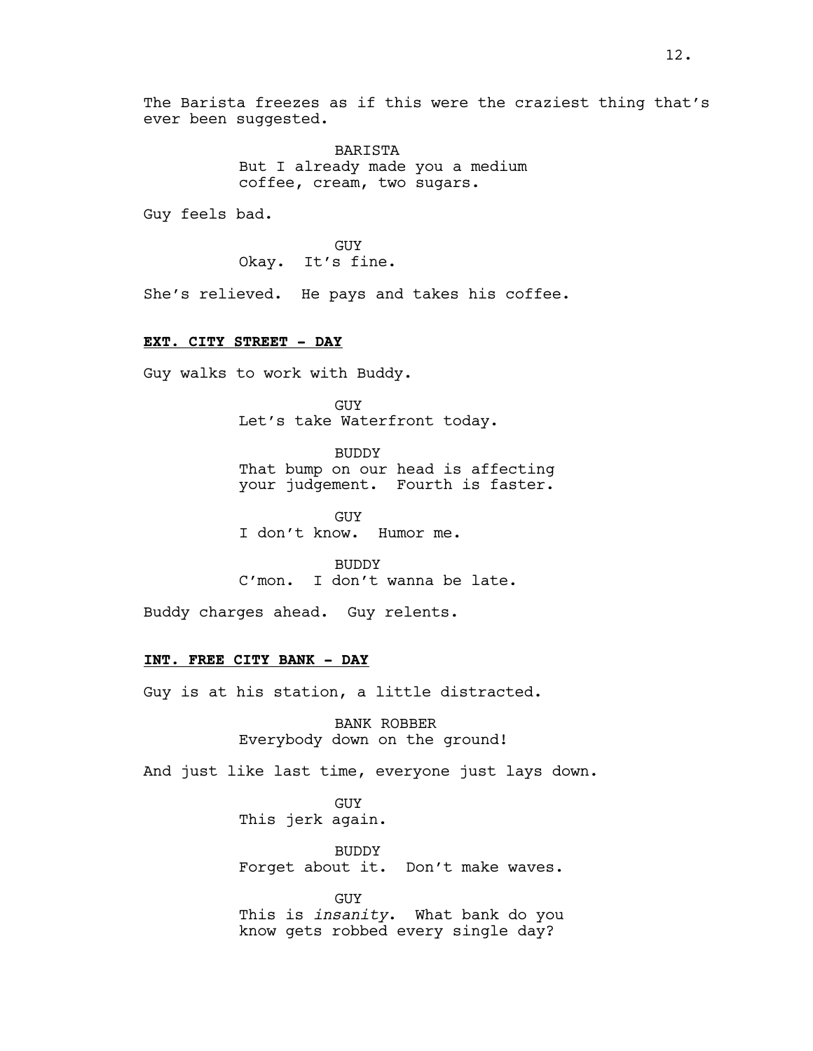The Barista freezes as if this were the craziest thing that's ever been suggested.

BARISTA
But I already made you a medium coffee, cream, two sugars.

Guy feels bad.

GUY
Okay. It's fine.

She's relieved. He pays and takes his coffee.

**EXT. CITY STREET - DAY**

Guy walks to work with Buddy.

GUY
Let's take Waterfront today.

BUDDY
That bump on our head is affecting your judgement. Fourth is faster.

GUY
I don't know. Humor me.

BUDDY
C'mon. I don't wanna be late.

Buddy charges ahead. Guy relents.

**INT. FREE CITY BANK - DAY**

Guy is at his station, a little distracted.

BANK ROBBER
Everybody down on the ground!

And just like last time, everyone just lays down.

GUY
This jerk again.

BUDDY
Forget about it. Don't make waves.

GUY
This is *insanity*. What bank do you know gets robbed every single day?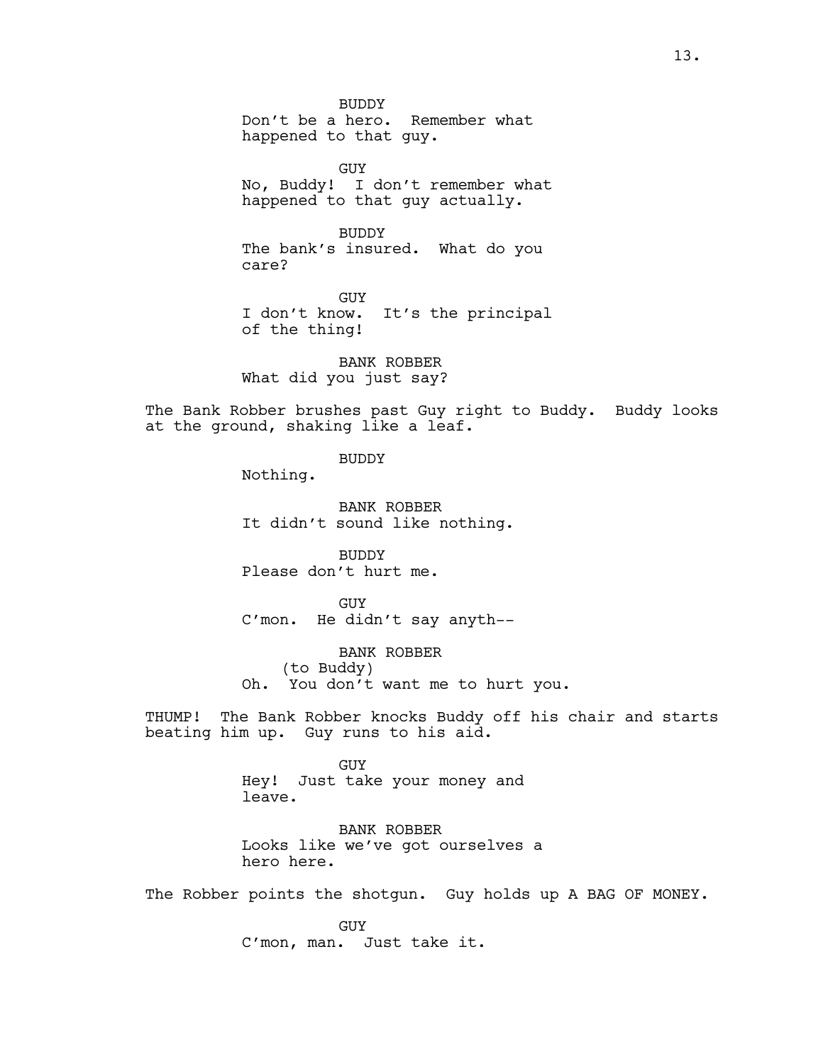BUDDY

Don't be a hero. Remember what happened to that guy.

GUY

No, Buddy! I don't remember what happened to that guy actually.

BUDDY

The bank's insured. What do you care?

GUY

I don't know. It's the principal of the thing!

BANK ROBBER

What did you just say?

The Bank Robber brushes past Guy right to Buddy. Buddy looks at the ground, shaking like a leaf.

BUDDY

Nothing.

BANK ROBBER

It didn't sound like nothing.

BUDDY

Please don't hurt me.

GUY

C'mon. He didn't say anyth--

BANK ROBBER

(to Buddy)

Oh. You don't want me to hurt you.

THUMP! The Bank Robber knocks Buddy off his chair and starts beating him up. Guy runs to his aid.

GUY

Hey! Just take your money and leave.

BANK ROBBER

Looks like we've got ourselves a hero here.

The Robber points the shotgun. Guy holds up A BAG OF MONEY.

GUY

C'mon, man. Just take it.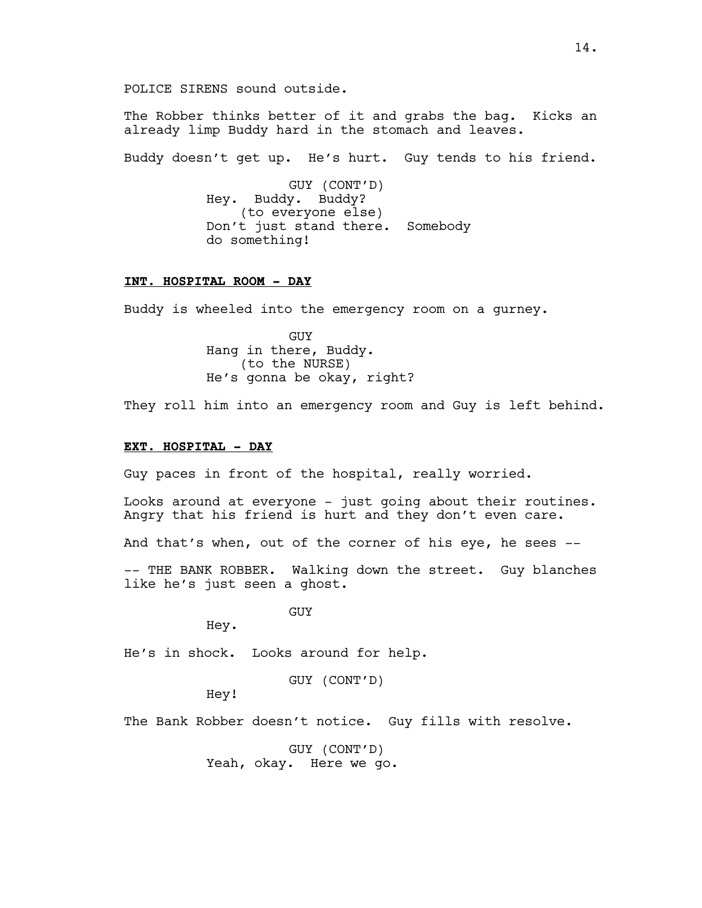POLICE SIRENS sound outside.

The Robber thinks better of it and grabs the bag. Kicks an already limp Buddy hard in the stomach and leaves.

Buddy doesn't get up. He's hurt. Guy tends to his friend.

GUY (CONT'D)
Hey. Buddy. Buddy?
(to everyone else)
Don't just stand there. Somebody do something!

**INT. HOSPITAL ROOM - DAY**

Buddy is wheeled into the emergency room on a gurney.

GUY
Hang in there, Buddy.
(to the NURSE)
He's gonna be okay, right?

They roll him into an emergency room and Guy is left behind.

**EXT. HOSPITAL - DAY**

Guy paces in front of the hospital, really worried.

Looks around at everyone - just going about their routines. Angry that his friend is hurt and they don't even care.

And that's when, out of the corner of his eye, he sees --

-- THE BANK ROBBER. Walking down the street. Guy blanches like he's just seen a ghost.

GUY
Hey.

He's in shock. Looks around for help.

GUY (CONT'D)
Hey!

The Bank Robber doesn't notice. Guy fills with resolve.

GUY (CONT'D)
Yeah, okay. Here we go.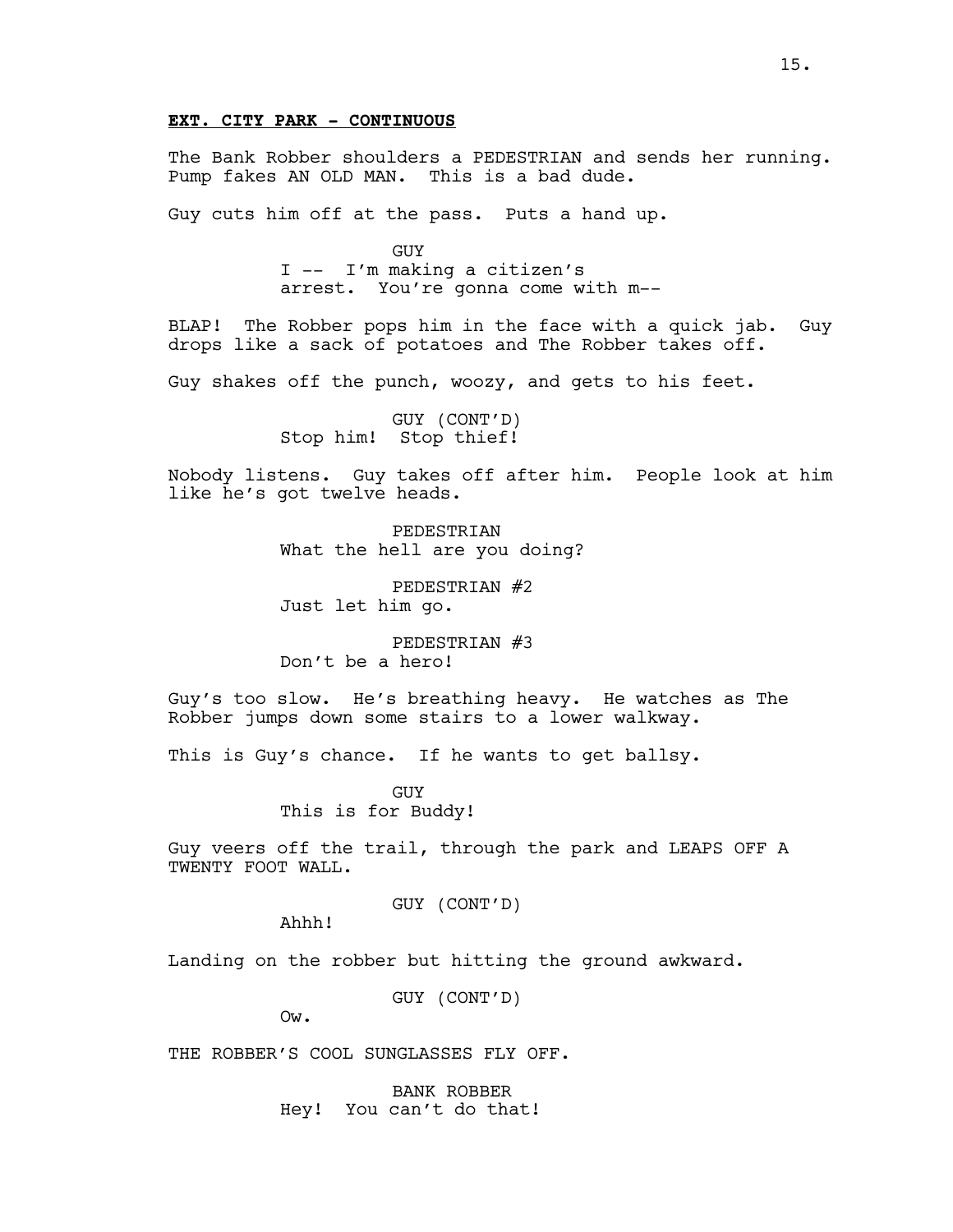**EXT. CITY PARK - CONTINUOUS**

The Bank Robber shoulders a PEDESTRIAN and sends her running. Pump fakes AN OLD MAN. This is a bad dude.

Guy cuts him off at the pass. Puts a hand up.

GUY
I -- I'm making a citizen's arrest. You're gonna come with m--

BLAP! The Robber pops him in the face with a quick jab. Guy drops like a sack of potatoes and The Robber takes off.

Guy shakes off the punch, woozy, and gets to his feet.

GUY (CONT'D)
Stop him! Stop thief!

Nobody listens. Guy takes off after him. People look at him like he's got twelve heads.

PEDESTRIAN
What the hell are you doing?

PEDESTRIAN #2
Just let him go.

PEDESTRIAN #3
Don't be a hero!

Guy's too slow. He's breathing heavy. He watches as The Robber jumps down some stairs to a lower walkway.

This is Guy's chance. If he wants to get ballsy.

GUY
This is for Buddy!

Guy veers off the trail, through the park and LEAPS OFF A TWENTY FOOT WALL.

GUY (CONT'D)
Ahhh!

Landing on the robber but hitting the ground awkward.

GUY (CONT'D)
Ow.

THE ROBBER'S COOL SUNGLASSES FLY OFF.

BANK ROBBER
Hey! You can't do that!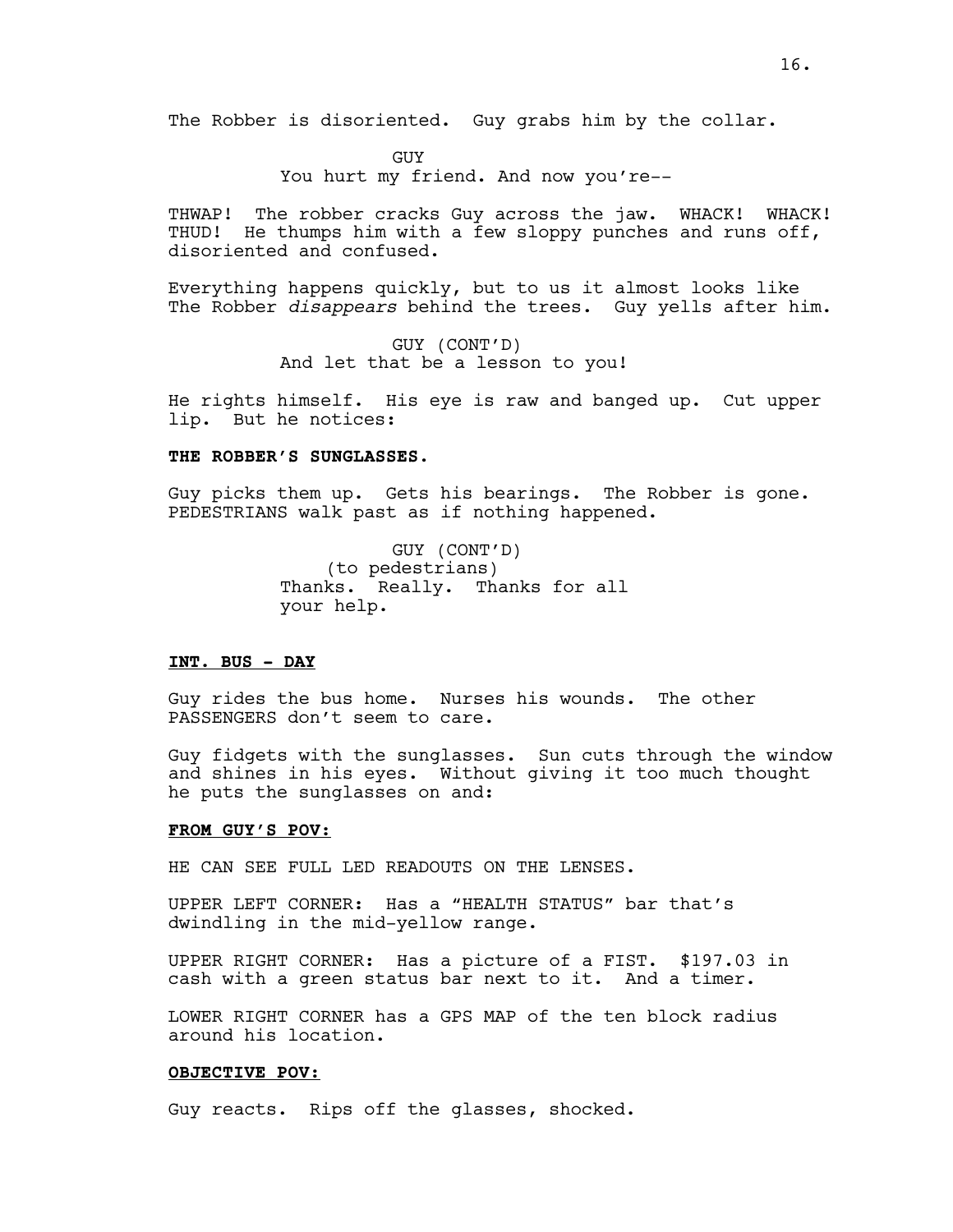The Robber is disoriented. Guy grabs him by the collar.

GUY
You hurt my friend. And now you're--

THWAP! The robber cracks Guy across the jaw. WHACK! WHACK! THUD! He thumps him with a few sloppy punches and runs off, disoriented and confused.

Everything happens quickly, but to us it almost looks like The Robber *disappears* behind the trees. Guy yells after him.

GUY (CONT'D)
And let that be a lesson to you!

He rights himself. His eye is raw and banged up. Cut upper lip. But he notices:

**THE ROBBER'S SUNGLASSES.**

Guy picks them up. Gets his bearings. The Robber is gone. PEDESTRIANS walk past as if nothing happened.

GUY (CONT'D)
(to pedestrians)
Thanks. Really. Thanks for all your help.

**INT. BUS - DAY**

Guy rides the bus home. Nurses his wounds. The other PASSENGERS don't seem to care.

Guy fidgets with the sunglasses. Sun cuts through the window and shines in his eyes. Without giving it too much thought he puts the sunglasses on and:

**FROM GUY'S POV:**

HE CAN SEE FULL LED READOUTS ON THE LENSES.

UPPER LEFT CORNER: Has a "HEALTH STATUS" bar that's dwindling in the mid-yellow range.

UPPER RIGHT CORNER: Has a picture of a FIST. $197.03 in cash with a green status bar next to it. And a timer.

LOWER RIGHT CORNER has a GPS MAP of the ten block radius around his location.

**OBJECTIVE POV:**

Guy reacts. Rips off the glasses, shocked.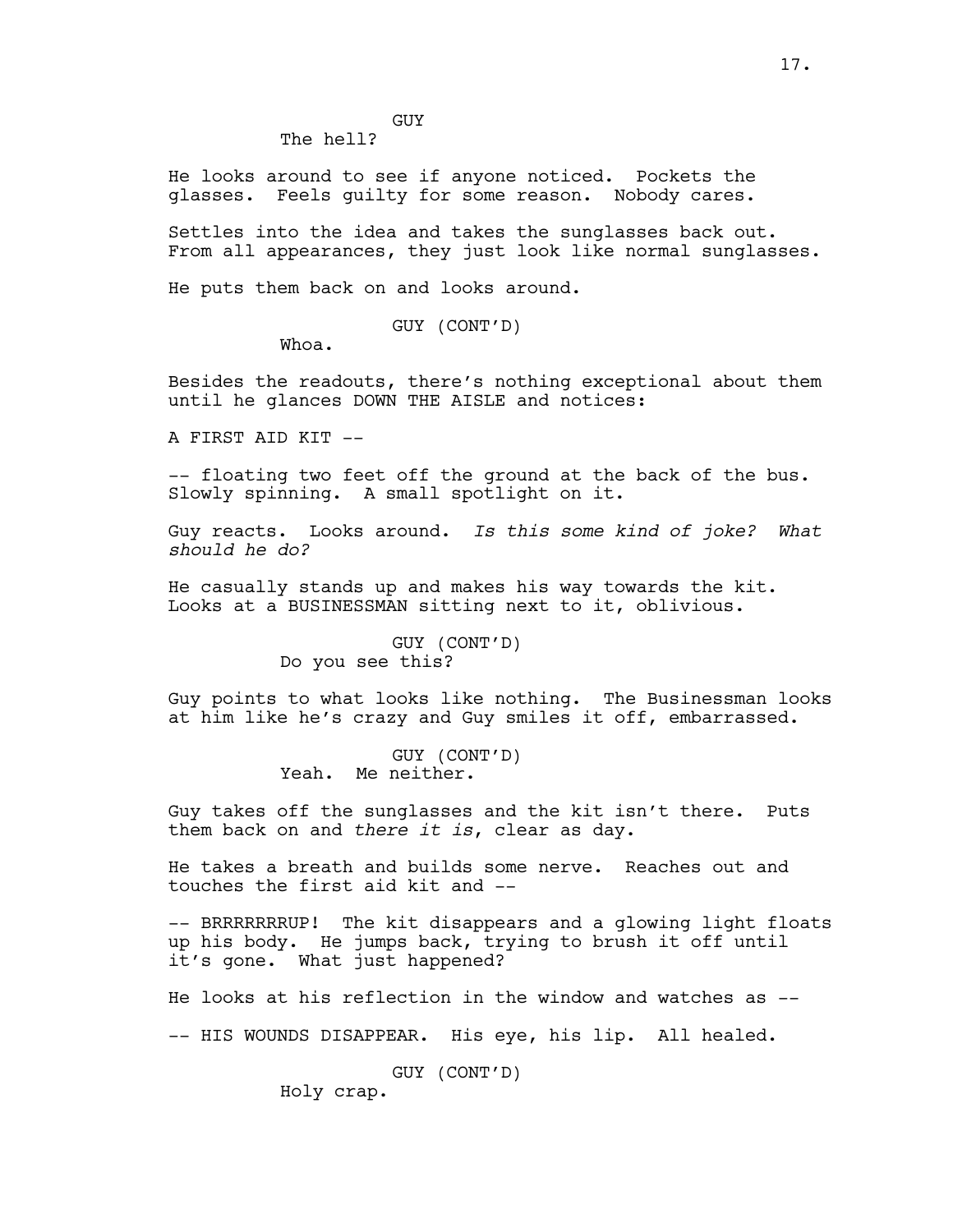GUY

The hell?

He looks around to see if anyone noticed. Pockets the glasses. Feels guilty for some reason. Nobody cares.

Settles into the idea and takes the sunglasses back out. From all appearances, they just look like normal sunglasses.

He puts them back on and looks around.

GUY (CONT'D)

Whoa.

Besides the readouts, there's nothing exceptional about them until he glances DOWN THE AISLE and notices:

A FIRST AID KIT --

-- floating two feet off the ground at the back of the bus. Slowly spinning. A small spotlight on it.

Guy reacts. Looks around. *Is this some kind of joke? What should he do?*

He casually stands up and makes his way towards the kit. Looks at a BUSINESSMAN sitting next to it, oblivious.

GUY (CONT'D)

Do you see this?

Guy points to what looks like nothing. The Businessman looks at him like he's crazy and Guy smiles it off, embarrassed.

GUY (CONT'D)

Yeah. Me neither.

Guy takes off the sunglasses and the kit isn't there. Puts them back on and *there it is*, clear as day.

He takes a breath and builds some nerve. Reaches out and touches the first aid kit and --

-- BRRRRRRRUP! The kit disappears and a glowing light floats up his body. He jumps back, trying to brush it off until it's gone. What just happened?

He looks at his reflection in the window and watches as --

-- HIS WOUNDS DISAPPEAR. His eye, his lip. All healed.

GUY (CONT'D)

Holy crap.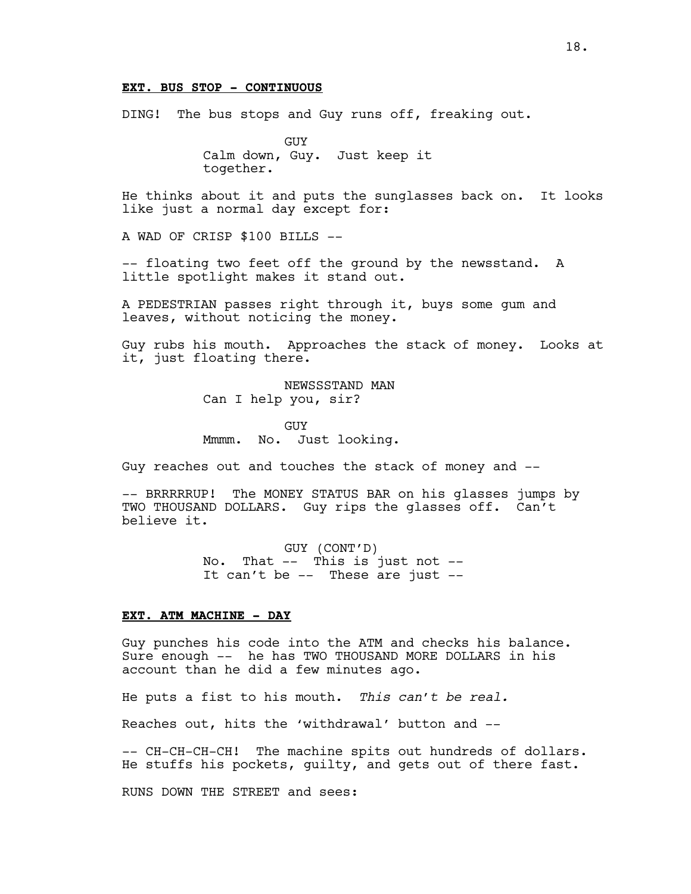**EXT. BUS STOP - CONTINUOUS**

DING! The bus stops and Guy runs off, freaking out.

GUY
Calm down, Guy. Just keep it together.

He thinks about it and puts the sunglasses back on. It looks like just a normal day except for:

A WAD OF CRISP $100 BILLS --

-- floating two feet off the ground by the newsstand. A little spotlight makes it stand out.

A PEDESTRIAN passes right through it, buys some gum and leaves, without noticing the money.

Guy rubs his mouth. Approaches the stack of money. Looks at it, just floating there.

NEWSSSTAND MAN
Can I help you, sir?

GUY
Mmmm. No. Just looking.

Guy reaches out and touches the stack of money and --

-- BRRRRRUP! The MONEY STATUS BAR on his glasses jumps by TWO THOUSAND DOLLARS. Guy rips the glasses off. Can't believe it.

GUY (CONT'D)
No. That -- This is just not -- It can't be -- These are just --

**EXT. ATM MACHINE - DAY**

Guy punches his code into the ATM and checks his balance. Sure enough -- he has TWO THOUSAND MORE DOLLARS in his account than he did a few minutes ago.

He puts a fist to his mouth. *This can't be real.*

Reaches out, hits the 'withdrawal' button and --

-- CH-CH-CH-CH! The machine spits out hundreds of dollars. He stuffs his pockets, guilty, and gets out of there fast.

RUNS DOWN THE STREET and sees: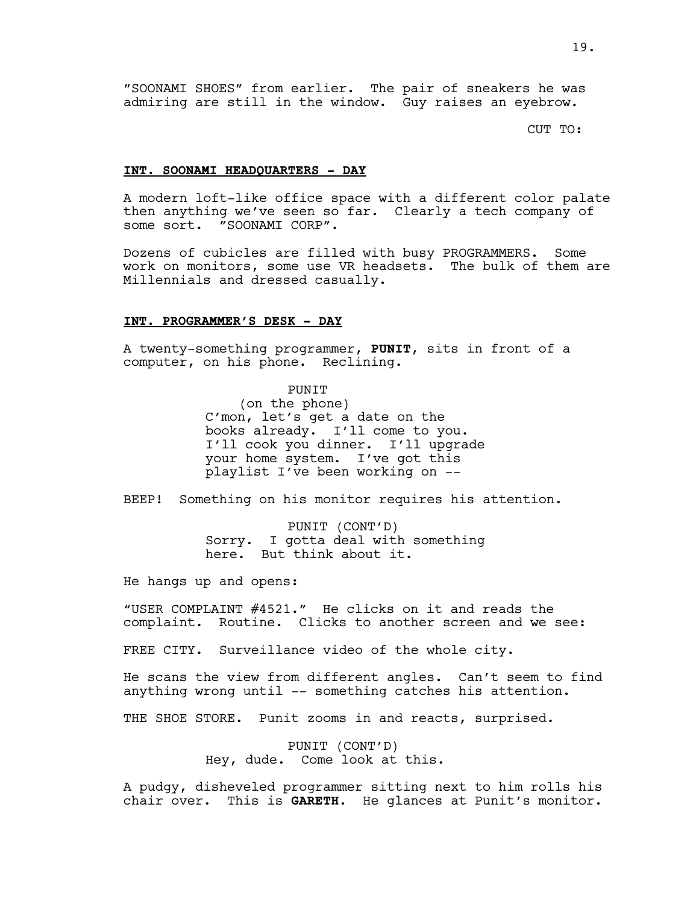"SOONAMI SHOES" from earlier. The pair of sneakers he was admiring are still in the window. Guy raises an eyebrow.

CUT TO:

**INT. SOONAMI HEADQUARTERS - DAY**

A modern loft-like office space with a different color palate then anything we've seen so far. Clearly a tech company of some sort. "SOONAMI CORP".

Dozens of cubicles are filled with busy PROGRAMMERS. Some work on monitors, some use VR headsets. The bulk of them are Millennials and dressed casually.

**INT. PROGRAMMER'S DESK - DAY**

A twenty-something programmer, **PUNIT**, sits in front of a computer, on his phone. Reclining.

PUNIT
(on the phone)
C'mon, let's get a date on the books already. I'll come to you. I'll cook you dinner. I'll upgrade your home system. I've got this playlist I've been working on --

BEEP! Something on his monitor requires his attention.

PUNIT (CONT'D)
Sorry. I gotta deal with something here. But think about it.

He hangs up and opens:

"USER COMPLAINT #4521." He clicks on it and reads the complaint. Routine. Clicks to another screen and we see:

FREE CITY. Surveillance video of the whole city.

He scans the view from different angles. Can't seem to find anything wrong until -- something catches his attention.

THE SHOE STORE. Punit zooms in and reacts, surprised.

PUNIT (CONT'D)
Hey, dude. Come look at this.

A pudgy, disheveled programmer sitting next to him rolls his chair over. This is **GARETH**. He glances at Punit's monitor.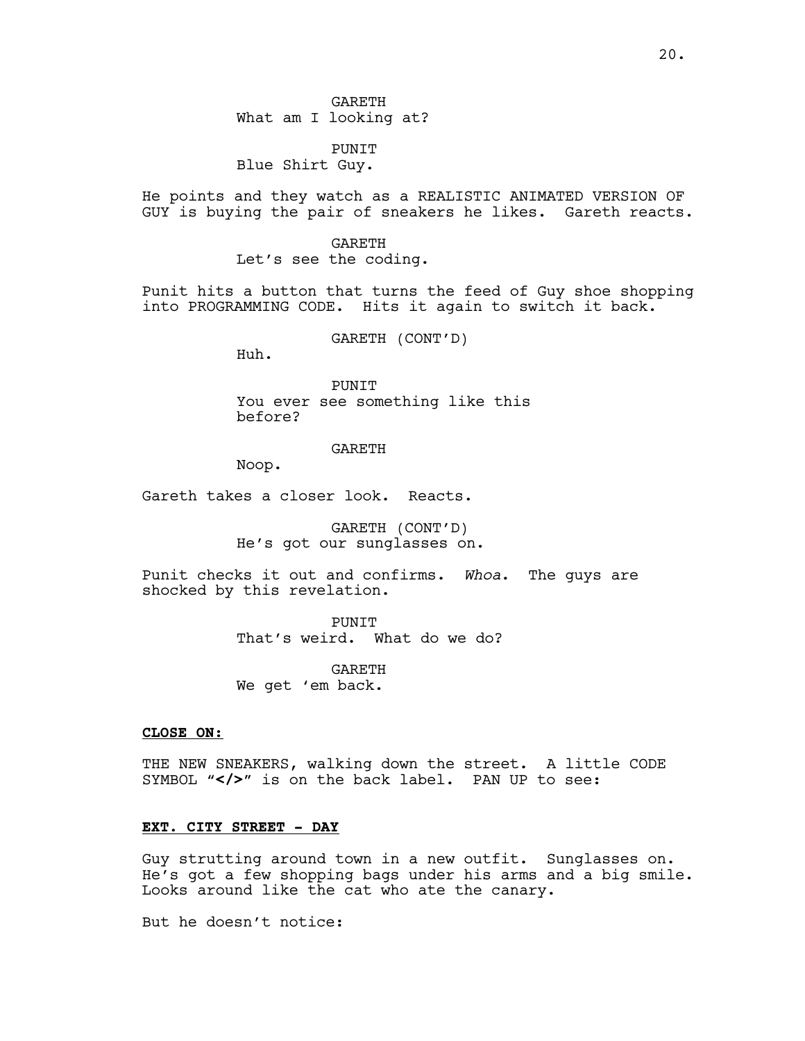GARETH
What am I looking at?

PUNIT
Blue Shirt Guy.

He points and they watch as a REALISTIC ANIMATED VERSION OF GUY is buying the pair of sneakers he likes. Gareth reacts.

GARETH
Let's see the coding.

Punit hits a button that turns the feed of Guy shoe shopping into PROGRAMMING CODE. Hits it again to switch it back.

GARETH (CONT'D)
Huh.

PUNIT
You ever see something like this before?

GARETH
Noop.

Gareth takes a closer look. Reacts.

GARETH (CONT'D)
He's got our sunglasses on.

Punit checks it out and confirms. *Whoa*. The guys are shocked by this revelation.

PUNIT
That's weird. What do we do?

GARETH
We get 'em back.

**CLOSE ON:**

THE NEW SNEAKERS, walking down the street. A little CODE SYMBOL "**</>**" is on the back label. PAN UP to see:

**EXT. CITY STREET - DAY**

Guy strutting around town in a new outfit. Sunglasses on. He's got a few shopping bags under his arms and a big smile. Looks around like the cat who ate the canary.

But he doesn't notice: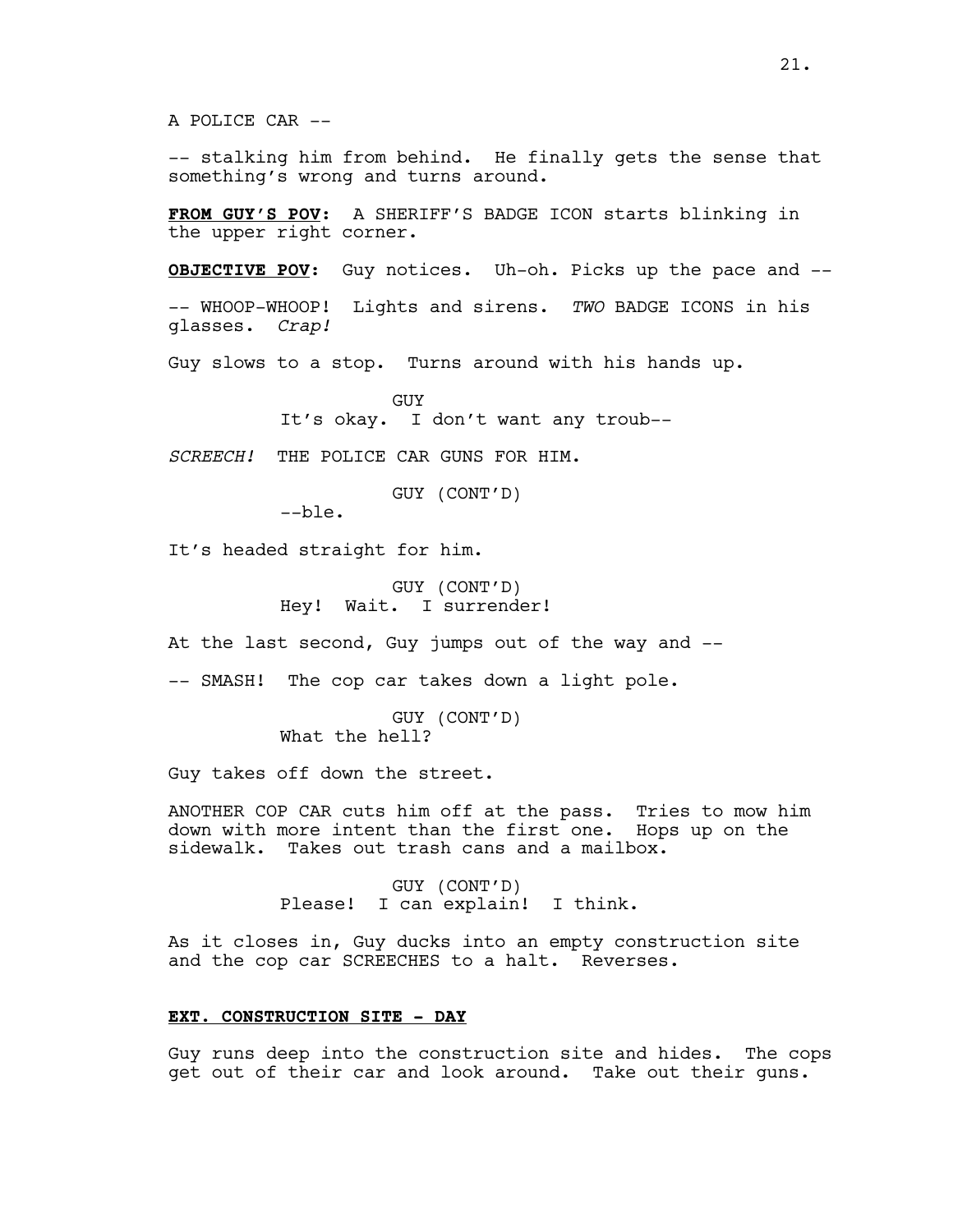A POLICE CAR --

-- stalking him from behind. He finally gets the sense that something's wrong and turns around.

**FROM GUY'S POV**: A SHERIFF'S BADGE ICON starts blinking in the upper right corner.

**OBJECTIVE POV**: Guy notices. Uh-oh. Picks up the pace and --

-- WHOOP-WHOOP! Lights and sirens. *TWO* BADGE ICONS in his glasses. *Crap!*

Guy slows to a stop. Turns around with his hands up.

GUY
It's okay. I don't want any troub--

*SCREECH!* THE POLICE CAR GUNS FOR HIM.

GUY (CONT'D)
--ble.

It's headed straight for him.

GUY (CONT'D)
Hey! Wait. I surrender!

At the last second, Guy jumps out of the way and --

-- SMASH! The cop car takes down a light pole.

GUY (CONT'D)
What the hell?

Guy takes off down the street.

ANOTHER COP CAR cuts him off at the pass. Tries to mow him down with more intent than the first one. Hops up on the sidewalk. Takes out trash cans and a mailbox.

GUY (CONT'D)
Please! I can explain! I think.

As it closes in, Guy ducks into an empty construction site and the cop car SCREECHES to a halt. Reverses.

**EXT. CONSTRUCTION SITE - DAY**

Guy runs deep into the construction site and hides. The cops get out of their car and look around. Take out their guns.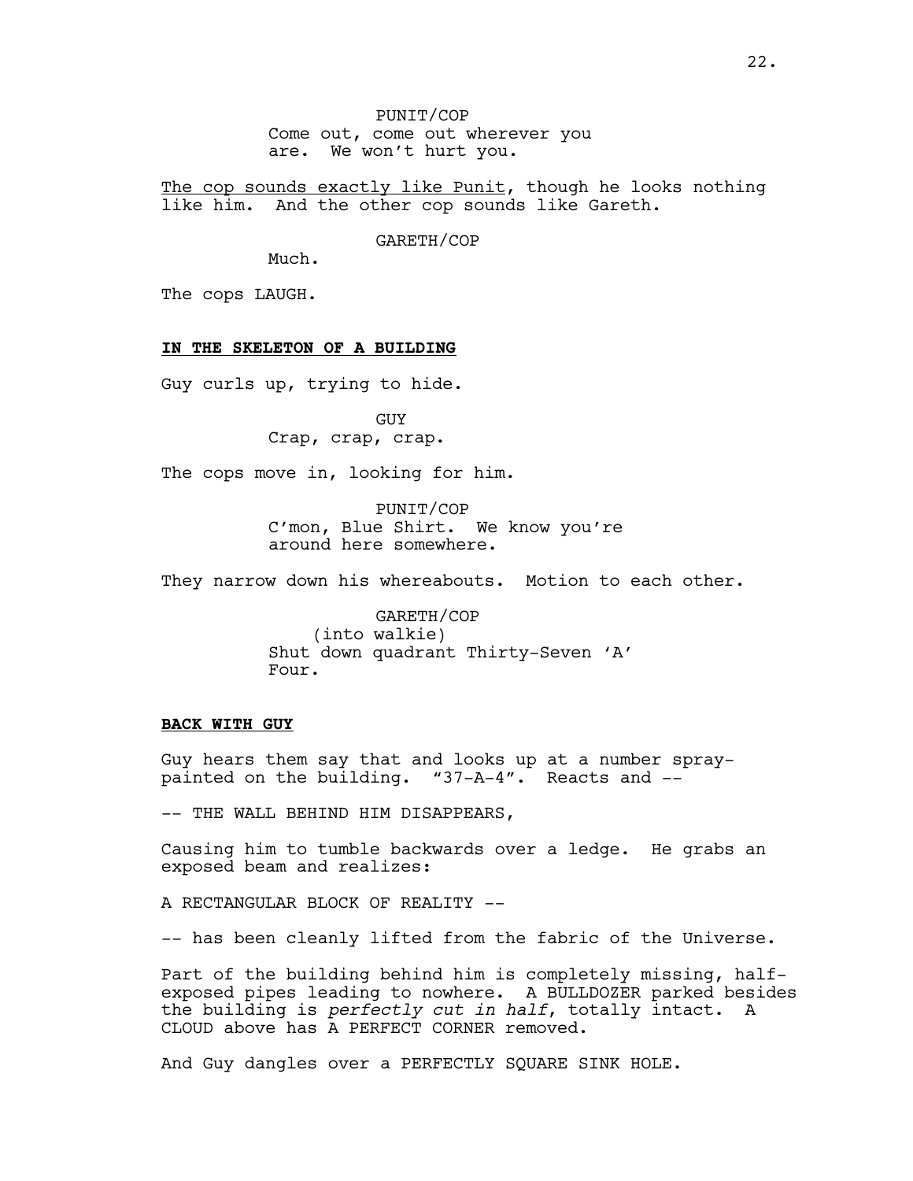PUNIT/COP
Come out, come out wherever you are. We won't hurt you.

<u>The cop sounds exactly like Punit</u>, though he looks nothing like him. And the other cop sounds like Gareth.

GARETH/COP
Much.

The cops LAUGH.

**<u>IN THE SKELETON OF A BUILDING</u>**

Guy curls up, trying to hide.

GUY
Crap, crap, crap.

The cops move in, looking for him.

PUNIT/COP
C'mon, Blue Shirt. We know you're around here somewhere.

They narrow down his whereabouts. Motion to each other.

GARETH/COP
(into walkie)
Shut down quadrant Thirty-Seven 'A' Four.

**<u>BACK WITH GUY</u>**

Guy hears them say that and looks up at a number spray-painted on the building. "37-A-4". Reacts and --

-- THE WALL BEHIND HIM DISAPPEARS,

Causing him to tumble backwards over a ledge. He grabs an exposed beam and realizes:

A RECTANGULAR BLOCK OF REALITY --

-- has been cleanly lifted from the fabric of the Universe.

Part of the building behind him is completely missing, half-exposed pipes leading to nowhere. A BULLDOZER parked besides the building is *perfectly cut in half*, totally intact. A CLOUD above has A PERFECT CORNER removed.

And Guy dangles over a PERFECTLY SQUARE SINK HOLE.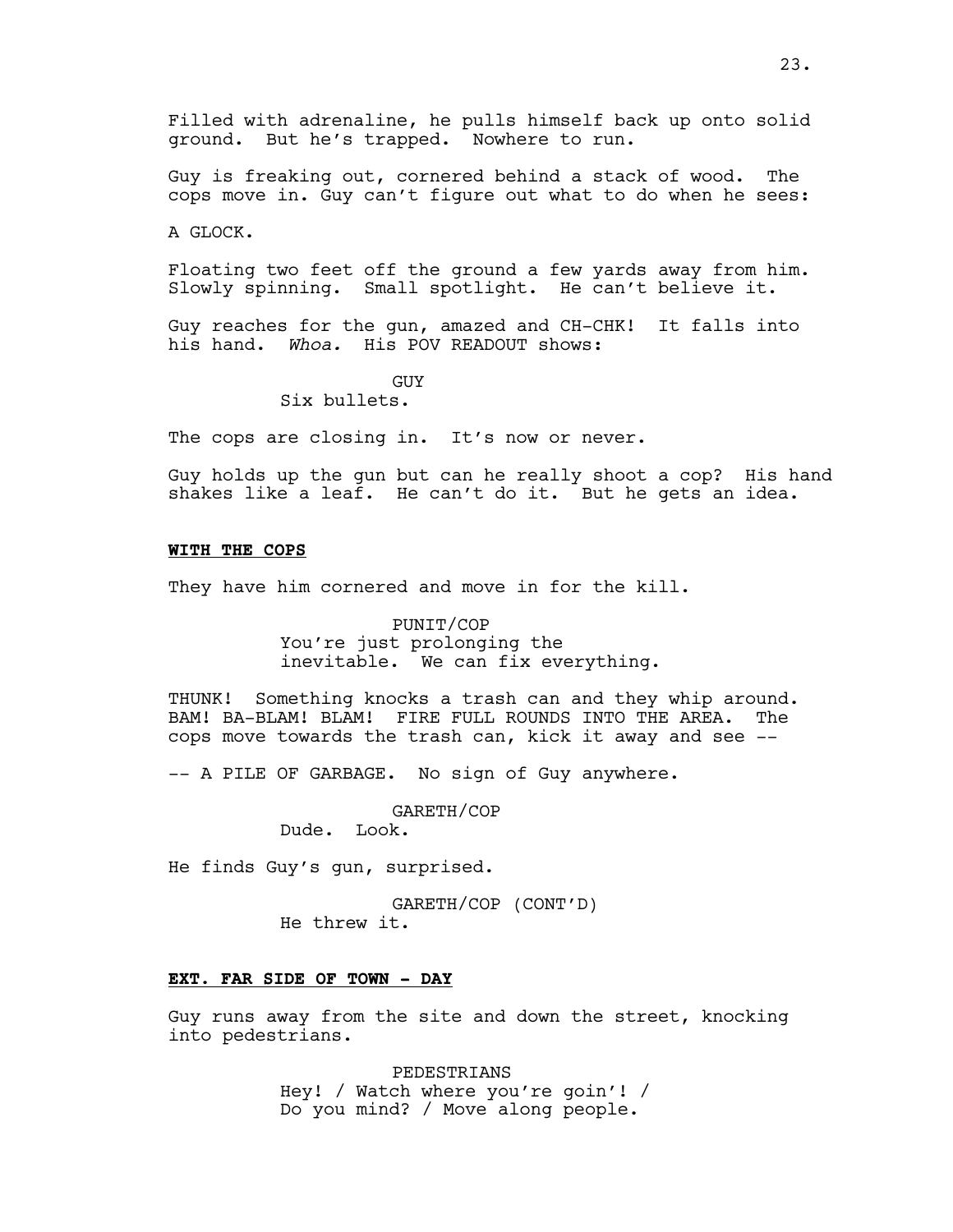Filled with adrenaline, he pulls himself back up onto solid ground. But he's trapped. Nowhere to run.

Guy is freaking out, cornered behind a stack of wood. The cops move in. Guy can't figure out what to do when he sees:

A GLOCK.

Floating two feet off the ground a few yards away from him. Slowly spinning. Small spotlight. He can't believe it.

Guy reaches for the gun, amazed and CH-CHK! It falls into his hand. *Whoa.* His POV READOUT shows:

GUY
Six bullets.

The cops are closing in. It's now or never.

Guy holds up the gun but can he really shoot a cop? His hand shakes like a leaf. He can't do it. But he gets an idea.

**WITH THE COPS**

They have him cornered and move in for the kill.

PUNIT/COP
You're just prolonging the inevitable. We can fix everything.

THUNK! Something knocks a trash can and they whip around. BAM! BA-BLAM! BLAM! FIRE FULL ROUNDS INTO THE AREA. The cops move towards the trash can, kick it away and see --

-- A PILE OF GARBAGE. No sign of Guy anywhere.

GARETH/COP
Dude. Look.

He finds Guy's gun, surprised.

GARETH/COP (CONT'D)
He threw it.

**EXT. FAR SIDE OF TOWN - DAY**

Guy runs away from the site and down the street, knocking into pedestrians.

PEDESTRIANS
Hey! / Watch where you're goin'! / Do you mind? / Move along people.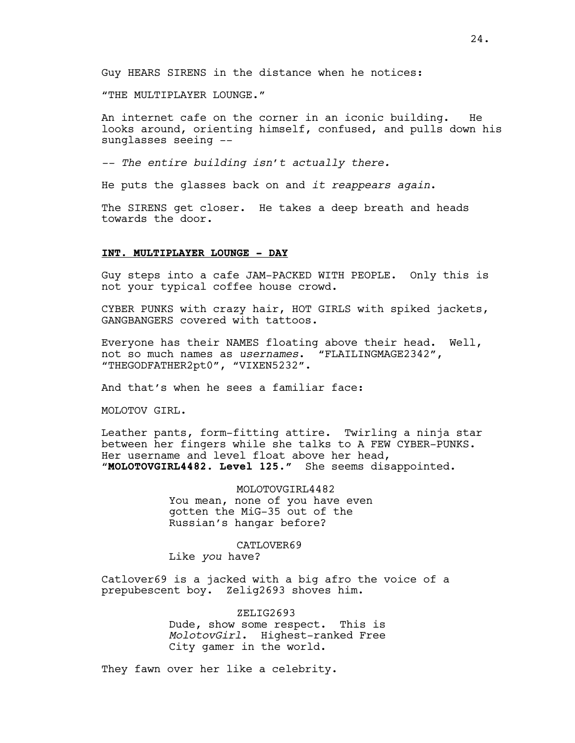Guy HEARS SIRENS in the distance when he notices:

"THE MULTIPLAYER LOUNGE."

An internet cafe on the corner in an iconic building. He looks around, orienting himself, confused, and pulls down his sunglasses seeing --

*-- The entire building isn't actually there.*

He puts the glasses back on and *it reappears again*.

The SIRENS get closer. He takes a deep breath and heads towards the door.

**INT. MULTIPLAYER LOUNGE - DAY**

Guy steps into a cafe JAM-PACKED WITH PEOPLE. Only this is not your typical coffee house crowd.

CYBER PUNKS with crazy hair, HOT GIRLS with spiked jackets, GANGBANGERS covered with tattoos.

Everyone has their NAMES floating above their head. Well, not so much names as *usernames*. "FLAILINGMAGE2342", "THEGODFATHER2pt0", "VIXEN5232".

And that's when he sees a familiar face:

MOLOTOV GIRL.

Leather pants, form-fitting attire. Twirling a ninja star between her fingers while she talks to A FEW CYBER-PUNKS. Her username and level float above her head, "**MOLOTOVGIRL4482. Level 125.**" She seems disappointed.

MOLOTOVGIRL4482
You mean, none of you have even gotten the MiG-35 out of the Russian's hangar before?

CATLOVER69
Like *you* have?

Catlover69 is a jacked with a big afro the voice of a prepubescent boy. Zelig2693 shoves him.

ZELIG2693
Dude, show some respect. This is *MolotovGirl*. Highest-ranked Free City gamer in the world.

They fawn over her like a celebrity.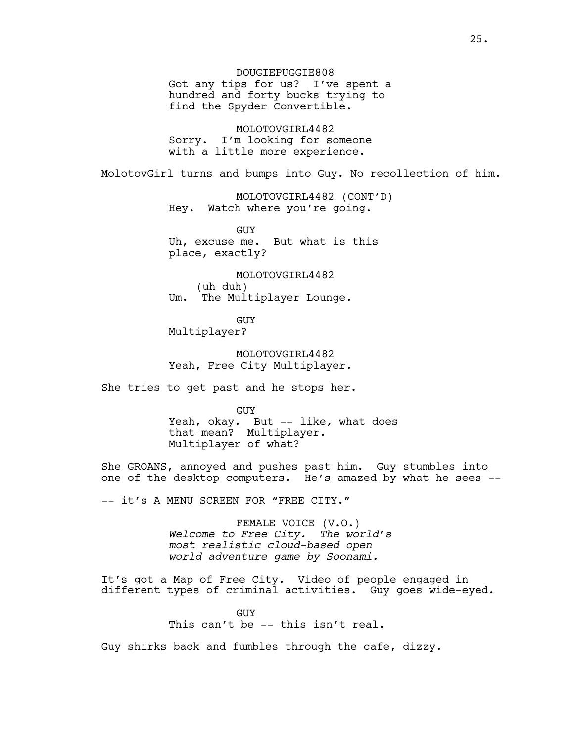DOUGIEPUGGIE808
Got any tips for us? I've spent a hundred and forty bucks trying to find the Spyder Convertible.

MOLOTOVGIRL4482
Sorry. I'm looking for someone with a little more experience.

MolotovGirl turns and bumps into Guy. No recollection of him.

MOLOTOVGIRL4482 (CONT'D)
Hey. Watch where you're going.

GUY
Uh, excuse me. But what is this place, exactly?

MOLOTOVGIRL4482
(uh duh)
Um. The Multiplayer Lounge.

GUY
Multiplayer?

MOLOTOVGIRL4482
Yeah, Free City Multiplayer.

She tries to get past and he stops her.

GUY
Yeah, okay. But -- like, what does that mean? Multiplayer. Multiplayer of what?

She GROANS, annoyed and pushes past him. Guy stumbles into one of the desktop computers. He's amazed by what he sees --

-- it's A MENU SCREEN FOR "FREE CITY."

FEMALE VOICE (V.O.)
*Welcome to Free City. The world's most realistic cloud-based open world adventure game by Soonami.*

It's got a Map of Free City. Video of people engaged in different types of criminal activities. Guy goes wide-eyed.

GUY
This can't be -- this isn't real.

Guy shirks back and fumbles through the cafe, dizzy.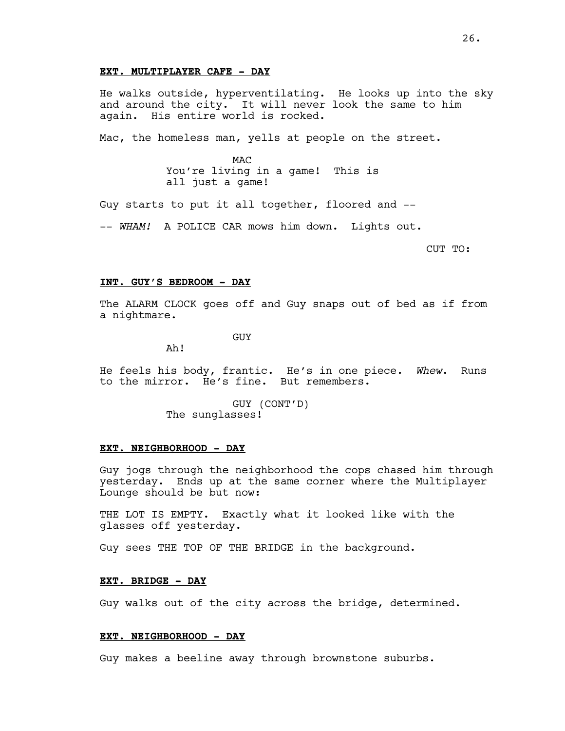**EXT. MULTIPLAYER CAFE - DAY**

He walks outside, hyperventilating. He looks up into the sky and around the city. It will never look the same to him again. His entire world is rocked.

Mac, the homeless man, yells at people on the street.

MAC
You're living in a game! This is all just a game!

Guy starts to put it all together, floored and --

-- *WHAM!* A POLICE CAR mows him down. Lights out.

CUT TO:

**INT. GUY'S BEDROOM - DAY**

The ALARM CLOCK goes off and Guy snaps out of bed as if from a nightmare.

GUY
Ah!

He feels his body, frantic. He's in one piece. *Whew*. Runs to the mirror. He's fine. But remembers.

GUY (CONT'D)
The sunglasses!

**EXT. NEIGHBORHOOD - DAY**

Guy jogs through the neighborhood the cops chased him through yesterday. Ends up at the same corner where the Multiplayer Lounge should be but now:

THE LOT IS EMPTY. Exactly what it looked like with the glasses off yesterday.

Guy sees THE TOP OF THE BRIDGE in the background.

**EXT. BRIDGE - DAY**

Guy walks out of the city across the bridge, determined.

**EXT. NEIGHBORHOOD - DAY**

Guy makes a beeline away through brownstone suburbs.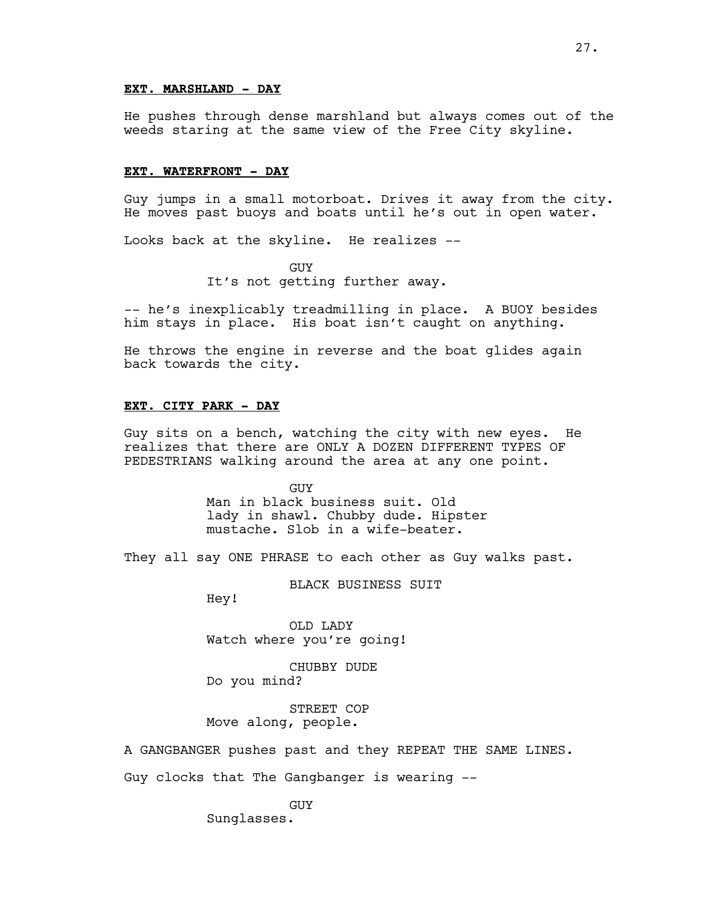**EXT. MARSHLAND - DAY**

He pushes through dense marshland but always comes out of the weeds staring at the same view of the Free City skyline.

**EXT. WATERFRONT - DAY**

Guy jumps in a small motorboat. Drives it away from the city. He moves past buoys and boats until he's out in open water.

Looks back at the skyline. He realizes --

GUY
It's not getting further away.

-- he's inexplicably treadmilling in place. A BUOY besides him stays in place. His boat isn't caught on anything.

He throws the engine in reverse and the boat glides again back towards the city.

**EXT. CITY PARK - DAY**

Guy sits on a bench, watching the city with new eyes. He realizes that there are ONLY A DOZEN DIFFERENT TYPES OF PEDESTRIANS walking around the area at any one point.

GUY
Man in black business suit. Old lady in shawl. Chubby dude. Hipster mustache. Slob in a wife-beater.

They all say ONE PHRASE to each other as Guy walks past.

BLACK BUSINESS SUIT
Hey!

OLD LADY
Watch where you're going!

CHUBBY DUDE
Do you mind?

STREET COP
Move along, people.

A GANGBANGER pushes past and they REPEAT THE SAME LINES.

Guy clocks that The Gangbanger is wearing --

GUY
Sunglasses.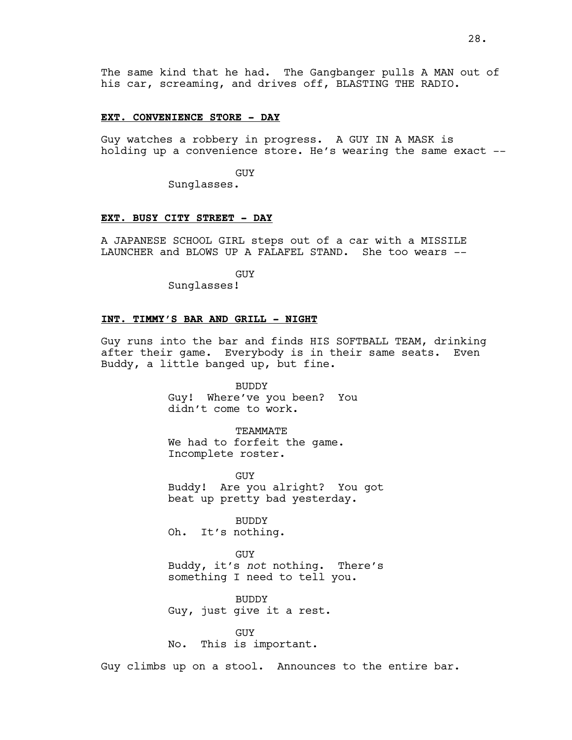The same kind that he had. The Gangbanger pulls A MAN out of his car, screaming, and drives off, BLASTING THE RADIO.

**EXT. CONVENIENCE STORE - DAY**

Guy watches a robbery in progress. A GUY IN A MASK is holding up a convenience store. He's wearing the same exact --

GUY
Sunglasses.

**EXT. BUSY CITY STREET - DAY**

A JAPANESE SCHOOL GIRL steps out of a car with a MISSILE LAUNCHER and BLOWS UP A FALAFEL STAND. She too wears --

GUY
Sunglasses!

**INT. TIMMY'S BAR AND GRILL - NIGHT**

Guy runs into the bar and finds HIS SOFTBALL TEAM, drinking after their game. Everybody is in their same seats. Even Buddy, a little banged up, but fine.

BUDDY
Guy! Where've you been? You didn't come to work.

TEAMMATE
We had to forfeit the game. Incomplete roster.

GUY
Buddy! Are you alright? You got beat up pretty bad yesterday.

BUDDY
Oh. It's nothing.

GUY
Buddy, it's *not* nothing. There's something I need to tell you.

BUDDY
Guy, just give it a rest.

GUY
No. This is important.

Guy climbs up on a stool. Announces to the entire bar.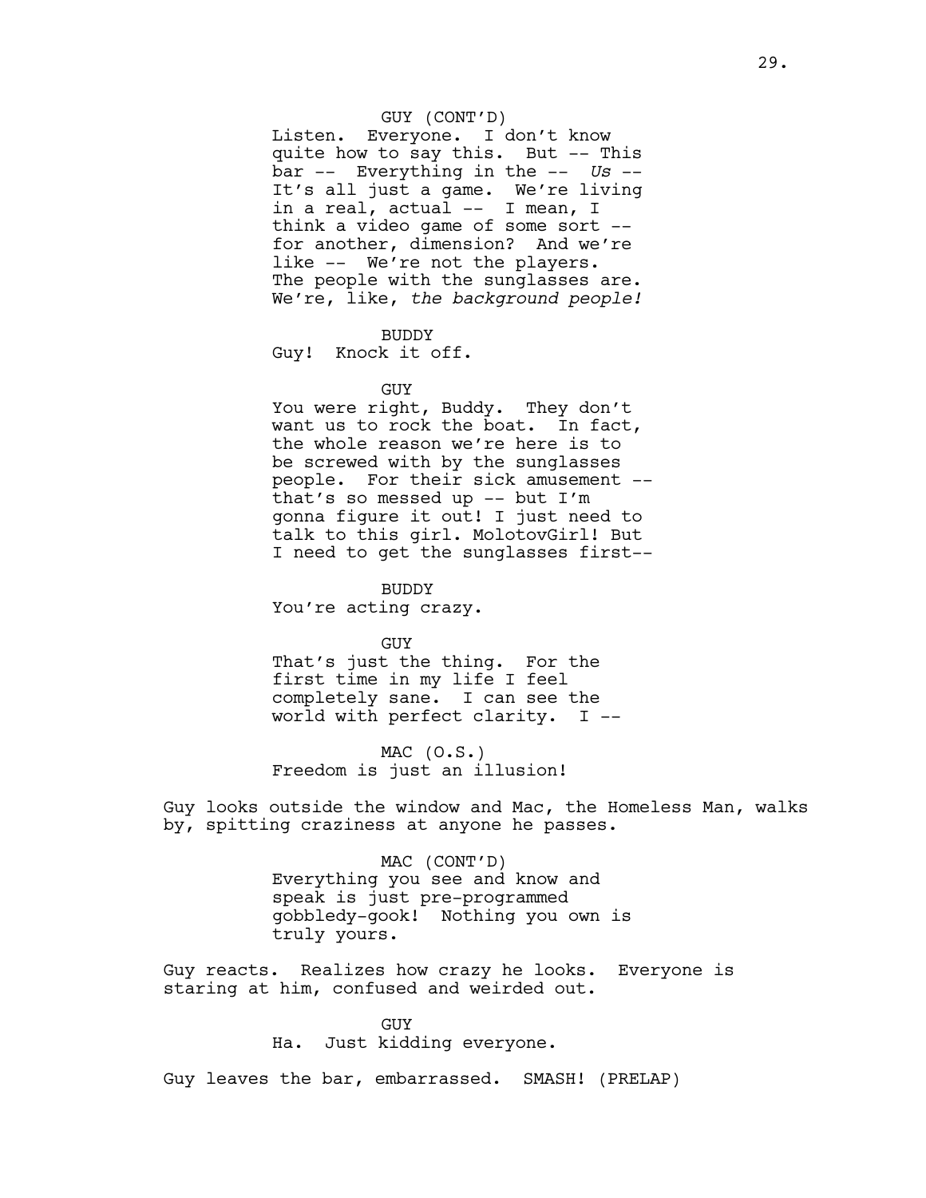GUY (CONT'D)
Listen. Everyone. I don't know quite how to say this. But -- This bar -- Everything in the -- *Us* -- It's all just a game. We're living in a real, actual -- I mean, I think a video game of some sort -- for another, dimension? And we're like -- We're not the players. The people with the sunglasses are. We're, like, *the background people!*

BUDDY
Guy! Knock it off.

GUY
You were right, Buddy. They don't want us to rock the boat. In fact, the whole reason we're here is to be screwed with by the sunglasses people. For their sick amusement -- that's so messed up -- but I'm gonna figure it out! I just need to talk to this girl. MolotovGirl! But I need to get the sunglasses first--

BUDDY
You're acting crazy.

GUY
That's just the thing. For the first time in my life I feel completely sane. I can see the world with perfect clarity. I --

MAC (O.S.)
Freedom is just an illusion!

Guy looks outside the window and Mac, the Homeless Man, walks by, spitting craziness at anyone he passes.

MAC (CONT'D)
Everything you see and know and speak is just pre-programmed gobbledy-gook! Nothing you own is truly yours.

Guy reacts. Realizes how crazy he looks. Everyone is staring at him, confused and weirded out.

GUY
Ha. Just kidding everyone.

Guy leaves the bar, embarrassed. SMASH! (PRELAP)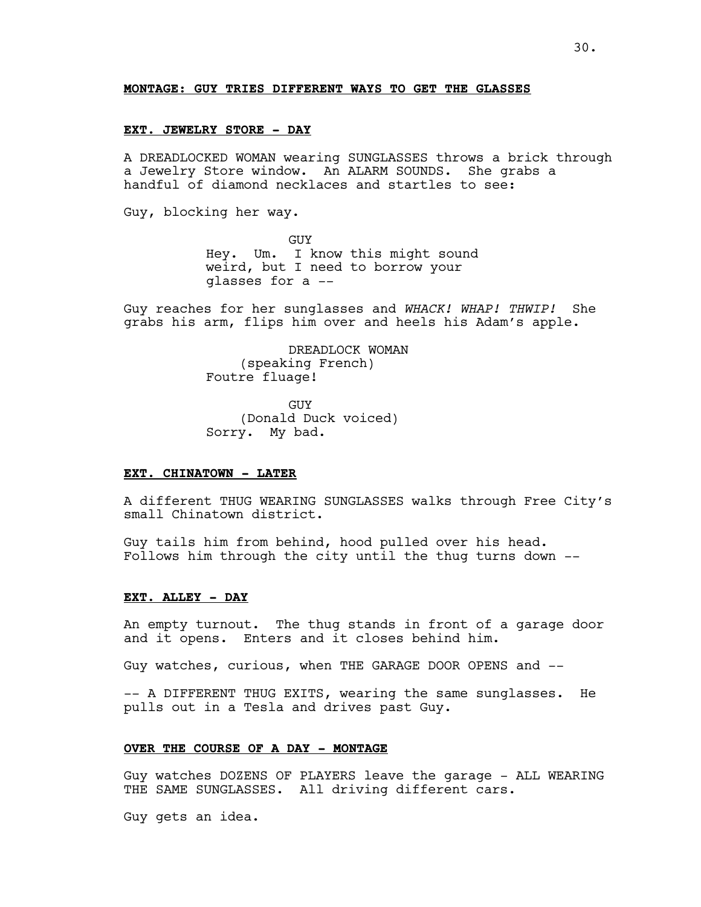**MONTAGE: GUY TRIES DIFFERENT WAYS TO GET THE GLASSES**

**EXT. JEWELRY STORE - DAY**

A DREADLOCKED WOMAN wearing SUNGLASSES throws a brick through a Jewelry Store window. An ALARM SOUNDS. She grabs a handful of diamond necklaces and startles to see:

Guy, blocking her way.

GUY
Hey. Um. I know this might sound weird, but I need to borrow your glasses for a --

Guy reaches for her sunglasses and *WHACK! WHAP! THWIP!* She grabs his arm, flips him over and heels his Adam's apple.

DREADLOCK WOMAN
(speaking French)
Foutre fluage!

GUY
(Donald Duck voiced)
Sorry. My bad.

**EXT. CHINATOWN - LATER**

A different THUG WEARING SUNGLASSES walks through Free City's small Chinatown district.

Guy tails him from behind, hood pulled over his head. Follows him through the city until the thug turns down --

**EXT. ALLEY - DAY**

An empty turnout. The thug stands in front of a garage door and it opens. Enters and it closes behind him.

Guy watches, curious, when THE GARAGE DOOR OPENS and --

-- A DIFFERENT THUG EXITS, wearing the same sunglasses. He pulls out in a Tesla and drives past Guy.

**OVER THE COURSE OF A DAY - MONTAGE**

Guy watches DOZENS OF PLAYERS leave the garage - ALL WEARING THE SAME SUNGLASSES. All driving different cars.

Guy gets an idea.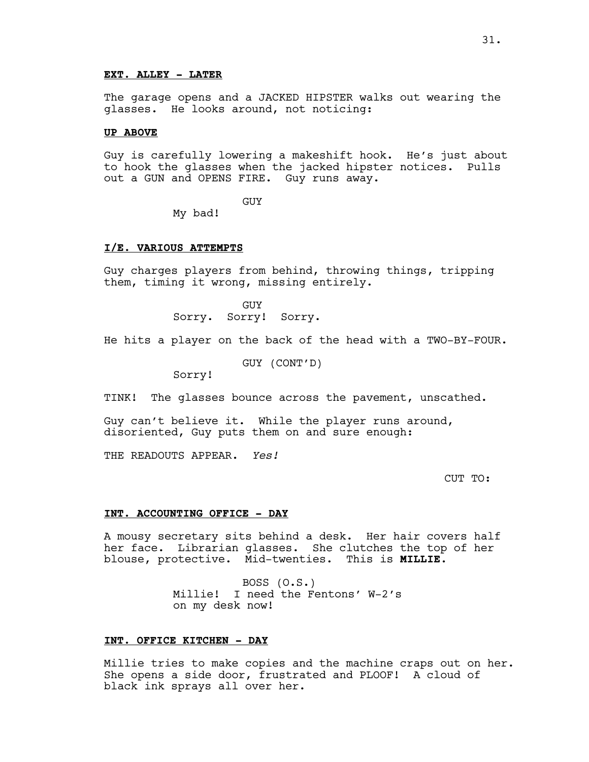**EXT. ALLEY - LATER**

The garage opens and a JACKED HIPSTER walks out wearing the glasses. He looks around, not noticing:

**UP ABOVE**

Guy is carefully lowering a makeshift hook. He's just about to hook the glasses when the jacked hipster notices. Pulls out a GUN and OPENS FIRE. Guy runs away.

GUY

My bad!

**I/E. VARIOUS ATTEMPTS**

Guy charges players from behind, throwing things, tripping them, timing it wrong, missing entirely.

GUY

Sorry. Sorry! Sorry.

He hits a player on the back of the head with a TWO-BY-FOUR.

GUY (CONT'D)

Sorry!

TINK! The glasses bounce across the pavement, unscathed.

Guy can't believe it. While the player runs around, disoriented, Guy puts them on and sure enough:

THE READOUTS APPEAR. *Yes!*

CUT TO:

**INT. ACCOUNTING OFFICE - DAY**

A mousy secretary sits behind a desk. Her hair covers half her face. Librarian glasses. She clutches the top of her blouse, protective. Mid-twenties. This is **MILLIE**.

BOSS (O.S.)

Millie! I need the Fentons' W-2's on my desk now!

**INT. OFFICE KITCHEN - DAY**

Millie tries to make copies and the machine craps out on her. She opens a side door, frustrated and PLOOF! A cloud of black ink sprays all over her.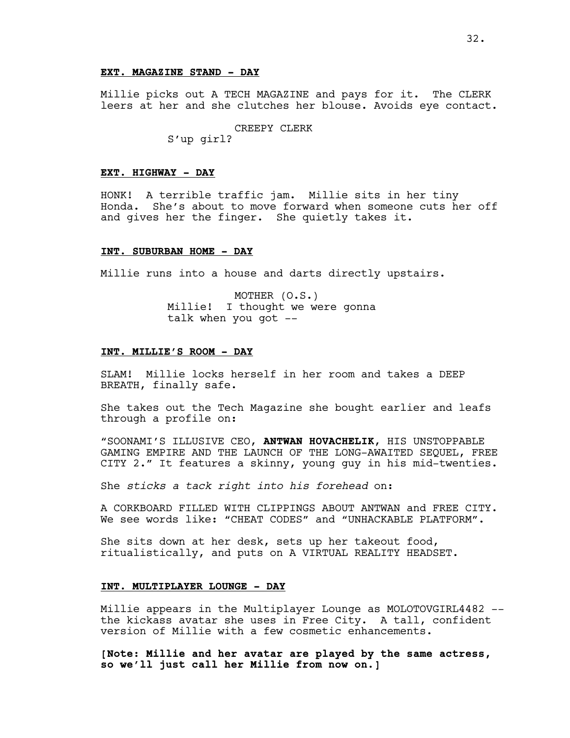**EXT. MAGAZINE STAND - DAY**

Millie picks out A TECH MAGAZINE and pays for it. The CLERK leers at her and she clutches her blouse. Avoids eye contact.

CREEPY CLERK
S'up girl?

**EXT. HIGHWAY - DAY**

HONK! A terrible traffic jam. Millie sits in her tiny Honda. She's about to move forward when someone cuts her off and gives her the finger. She quietly takes it.

**INT. SUBURBAN HOME - DAY**

Millie runs into a house and darts directly upstairs.

MOTHER (O.S.)
Millie! I thought we were gonna talk when you got --

**INT. MILLIE'S ROOM - DAY**

SLAM! Millie locks herself in her room and takes a DEEP BREATH, finally safe.

She takes out the Tech Magazine she bought earlier and leafs through a profile on:

"SOONAMI'S ILLUSIVE CEO, **ANTWAN HOVACHELIK**, HIS UNSTOPPABLE GAMING EMPIRE AND THE LAUNCH OF THE LONG-AWAITED SEQUEL, FREE CITY 2." It features a skinny, young guy in his mid-twenties.

She *sticks a tack right into his forehead* on:

A CORKBOARD FILLED WITH CLIPPINGS ABOUT ANTWAN and FREE CITY. We see words like: "CHEAT CODES" and "UNHACKABLE PLATFORM".

She sits down at her desk, sets up her takeout food, ritualistically, and puts on A VIRTUAL REALITY HEADSET.

**INT. MULTIPLAYER LOUNGE - DAY**

Millie appears in the Multiplayer Lounge as MOLOTOVGIRL4482 -- the kickass avatar she uses in Free City. A tall, confident version of Millie with a few cosmetic enhancements.

**[Note: Millie and her avatar are played by the same actress, so we'll just call her Millie from now on.]**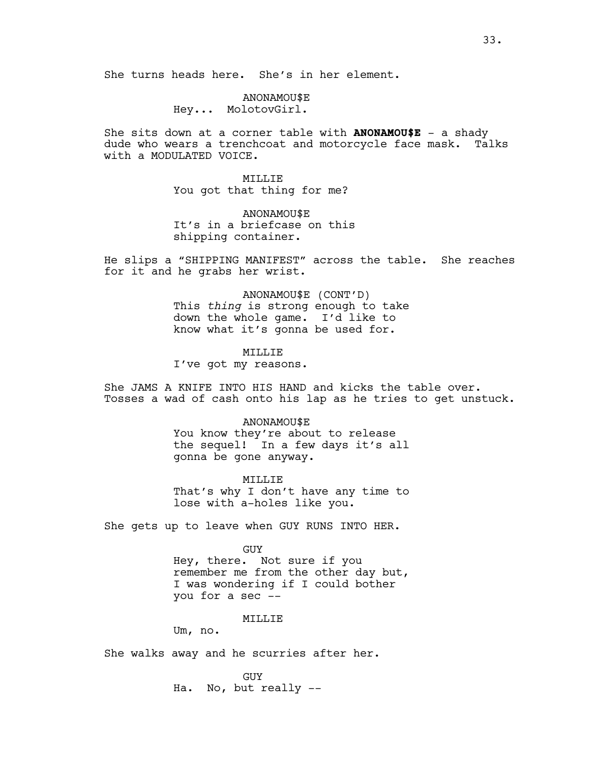She turns heads here. She's in her element.

ANONAMOU$E
Hey... MolotovGirl.

She sits down at a corner table with **ANONAMOU$E** - a shady dude who wears a trenchcoat and motorcycle face mask. Talks with a MODULATED VOICE.

MILLIE
You got that thing for me?

ANONAMOU$E
It's in a briefcase on this shipping container.

He slips a "SHIPPING MANIFEST" across the table. She reaches for it and he grabs her wrist.

ANONAMOU$E (CONT'D)
This *thing* is strong enough to take down the whole game. I'd like to know what it's gonna be used for.

MILLIE
I've got my reasons.

She JAMS A KNIFE INTO HIS HAND and kicks the table over. Tosses a wad of cash onto his lap as he tries to get unstuck.

ANONAMOU$E
You know they're about to release the sequel! In a few days it's all gonna be gone anyway.

MILLIE
That's why I don't have any time to lose with a-holes like you.

She gets up to leave when GUY RUNS INTO HER.

GUY
Hey, there. Not sure if you remember me from the other day but, I was wondering if I could bother you for a sec --

MILLIE
Um, no.

She walks away and he scurries after her.

GUY
Ha. No, but really --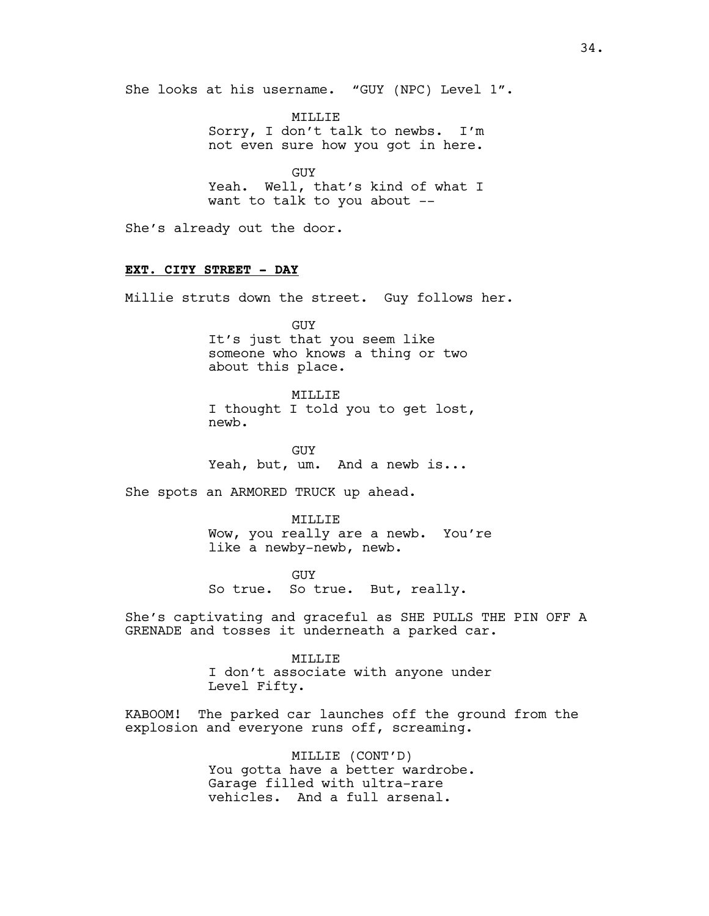She looks at his username. "GUY (NPC) Level 1".

MILLIE
Sorry, I don't talk to newbs. I'm not even sure how you got in here.

GUY
Yeah. Well, that's kind of what I want to talk to you about --

She's already out the door.

**EXT. CITY STREET - DAY**

Millie struts down the street. Guy follows her.

GUY
It's just that you seem like someone who knows a thing or two about this place.

MILLIE
I thought I told you to get lost, newb.

GUY
Yeah, but, um. And a newb is...

She spots an ARMORED TRUCK up ahead.

MILLIE
Wow, you really are a newb. You're like a newby-newb, newb.

GUY
So true. So true. But, really.

She's captivating and graceful as SHE PULLS THE PIN OFF A GRENADE and tosses it underneath a parked car.

MILLIE
I don't associate with anyone under Level Fifty.

KABOOM! The parked car launches off the ground from the explosion and everyone runs off, screaming.

MILLIE (CONT'D)
You gotta have a better wardrobe. Garage filled with ultra-rare vehicles. And a full arsenal.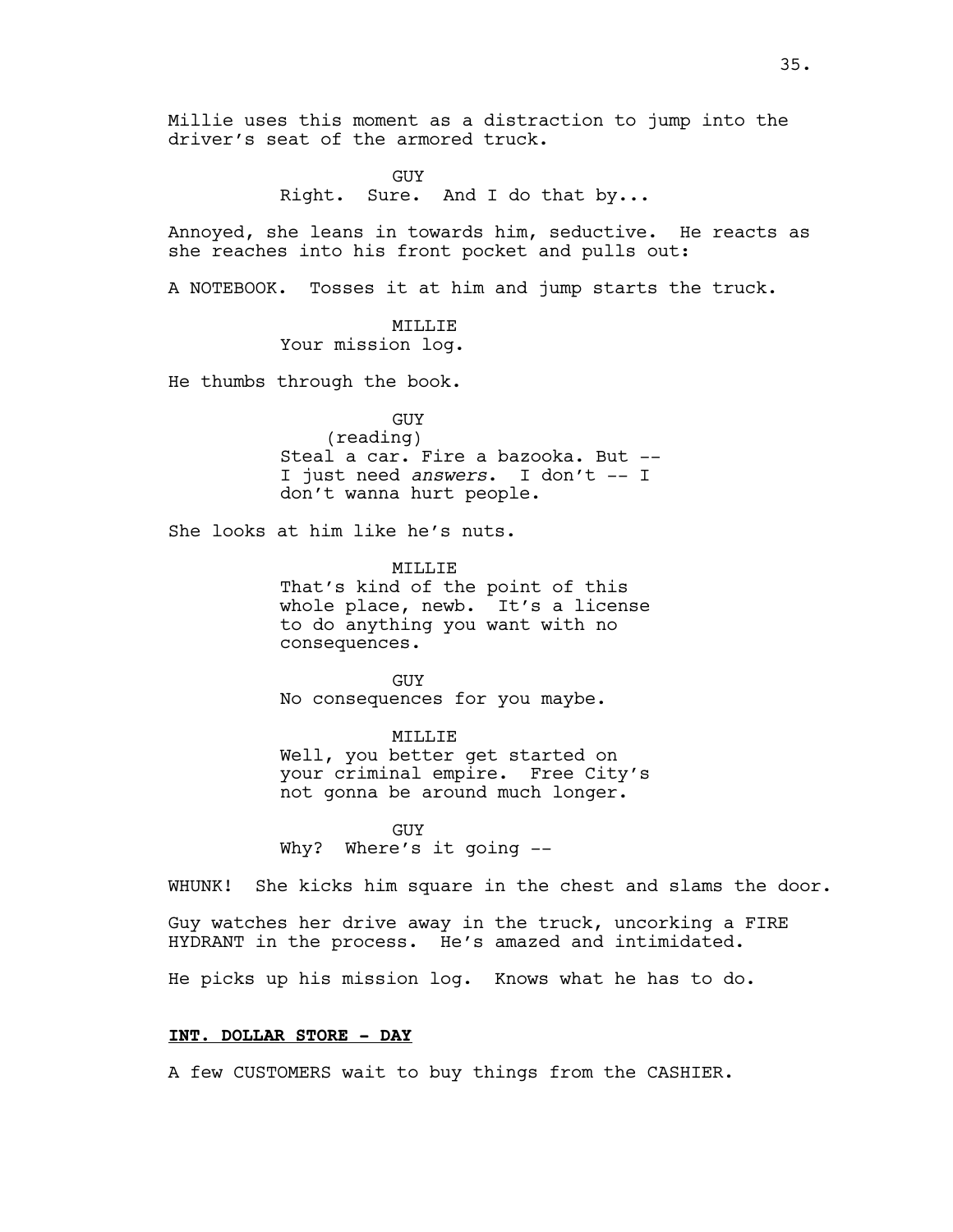Millie uses this moment as a distraction to jump into the driver's seat of the armored truck.

GUY
Right. Sure. And I do that by...

Annoyed, she leans in towards him, seductive. He reacts as she reaches into his front pocket and pulls out:

A NOTEBOOK. Tosses it at him and jump starts the truck.

MILLIE
Your mission log.

He thumbs through the book.

GUY
(reading)
Steal a car. Fire a bazooka. But -- I just need *answers*. I don't -- I don't wanna hurt people.

She looks at him like he's nuts.

MILLIE
That's kind of the point of this whole place, newb. It's a license to do anything you want with no consequences.

GUY
No consequences for you maybe.

MILLIE
Well, you better get started on your criminal empire. Free City's not gonna be around much longer.

GUY
Why? Where's it going --

WHUNK! She kicks him square in the chest and slams the door.

Guy watches her drive away in the truck, uncorking a FIRE HYDRANT in the process. He's amazed and intimidated.

He picks up his mission log. Knows what he has to do.

**INT. DOLLAR STORE - DAY**

A few CUSTOMERS wait to buy things from the CASHIER.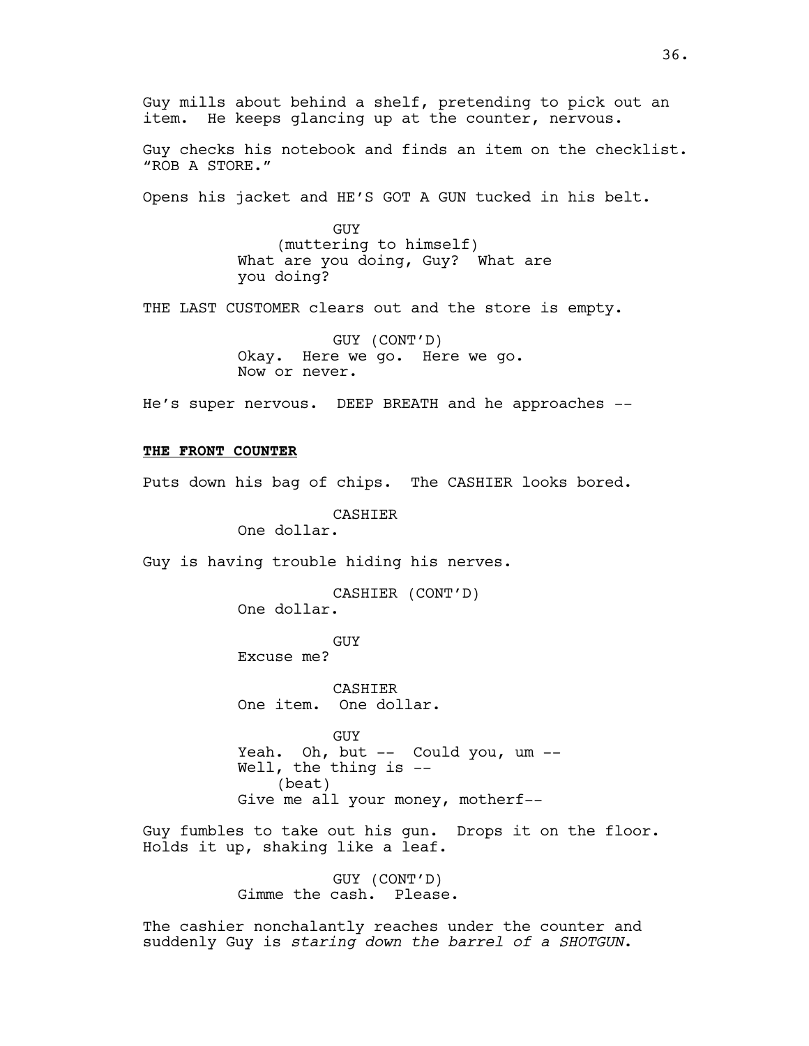Guy mills about behind a shelf, pretending to pick out an item. He keeps glancing up at the counter, nervous.

Guy checks his notebook and finds an item on the checklist. "ROB A STORE."

Opens his jacket and HE'S GOT A GUN tucked in his belt.

GUY
(muttering to himself)
What are you doing, Guy? What are you doing?

THE LAST CUSTOMER clears out and the store is empty.

GUY (CONT'D)
Okay. Here we go. Here we go. Now or never.

He's super nervous. DEEP BREATH and he approaches --

**THE FRONT COUNTER**

Puts down his bag of chips. The CASHIER looks bored.

CASHIER
One dollar.

Guy is having trouble hiding his nerves.

CASHIER (CONT'D)
One dollar.

GUY
Excuse me?

CASHIER
One item. One dollar.

GUY
Yeah. Oh, but -- Could you, um -- Well, the thing is --
(beat)
Give me all your money, motherf--

Guy fumbles to take out his gun. Drops it on the floor. Holds it up, shaking like a leaf.

GUY (CONT'D)
Gimme the cash. Please.

The cashier nonchalantly reaches under the counter and suddenly Guy is *staring down the barrel of a SHOTGUN*.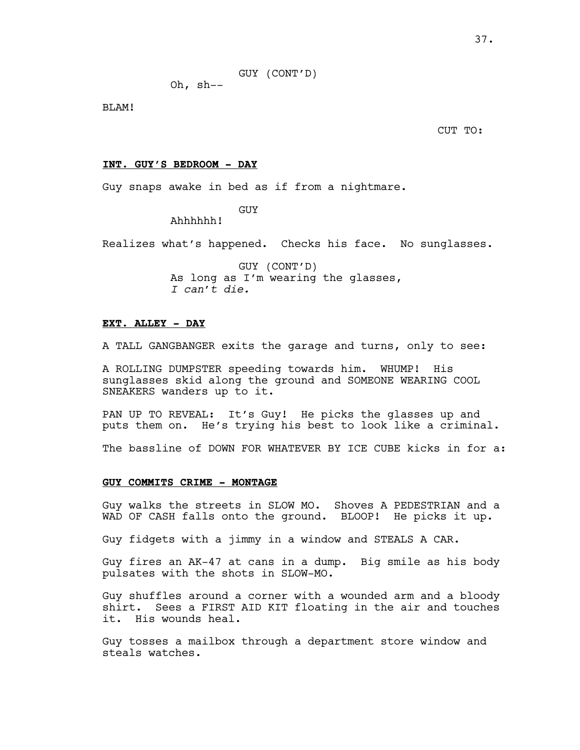GUY (CONT'D)
Oh, sh--

BLAM!

CUT TO:

**INT. GUY'S BEDROOM - DAY**

Guy snaps awake in bed as if from a nightmare.

GUY
Ahhhhhh!

Realizes what's happened. Checks his face. No sunglasses.

GUY (CONT'D)
As long as I'm wearing the glasses,
*I can't die.*

**EXT. ALLEY - DAY**

A TALL GANGBANGER exits the garage and turns, only to see:

A ROLLING DUMPSTER speeding towards him. WHUMP! His sunglasses skid along the ground and SOMEONE WEARING COOL SNEAKERS wanders up to it.

PAN UP TO REVEAL: It's Guy! He picks the glasses up and puts them on. He's trying his best to look like a criminal.

The bassline of DOWN FOR WHATEVER BY ICE CUBE kicks in for a:

**GUY COMMITS CRIME - MONTAGE**

Guy walks the streets in SLOW MO. Shoves A PEDESTRIAN and a WAD OF CASH falls onto the ground. BLOOP! He picks it up.

Guy fidgets with a jimmy in a window and STEALS A CAR.

Guy fires an AK-47 at cans in a dump. Big smile as his body pulsates with the shots in SLOW-MO.

Guy shuffles around a corner with a wounded arm and a bloody shirt. Sees a FIRST AID KIT floating in the air and touches it. His wounds heal.

Guy tosses a mailbox through a department store window and steals watches.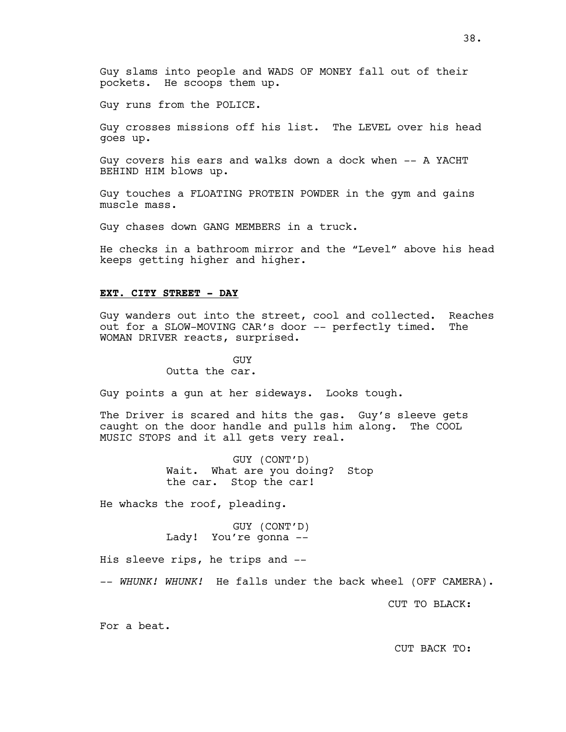Guy slams into people and WADS OF MONEY fall out of their pockets. He scoops them up.

Guy runs from the POLICE.

Guy crosses missions off his list. The LEVEL over his head goes up.

Guy covers his ears and walks down a dock when -- A YACHT BEHIND HIM blows up.

Guy touches a FLOATING PROTEIN POWDER in the gym and gains muscle mass.

Guy chases down GANG MEMBERS in a truck.

He checks in a bathroom mirror and the "Level" above his head keeps getting higher and higher.

**EXT. CITY STREET - DAY**

Guy wanders out into the street, cool and collected. Reaches out for a SLOW-MOVING CAR's door -- perfectly timed. The WOMAN DRIVER reacts, surprised.

GUY
Outta the car.

Guy points a gun at her sideways. Looks tough.

The Driver is scared and hits the gas. Guy's sleeve gets caught on the door handle and pulls him along. The COOL MUSIC STOPS and it all gets very real.

GUY (CONT'D)
Wait. What are you doing? Stop the car. Stop the car!

He whacks the roof, pleading.

GUY (CONT'D)
Lady! You're gonna --

His sleeve rips, he trips and --

-- *WHUNK! WHUNK!* He falls under the back wheel (OFF CAMERA).

CUT TO BLACK:

For a beat.

CUT BACK TO: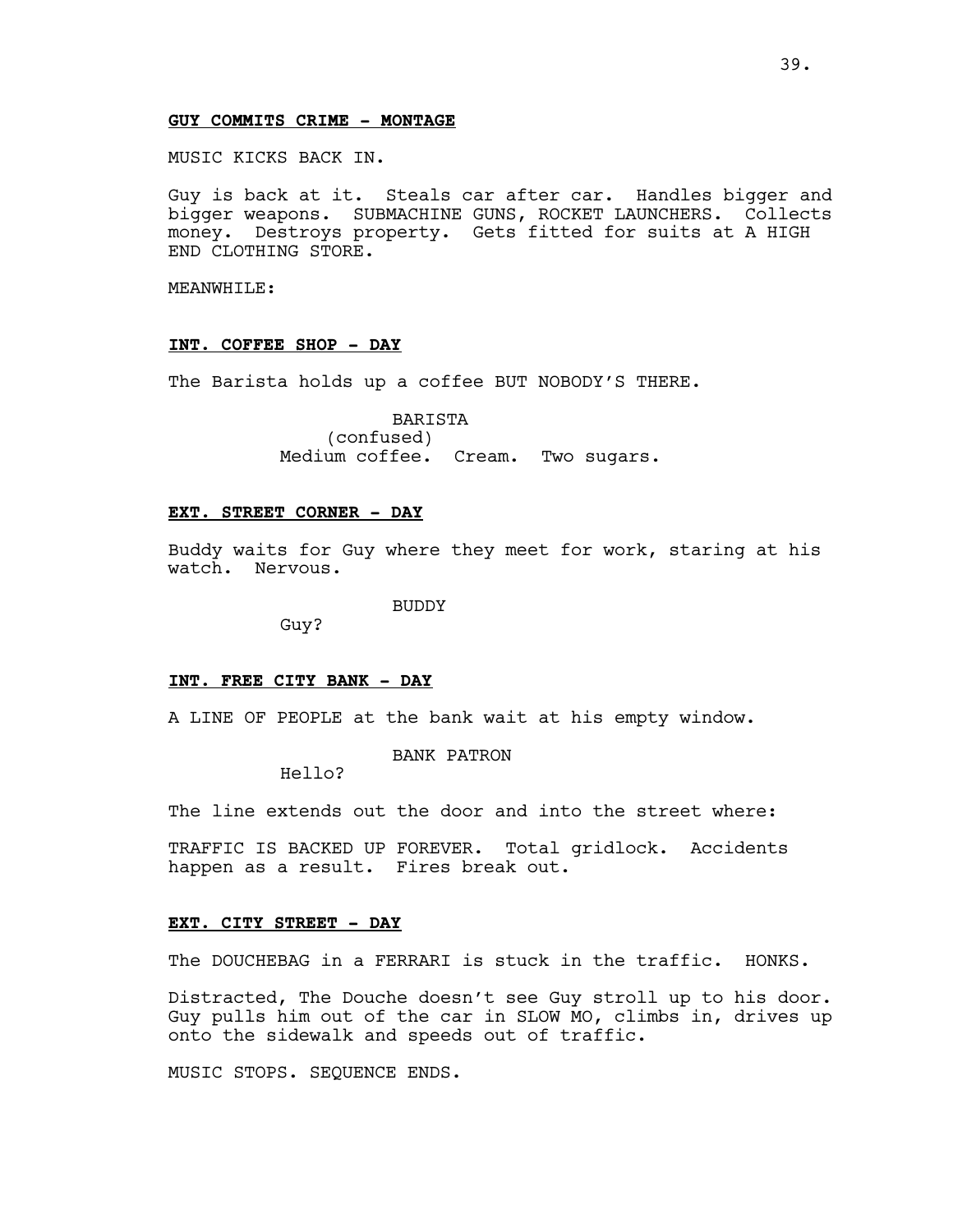**GUY COMMITS CRIME - MONTAGE**

MUSIC KICKS BACK IN.

Guy is back at it. Steals car after car. Handles bigger and bigger weapons. SUBMACHINE GUNS, ROCKET LAUNCHERS. Collects money. Destroys property. Gets fitted for suits at A HIGH END CLOTHING STORE.

MEANWHILE:

**INT. COFFEE SHOP - DAY**

The Barista holds up a coffee BUT NOBODY'S THERE.

BARISTA
(confused)
Medium coffee. Cream. Two sugars.

**EXT. STREET CORNER - DAY**

Buddy waits for Guy where they meet for work, staring at his watch. Nervous.

BUDDY
Guy?

**INT. FREE CITY BANK - DAY**

A LINE OF PEOPLE at the bank wait at his empty window.

BANK PATRON
Hello?

The line extends out the door and into the street where:

TRAFFIC IS BACKED UP FOREVER. Total gridlock. Accidents happen as a result. Fires break out.

**EXT. CITY STREET - DAY**

The DOUCHEBAG in a FERRARI is stuck in the traffic. HONKS.

Distracted, The Douche doesn't see Guy stroll up to his door. Guy pulls him out of the car in SLOW MO, climbs in, drives up onto the sidewalk and speeds out of traffic.

MUSIC STOPS. SEQUENCE ENDS.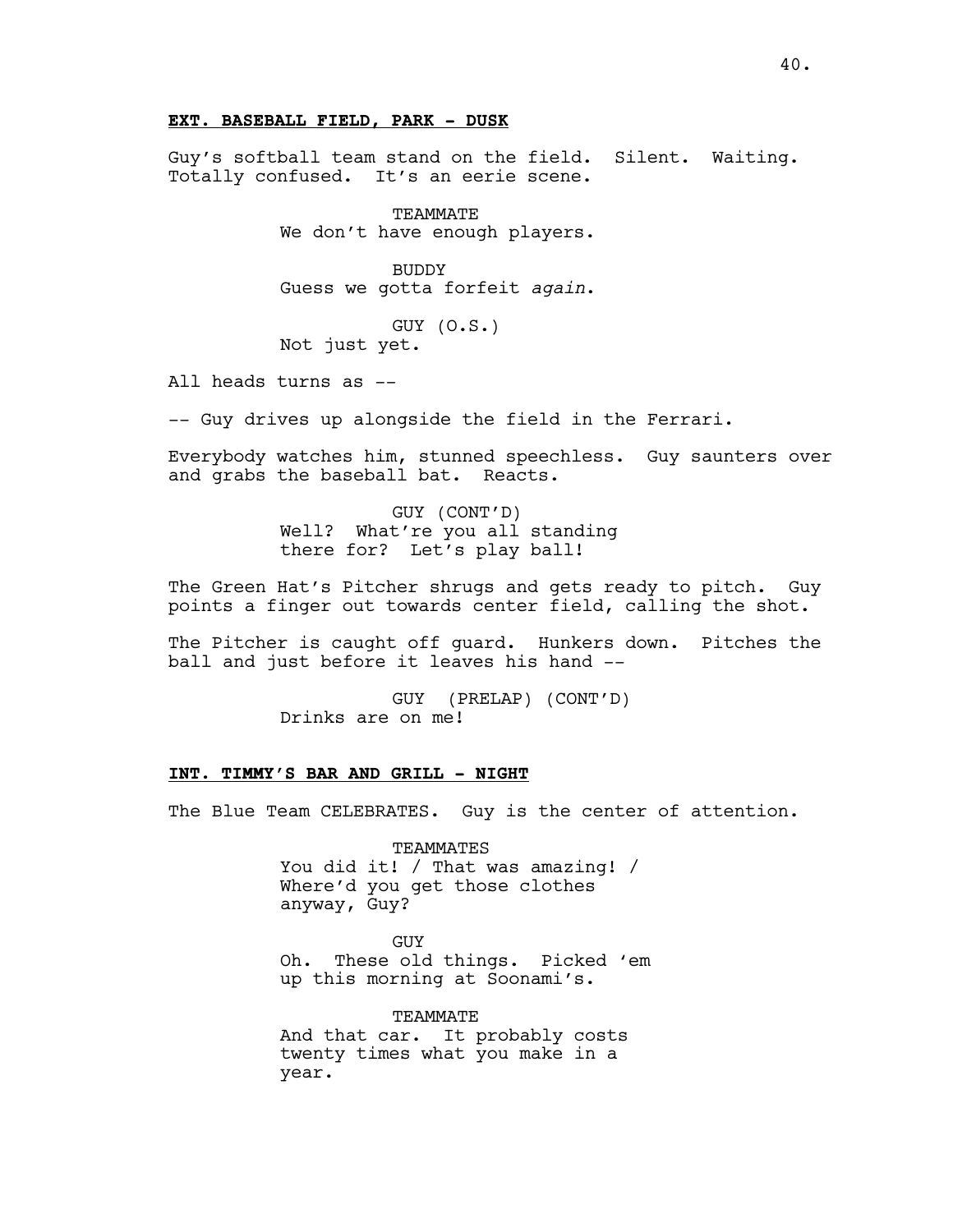**EXT. BASEBALL FIELD, PARK - DUSK**

Guy's softball team stand on the field. Silent. Waiting. Totally confused. It's an eerie scene.

TEAMMATE
We don't have enough players.

BUDDY
Guess we gotta forfeit *again*.

GUY (O.S.)
Not just yet.

All heads turns as --

-- Guy drives up alongside the field in the Ferrari.

Everybody watches him, stunned speechless. Guy saunters over and grabs the baseball bat. Reacts.

GUY (CONT'D)
Well? What're you all standing there for? Let's play ball!

The Green Hat's Pitcher shrugs and gets ready to pitch. Guy points a finger out towards center field, calling the shot.

The Pitcher is caught off guard. Hunkers down. Pitches the ball and just before it leaves his hand --

GUY (PRELAP) (CONT'D)
Drinks are on me!

**INT. TIMMY'S BAR AND GRILL - NIGHT**

The Blue Team CELEBRATES. Guy is the center of attention.

TEAMMATES
You did it! / That was amazing! / Where'd you get those clothes anyway, Guy?

GUY
Oh. These old things. Picked 'em up this morning at Soonami's.

TEAMMATE
And that car. It probably costs twenty times what you make in a year.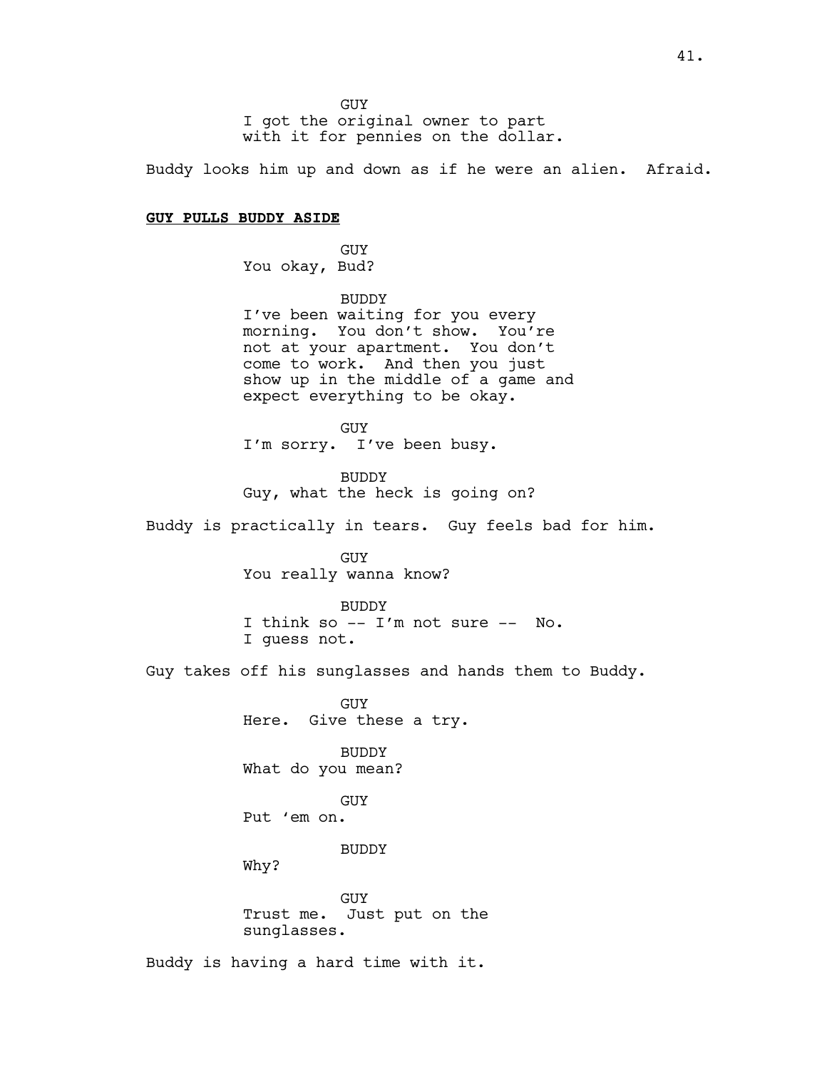GUY
I got the original owner to part with it for pennies on the dollar.

Buddy looks him up and down as if he were an alien. Afraid.

**GUY PULLS BUDDY ASIDE**

GUY
You okay, Bud?

BUDDY
I've been waiting for you every morning. You don't show. You're not at your apartment. You don't come to work. And then you just show up in the middle of a game and expect everything to be okay.

GUY
I'm sorry. I've been busy.

BUDDY
Guy, what the heck is going on?

Buddy is practically in tears. Guy feels bad for him.

GUY
You really wanna know?

BUDDY
I think so -- I'm not sure -- No. I guess not.

Guy takes off his sunglasses and hands them to Buddy.

GUY
Here. Give these a try.

BUDDY
What do you mean?

GUY
Put 'em on.

BUDDY
Why?

GUY
Trust me. Just put on the sunglasses.

Buddy is having a hard time with it.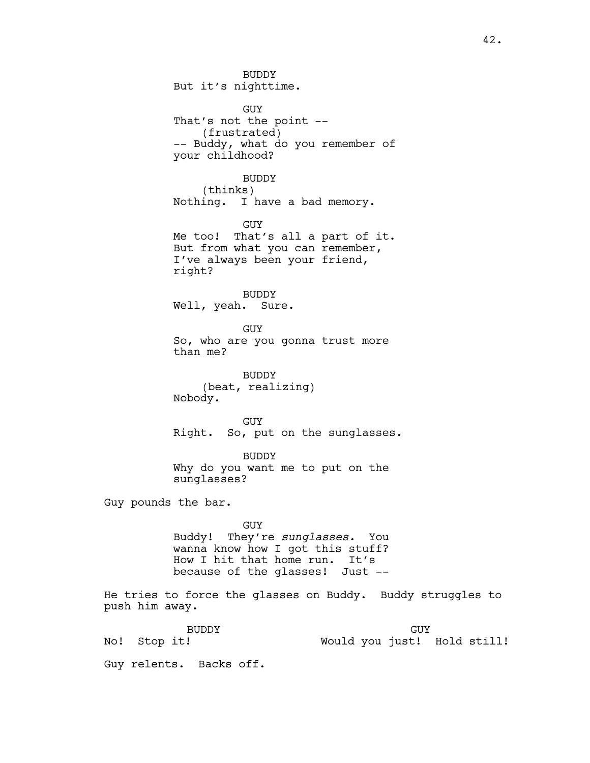BUDDY
But it's nighttime.

GUY
That's not the point --
(frustrated)
-- Buddy, what do you remember of your childhood?

BUDDY
(thinks)
Nothing. I have a bad memory.

GUY
Me too! That's all a part of it. But from what you can remember, I've always been your friend, right?

BUDDY
Well, yeah. Sure.

GUY
So, who are you gonna trust more than me?

BUDDY
(beat, realizing)
Nobody.

GUY
Right. So, put on the sunglasses.

BUDDY
Why do you want me to put on the sunglasses?

Guy pounds the bar.

GUY
Buddy! They're *sunglasses.* You wanna know how I got this stuff? How I hit that home run. It's because of the glasses! Just --

He tries to force the glasses on Buddy. Buddy struggles to push him away.

BUDDY
No! Stop it!

GUY
Would you just! Hold still!

Guy relents. Backs off.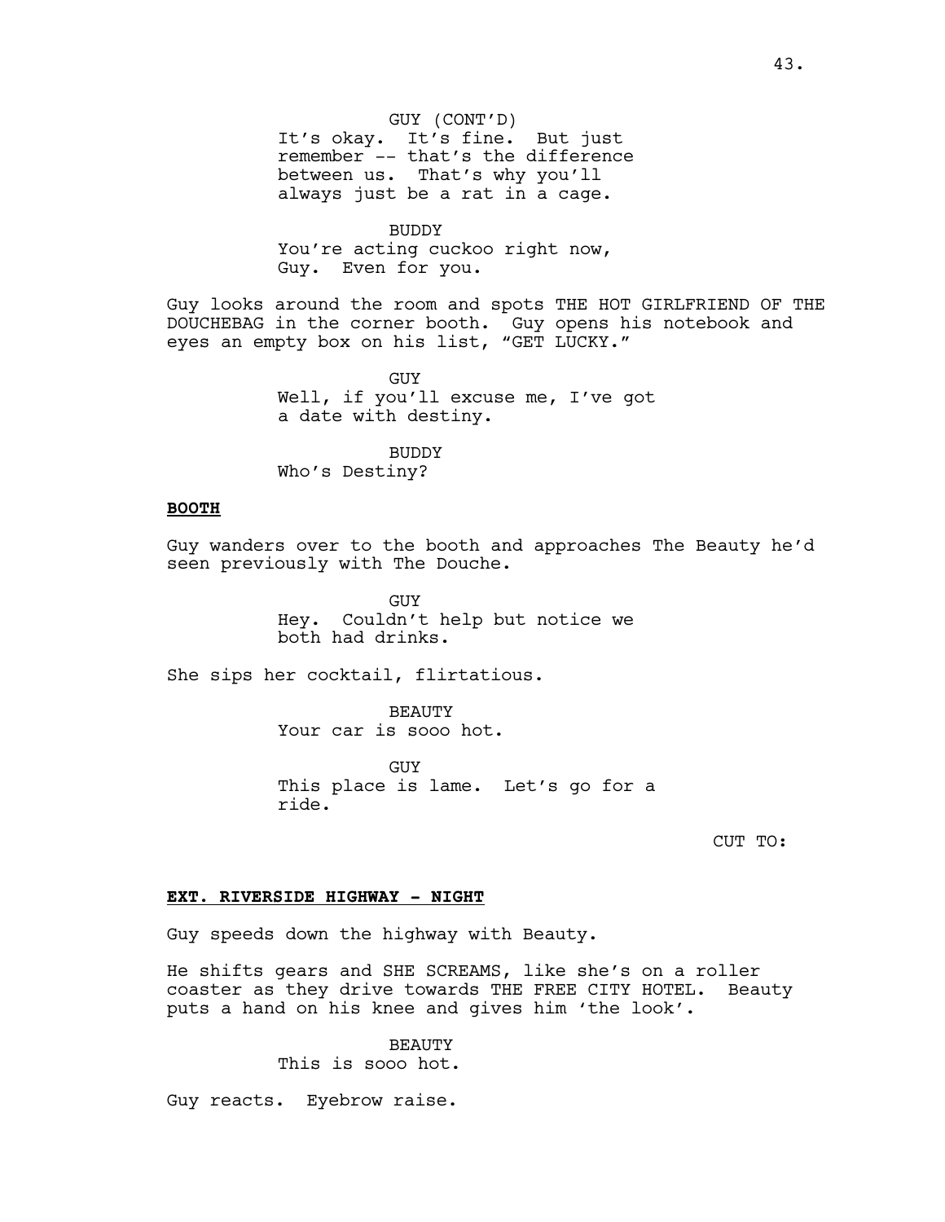GUY (CONT'D)
It's okay. It's fine. But just remember -- that's the difference between us. That's why you'll always just be a rat in a cage.

BUDDY
You're acting cuckoo right now, Guy. Even for you.

Guy looks around the room and spots THE HOT GIRLFRIEND OF THE DOUCHEBAG in the corner booth. Guy opens his notebook and eyes an empty box on his list, "GET LUCKY."

GUY
Well, if you'll excuse me, I've got a date with destiny.

BUDDY
Who's Destiny?

**BOOTH**

Guy wanders over to the booth and approaches The Beauty he'd seen previously with The Douche.

GUY
Hey. Couldn't help but notice we both had drinks.

She sips her cocktail, flirtatious.

BEAUTY
Your car is sooo hot.

GUY
This place is lame. Let's go for a ride.

CUT TO:

**EXT. RIVERSIDE HIGHWAY - NIGHT**

Guy speeds down the highway with Beauty.

He shifts gears and SHE SCREAMS, like she's on a roller coaster as they drive towards THE FREE CITY HOTEL. Beauty puts a hand on his knee and gives him 'the look'.

BEAUTY
This is sooo hot.

Guy reacts. Eyebrow raise.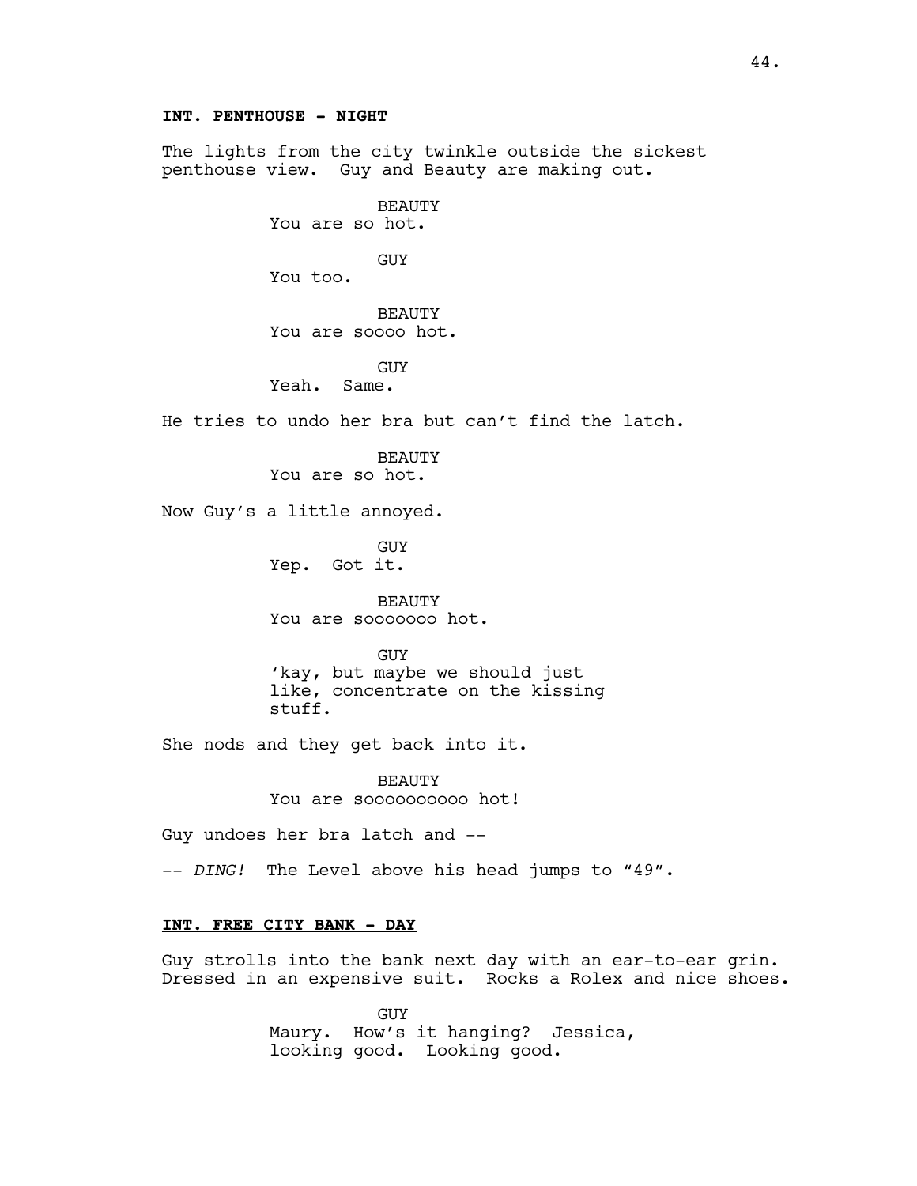**INT. PENTHOUSE - NIGHT**

The lights from the city twinkle outside the sickest penthouse view. Guy and Beauty are making out.

BEAUTY
You are so hot.

GUY
You too.

BEAUTY
You are soooo hot.

GUY
Yeah. Same.

He tries to undo her bra but can't find the latch.

BEAUTY
You are so hot.

Now Guy's a little annoyed.

GUY
Yep. Got it.

BEAUTY
You are sooooooo hot.

GUY
'kay, but maybe we should just like, concentrate on the kissing stuff.

She nods and they get back into it.

BEAUTY
You are soooooooooo hot!

Guy undoes her bra latch and --

-- *DING!* The Level above his head jumps to "49".

**INT. FREE CITY BANK - DAY**

Guy strolls into the bank next day with an ear-to-ear grin. Dressed in an expensive suit. Rocks a Rolex and nice shoes.

GUY
Maury. How's it hanging? Jessica, looking good. Looking good.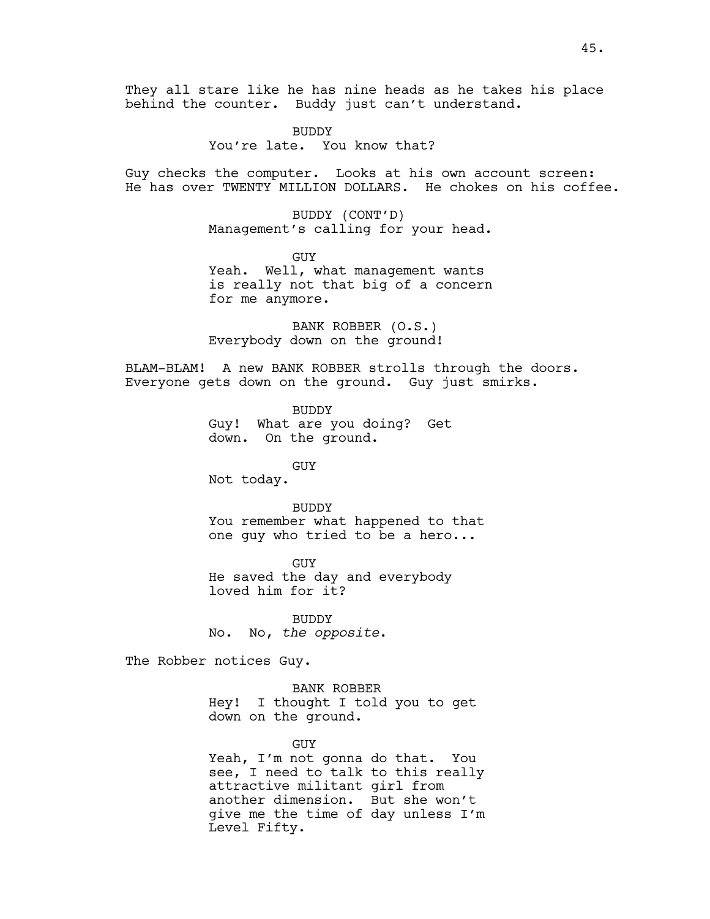They all stare like he has nine heads as he takes his place behind the counter. Buddy just can't understand.

BUDDY
You're late. You know that?

Guy checks the computer. Looks at his own account screen: He has over TWENTY MILLION DOLLARS. He chokes on his coffee.

BUDDY (CONT'D)
Management's calling for your head.

GUY
Yeah. Well, what management wants is really not that big of a concern for me anymore.

BANK ROBBER (O.S.)
Everybody down on the ground!

BLAM-BLAM! A new BANK ROBBER strolls through the doors. Everyone gets down on the ground. Guy just smirks.

BUDDY
Guy! What are you doing? Get down. On the ground.

GUY
Not today.

BUDDY
You remember what happened to that one guy who tried to be a hero...

GUY
He saved the day and everybody loved him for it?

BUDDY
No. No, *the opposite*.

The Robber notices Guy.

BANK ROBBER
Hey! I thought I told you to get down on the ground.

GUY
Yeah, I'm not gonna do that. You see, I need to talk to this really attractive militant girl from another dimension. But she won't give me the time of day unless I'm Level Fifty.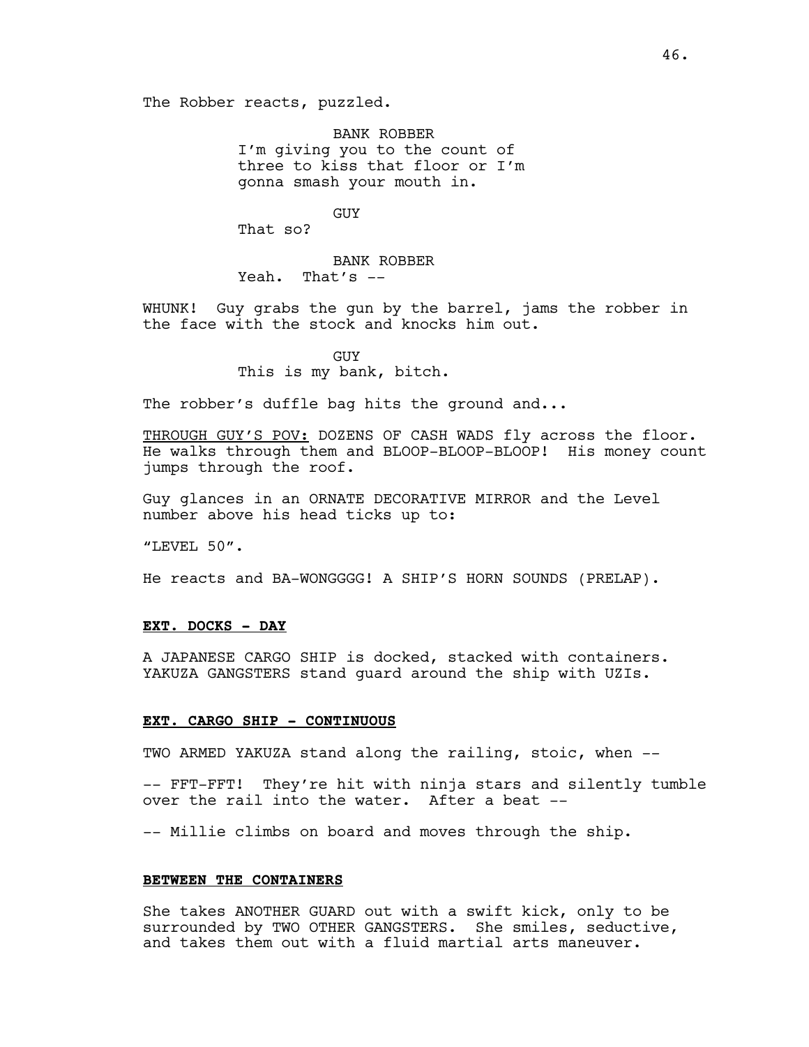The Robber reacts, puzzled.

BANK ROBBER
I'm giving you to the count of three to kiss that floor or I'm gonna smash your mouth in.

GUY
That so?

BANK ROBBER
Yeah. That's --

WHUNK! Guy grabs the gun by the barrel, jams the robber in the face with the stock and knocks him out.

GUY
This is my bank, bitch.

The robber's duffle bag hits the ground and...

<u>THROUGH GUY'S POV:</u> DOZENS OF CASH WADS fly across the floor. He walks through them and BLOOP-BLOOP-BLOOP! His money count jumps through the roof.

Guy glances in an ORNATE DECORATIVE MIRROR and the Level number above his head ticks up to:

"LEVEL 50".

He reacts and BA-WONGGGG! A SHIP'S HORN SOUNDS (PRELAP).

**EXT. DOCKS - DAY**

A JAPANESE CARGO SHIP is docked, stacked with containers. YAKUZA GANGSTERS stand guard around the ship with UZIs.

**EXT. CARGO SHIP - CONTINUOUS**

TWO ARMED YAKUZA stand along the railing, stoic, when --

-- FFT-FFT! They're hit with ninja stars and silently tumble over the rail into the water. After a beat --

-- Millie climbs on board and moves through the ship.

**BETWEEN THE CONTAINERS**

She takes ANOTHER GUARD out with a swift kick, only to be surrounded by TWO OTHER GANGSTERS. She smiles, seductive, and takes them out with a fluid martial arts maneuver.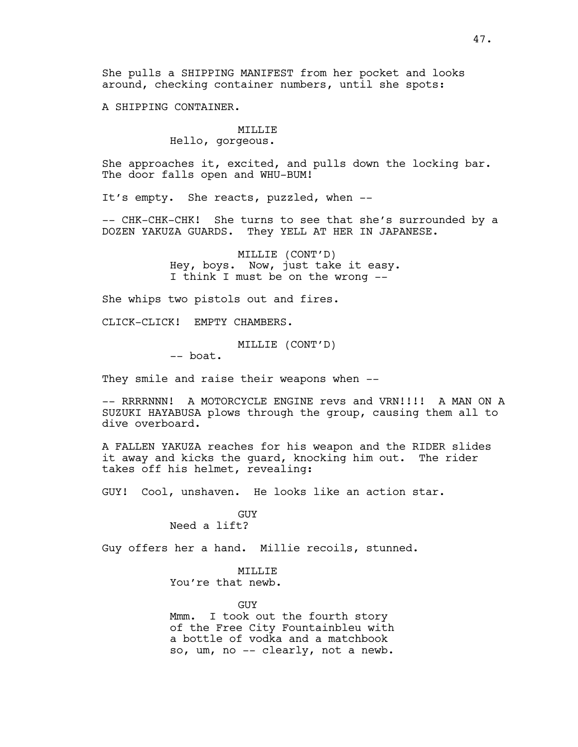She pulls a SHIPPING MANIFEST from her pocket and looks around, checking container numbers, until she spots:

A SHIPPING CONTAINER.

MILLIE
Hello, gorgeous.

She approaches it, excited, and pulls down the locking bar. The door falls open and WHU-BUM!

It's empty. She reacts, puzzled, when --

-- CHK-CHK-CHK! She turns to see that she's surrounded by a DOZEN YAKUZA GUARDS. They YELL AT HER IN JAPANESE.

MILLIE (CONT'D)
Hey, boys. Now, just take it easy. I think I must be on the wrong --

She whips two pistols out and fires.

CLICK-CLICK! EMPTY CHAMBERS.

MILLIE (CONT'D)
-- boat.

They smile and raise their weapons when --

-- RRRRNNN! A MOTORCYCLE ENGINE revs and VRN!!!! A MAN ON A SUZUKI HAYABUSA plows through the group, causing them all to dive overboard.

A FALLEN YAKUZA reaches for his weapon and the RIDER slides it away and kicks the guard, knocking him out. The rider takes off his helmet, revealing:

GUY! Cool, unshaven. He looks like an action star.

GUY
Need a lift?

Guy offers her a hand. Millie recoils, stunned.

MILLIE
You're that newb.

GUY
Mmm. I took out the fourth story of the Free City Fountainbleu with a bottle of vodka and a matchbook so, um, no -- clearly, not a newb.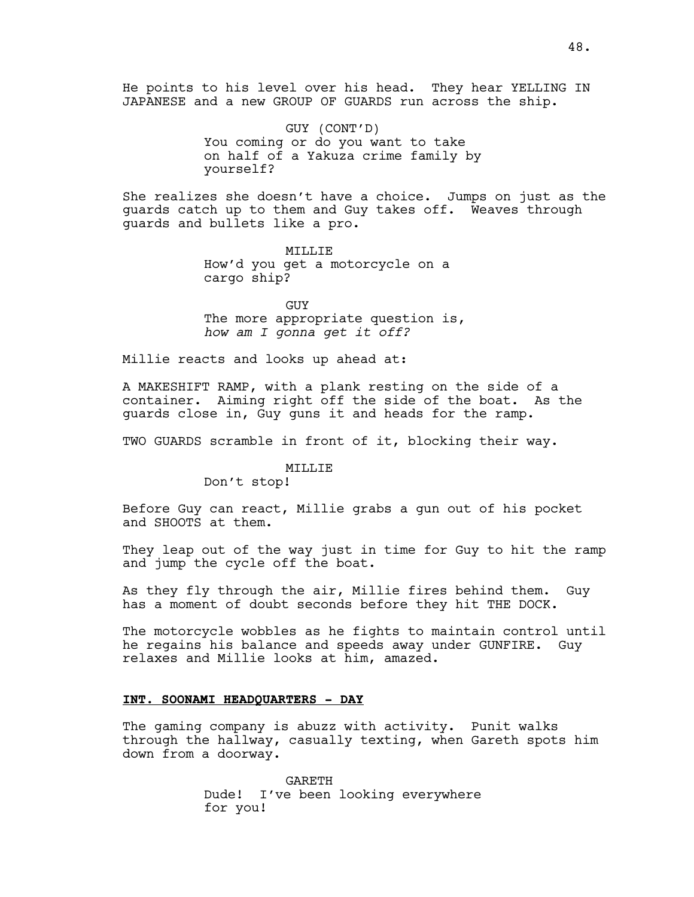He points to his level over his head. They hear YELLING IN JAPANESE and a new GROUP OF GUARDS run across the ship.

GUY (CONT'D)
You coming or do you want to take on half of a Yakuza crime family by yourself?

She realizes she doesn't have a choice. Jumps on just as the guards catch up to them and Guy takes off. Weaves through guards and bullets like a pro.

MILLIE
How'd you get a motorcycle on a cargo ship?

GUY
The more appropriate question is, *how am I gonna get it off?*

Millie reacts and looks up ahead at:

A MAKESHIFT RAMP, with a plank resting on the side of a container. Aiming right off the side of the boat. As the guards close in, Guy guns it and heads for the ramp.

TWO GUARDS scramble in front of it, blocking their way.

MILLIE
Don't stop!

Before Guy can react, Millie grabs a gun out of his pocket and SHOOTS at them.

They leap out of the way just in time for Guy to hit the ramp and jump the cycle off the boat.

As they fly through the air, Millie fires behind them. Guy has a moment of doubt seconds before they hit THE DOCK.

The motorcycle wobbles as he fights to maintain control until he regains his balance and speeds away under GUNFIRE. Guy relaxes and Millie looks at him, amazed.

**INT. SOONAMI HEADQUARTERS - DAY**

The gaming company is abuzz with activity. Punit walks through the hallway, casually texting, when Gareth spots him down from a doorway.

GARETH
Dude! I've been looking everywhere for you!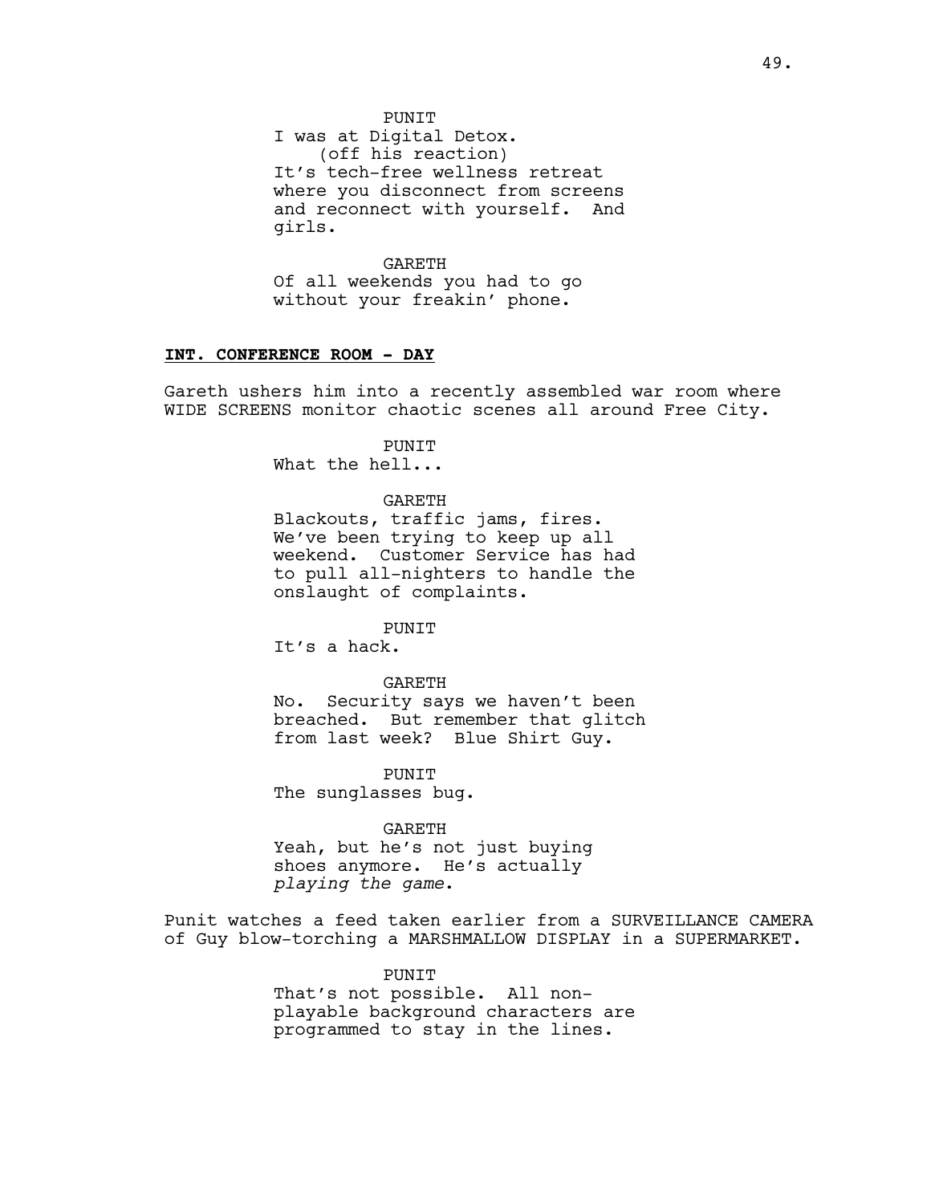PUNIT
I was at Digital Detox.
(off his reaction)
It's tech-free wellness retreat where you disconnect from screens and reconnect with yourself. And girls.

GARETH
Of all weekends you had to go without your freakin' phone.

**INT. CONFERENCE ROOM - DAY**

Gareth ushers him into a recently assembled war room where WIDE SCREENS monitor chaotic scenes all around Free City.

PUNIT
What the hell...

GARETH
Blackouts, traffic jams, fires. We've been trying to keep up all weekend. Customer Service has had to pull all-nighters to handle the onslaught of complaints.

PUNIT
It's a hack.

GARETH
No. Security says we haven't been breached. But remember that glitch from last week? Blue Shirt Guy.

PUNIT
The sunglasses bug.

GARETH
Yeah, but he's not just buying shoes anymore. He's actually *playing the game*.

Punit watches a feed taken earlier from a SURVEILLANCE CAMERA of Guy blow-torching a MARSHMALLOW DISPLAY in a SUPERMARKET.

PUNIT
That's not possible. All non-playable background characters are programmed to stay in the lines.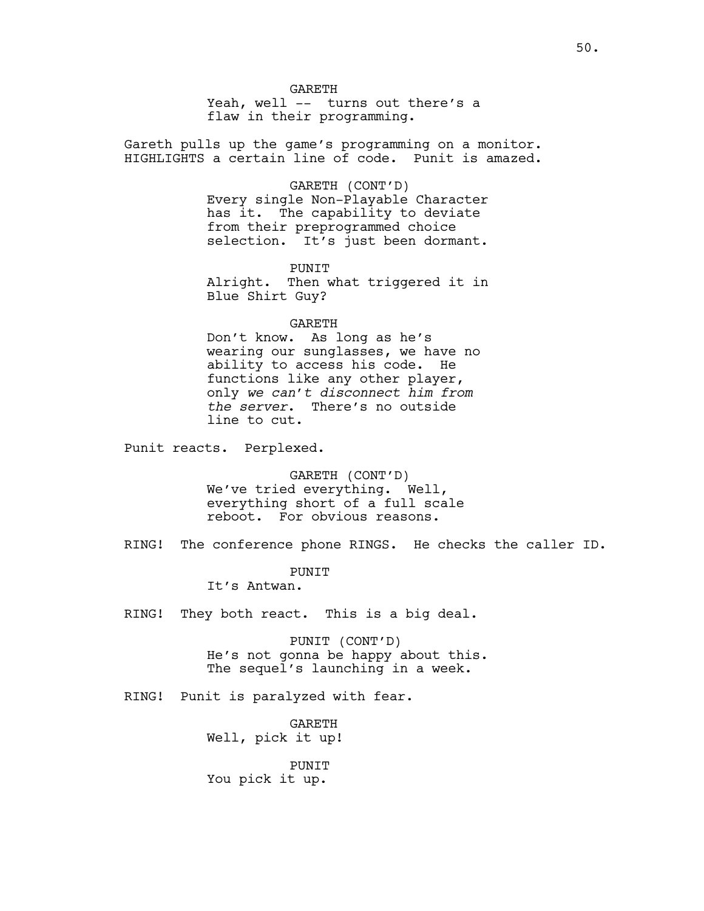GARETH

Yeah, well -- turns out there's a flaw in their programming.

Gareth pulls up the game's programming on a monitor. HIGHLIGHTS a certain line of code. Punit is amazed.

GARETH (CONT'D)

Every single Non-Playable Character has it. The capability to deviate from their preprogrammed choice selection. It's just been dormant.

PUNIT

Alright. Then what triggered it in Blue Shirt Guy?

GARETH

Don't know. As long as he's wearing our sunglasses, we have no ability to access his code. He functions like any other player, only *we can't disconnect him from the server*. There's no outside line to cut.

Punit reacts. Perplexed.

GARETH (CONT'D)

We've tried everything. Well, everything short of a full scale reboot. For obvious reasons.

RING! The conference phone RINGS. He checks the caller ID.

PUNIT

It's Antwan.

RING! They both react. This is a big deal.

PUNIT (CONT'D)

He's not gonna be happy about this. The sequel's launching in a week.

RING! Punit is paralyzed with fear.

GARETH

Well, pick it up!

PUNIT

You pick it up.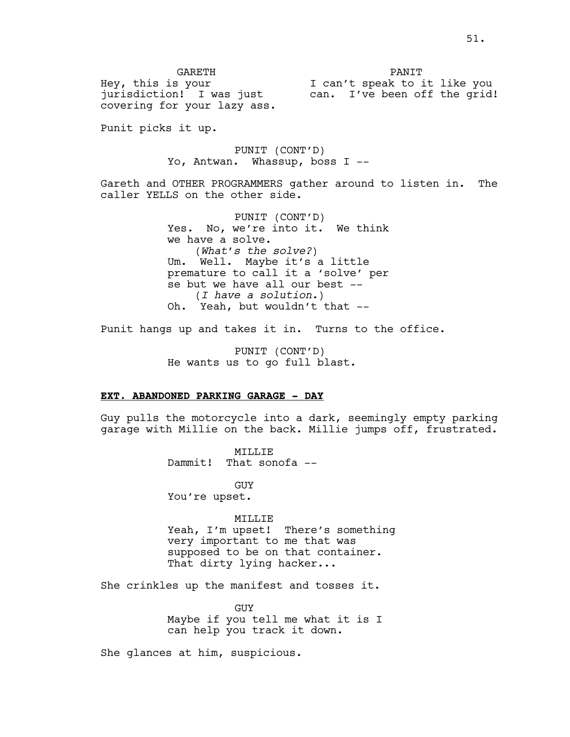GARETH
Hey, this is your jurisdiction! I was just covering for your lazy ass.

PANIT
I can't speak to it like you can. I've been off the grid!

Punit picks it up.

PUNIT (CONT'D)
Yo, Antwan. Whassup, boss I --

Gareth and OTHER PROGRAMMERS gather around to listen in. The caller YELLS on the other side.

PUNIT (CONT'D)
Yes. No, we're into it. We think we have a solve.
(*What's the solve?*)
Um. Well. Maybe it's a little premature to call it a 'solve' per se but we have all our best --
(*I have a solution.*)
Oh. Yeah, but wouldn't that --

Punit hangs up and takes it in. Turns to the office.

PUNIT (CONT'D)
He wants us to go full blast.

**EXT. ABANDONED PARKING GARAGE - DAY**

Guy pulls the motorcycle into a dark, seemingly empty parking garage with Millie on the back. Millie jumps off, frustrated.

MILLIE
Dammit! That sonofa --

GUY
You're upset.

MILLIE
Yeah, I'm upset! There's something very important to me that was supposed to be on that container. That dirty lying hacker...

She crinkles up the manifest and tosses it.

GUY
Maybe if you tell me what it is I can help you track it down.

She glances at him, suspicious.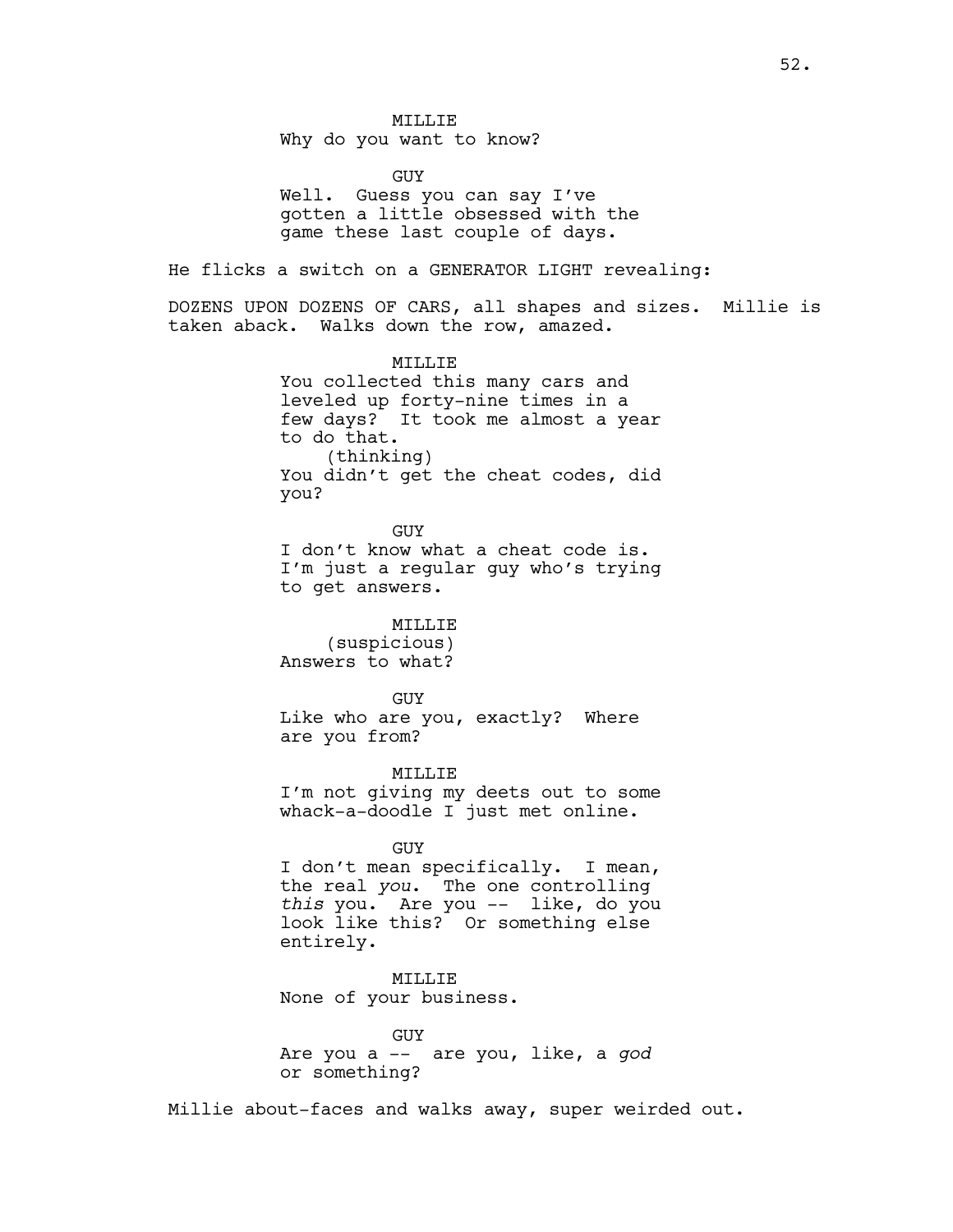MILLIE
Why do you want to know?

GUY
Well. Guess you can say I've gotten a little obsessed with the game these last couple of days.

He flicks a switch on a GENERATOR LIGHT revealing:

DOZENS UPON DOZENS OF CARS, all shapes and sizes. Millie is taken aback. Walks down the row, amazed.

MILLIE
You collected this many cars and leveled up forty-nine times in a few days? It took me almost a year to do that.
(thinking)
You didn't get the cheat codes, did you?

GUY
I don't know what a cheat code is. I'm just a regular guy who's trying to get answers.

MILLIE
(suspicious)
Answers to what?

GUY
Like who are you, exactly? Where are you from?

MILLIE
I'm not giving my deets out to some whack-a-doodle I just met online.

GUY
I don't mean specifically. I mean, the real *you*. The one controlling *this* you. Are you -- like, do you look like this? Or something else entirely.

MILLIE
None of your business.

GUY
Are you a -- are you, like, a *god* or something?

Millie about-faces and walks away, super weirded out.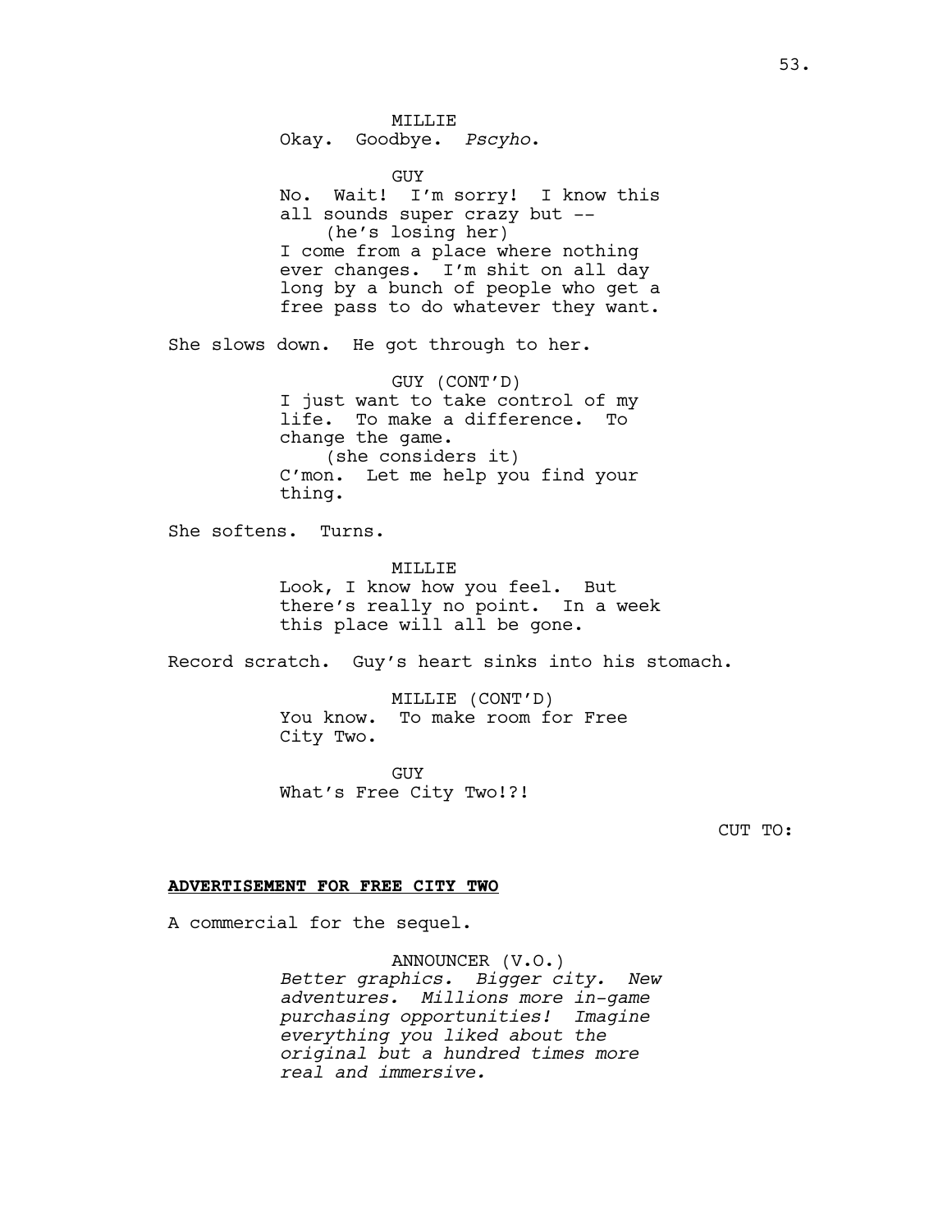MILLIE
Okay. Goodbye. *Pscyho.*

GUY
No. Wait! I'm sorry! I know this all sounds super crazy but --
(he's losing her)
I come from a place where nothing ever changes. I'm shit on all day long by a bunch of people who get a free pass to do whatever they want.

She slows down. He got through to her.

GUY (CONT'D)
I just want to take control of my life. To make a difference. To change the game.
(she considers it)
C'mon. Let me help you find your thing.

She softens. Turns.

MILLIE
Look, I know how you feel. But there's really no point. In a week this place will all be gone.

Record scratch. Guy's heart sinks into his stomach.

MILLIE (CONT'D)
You know. To make room for Free City Two.

GUY
What's Free City Two!?!

CUT TO:

**ADVERTISEMENT FOR FREE CITY TWO**

A commercial for the sequel.

ANNOUNCER (V.O.)
*Better graphics. Bigger city. New adventures. Millions more in-game purchasing opportunities! Imagine everything you liked about the original but a hundred times more real and immersive.*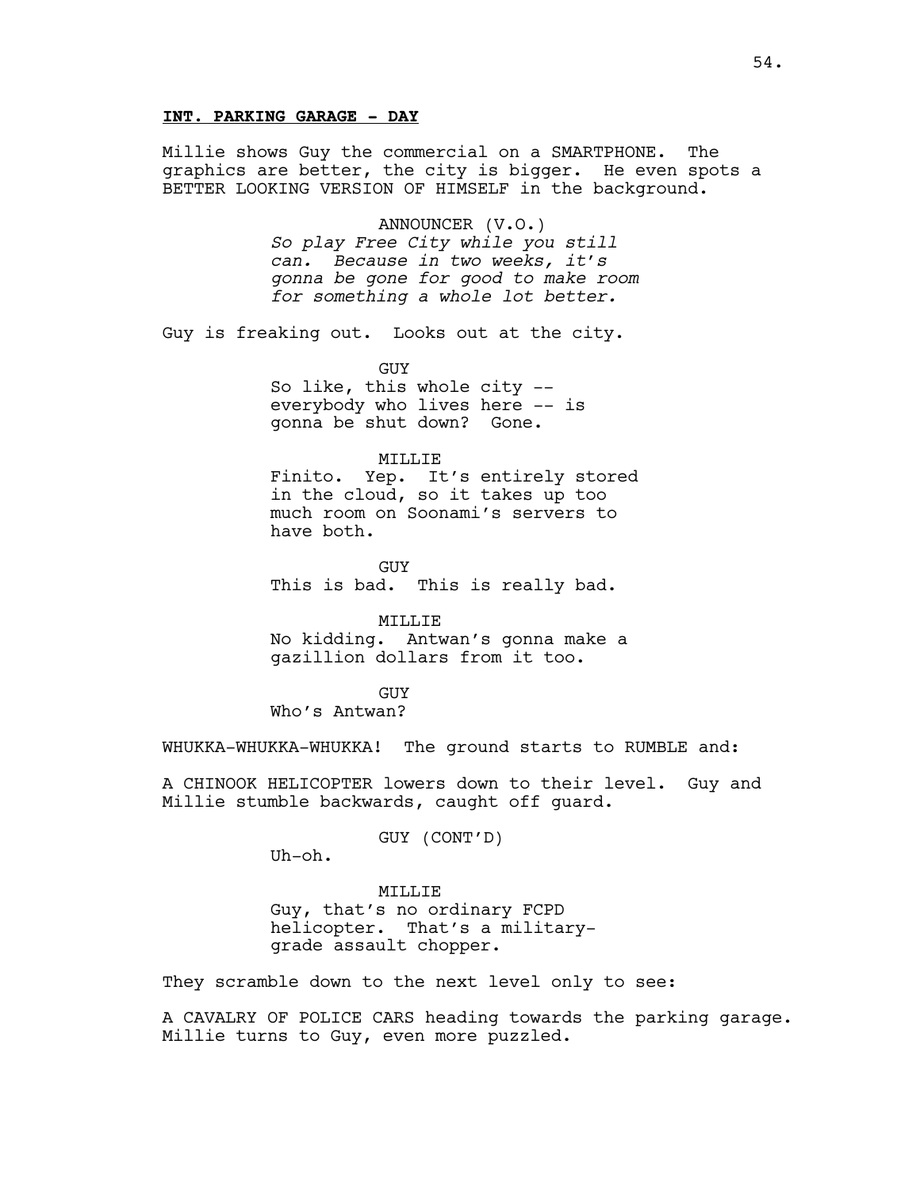**INT. PARKING GARAGE - DAY**

Millie shows Guy the commercial on a SMARTPHONE. The graphics are better, the city is bigger. He even spots a BETTER LOOKING VERSION OF HIMSELF in the background.

ANNOUNCER (V.O.)
*So play Free City while you still can. Because in two weeks, it's gonna be gone for good to make room for something a whole lot better.*

Guy is freaking out. Looks out at the city.

GUY
So like, this whole city -- everybody who lives here -- is gonna be shut down? Gone.

MILLIE
Finito. Yep. It's entirely stored in the cloud, so it takes up too much room on Soonami's servers to have both.

GUY
This is bad. This is really bad.

MILLIE
No kidding. Antwan's gonna make a gazillion dollars from it too.

GUY
Who's Antwan?

WHUKKA-WHUKKA-WHUKKA! The ground starts to RUMBLE and:

A CHINOOK HELICOPTER lowers down to their level. Guy and Millie stumble backwards, caught off guard.

GUY (CONT'D)
Uh-oh.

MILLIE
Guy, that's no ordinary FCPD helicopter. That's a military-grade assault chopper.

They scramble down to the next level only to see:

A CAVALRY OF POLICE CARS heading towards the parking garage. Millie turns to Guy, even more puzzled.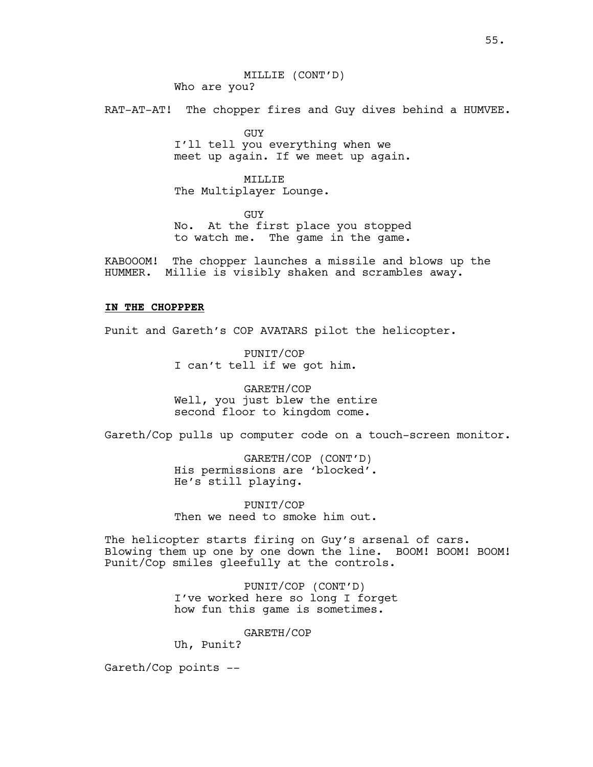MILLIE (CONT'D)
Who are you?

RAT-AT-AT! The chopper fires and Guy dives behind a HUMVEE.

GUY
I'll tell you everything when we meet up again. If we meet up again.

MILLIE
The Multiplayer Lounge.

GUY
No. At the first place you stopped to watch me. The game in the game.

KABOOOM! The chopper launches a missile and blows up the HUMMER. Millie is visibly shaken and scrambles away.

**IN THE CHOPPPER**

Punit and Gareth's COP AVATARS pilot the helicopter.

PUNIT/COP
I can't tell if we got him.

GARETH/COP
Well, you just blew the entire second floor to kingdom come.

Gareth/Cop pulls up computer code on a touch-screen monitor.

GARETH/COP (CONT'D)
His permissions are 'blocked'. He's still playing.

PUNIT/COP
Then we need to smoke him out.

The helicopter starts firing on Guy's arsenal of cars. Blowing them up one by one down the line. BOOM! BOOM! BOOM! Punit/Cop smiles gleefully at the controls.

PUNIT/COP (CONT'D)
I've worked here so long I forget how fun this game is sometimes.

GARETH/COP
Uh, Punit?

Gareth/Cop points --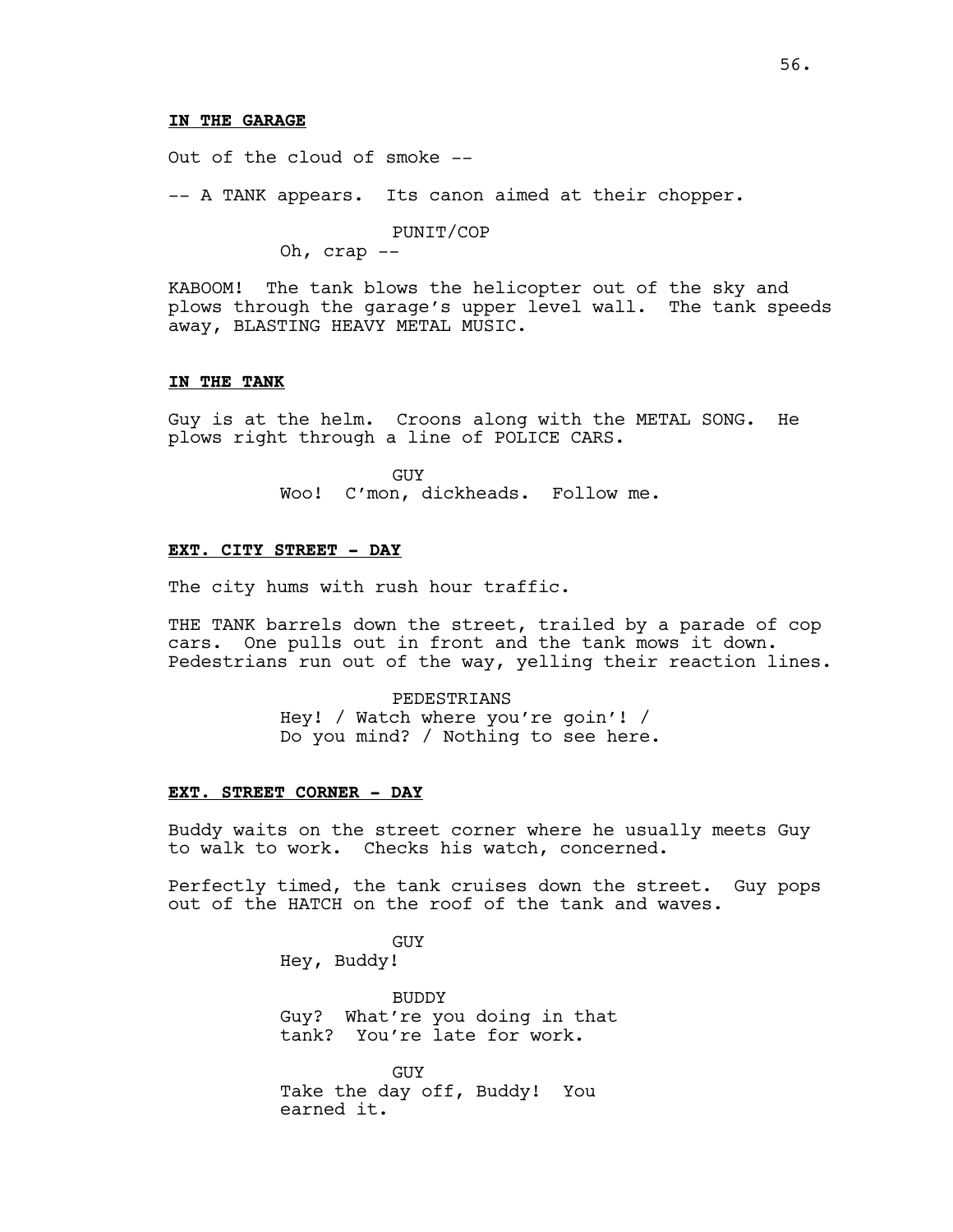**IN THE GARAGE**

Out of the cloud of smoke --

-- A TANK appears. Its canon aimed at their chopper.

PUNIT/COP
Oh, crap --

KABOOM! The tank blows the helicopter out of the sky and plows through the garage's upper level wall. The tank speeds away, BLASTING HEAVY METAL MUSIC.

**IN THE TANK**

Guy is at the helm. Croons along with the METAL SONG. He plows right through a line of POLICE CARS.

GUY
Woo! C'mon, dickheads. Follow me.

**EXT. CITY STREET - DAY**

The city hums with rush hour traffic.

THE TANK barrels down the street, trailed by a parade of cop cars. One pulls out in front and the tank mows it down. Pedestrians run out of the way, yelling their reaction lines.

PEDESTRIANS
Hey! / Watch where you're goin'! / Do you mind? / Nothing to see here.

**EXT. STREET CORNER - DAY**

Buddy waits on the street corner where he usually meets Guy to walk to work. Checks his watch, concerned.

Perfectly timed, the tank cruises down the street. Guy pops out of the HATCH on the roof of the tank and waves.

GUY
Hey, Buddy!

BUDDY
Guy? What're you doing in that tank? You're late for work.

GUY
Take the day off, Buddy! You earned it.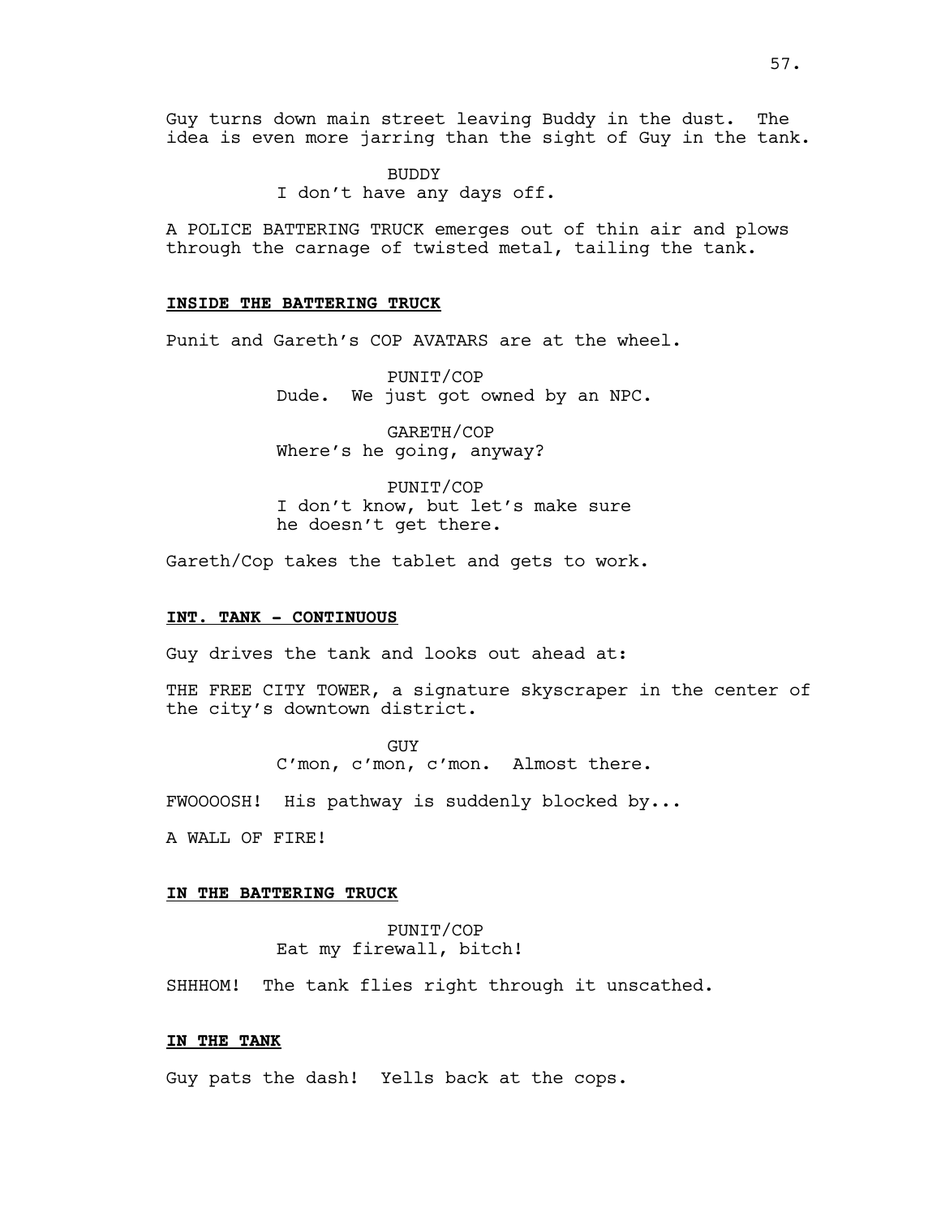Guy turns down main street leaving Buddy in the dust. The idea is even more jarring than the sight of Guy in the tank.

BUDDY
I don't have any days off.

A POLICE BATTERING TRUCK emerges out of thin air and plows through the carnage of twisted metal, tailing the tank.

**INSIDE THE BATTERING TRUCK**

Punit and Gareth's COP AVATARS are at the wheel.

PUNIT/COP
Dude. We just got owned by an NPC.

GARETH/COP
Where's he going, anyway?

PUNIT/COP
I don't know, but let's make sure he doesn't get there.

Gareth/Cop takes the tablet and gets to work.

**INT. TANK - CONTINUOUS**

Guy drives the tank and looks out ahead at:

THE FREE CITY TOWER, a signature skyscraper in the center of the city's downtown district.

GUY
C'mon, c'mon, c'mon. Almost there.

FWOOOOSH! His pathway is suddenly blocked by...

A WALL OF FIRE!

**IN THE BATTERING TRUCK**

PUNIT/COP
Eat my firewall, bitch!

SHHHOM! The tank flies right through it unscathed.

**IN THE TANK**

Guy pats the dash! Yells back at the cops.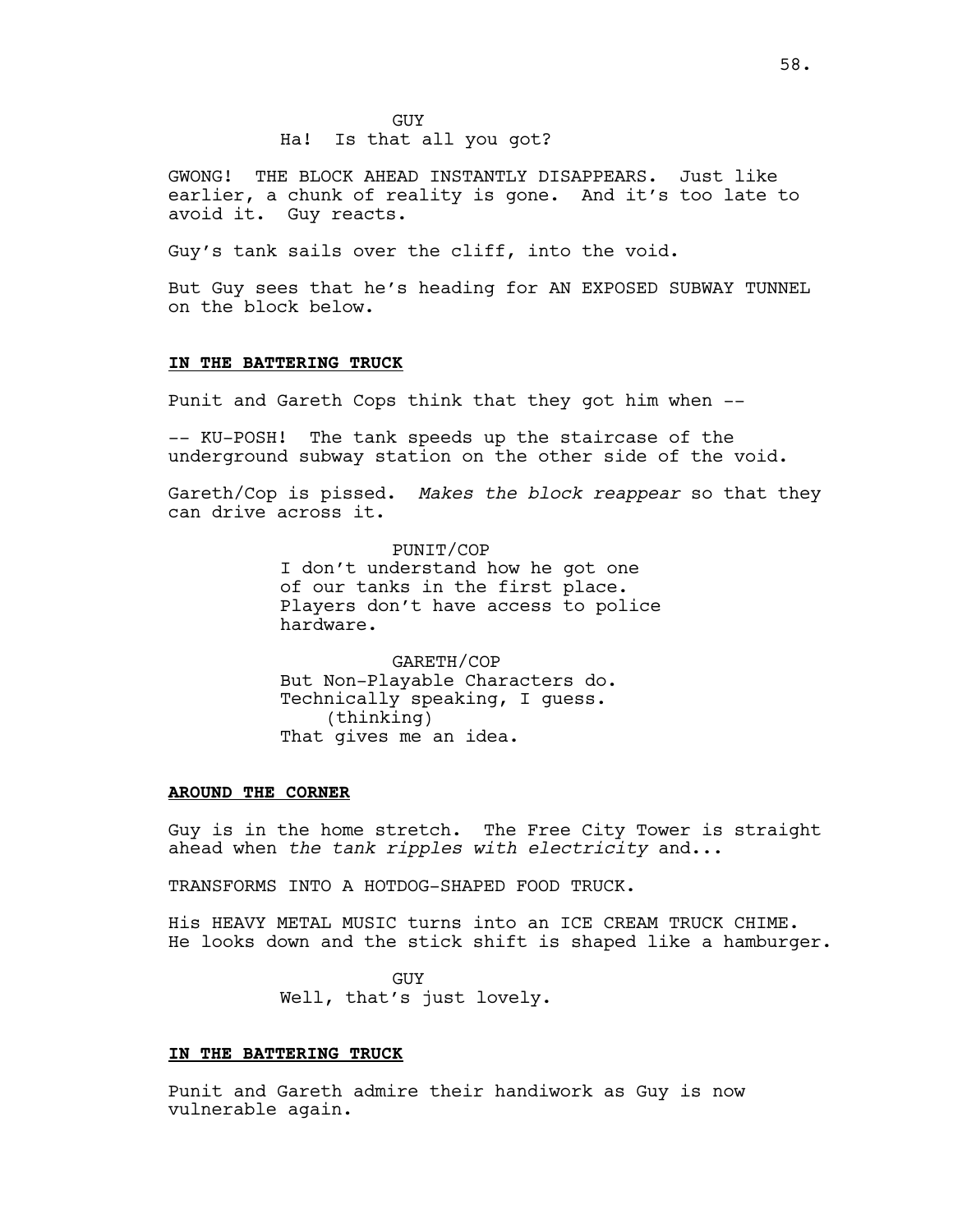GUY
Ha! Is that all you got?

GWONG! THE BLOCK AHEAD INSTANTLY DISAPPEARS. Just like earlier, a chunk of reality is gone. And it's too late to avoid it. Guy reacts.

Guy's tank sails over the cliff, into the void.

But Guy sees that he's heading for AN EXPOSED SUBWAY TUNNEL on the block below.

**IN THE BATTERING TRUCK**

Punit and Gareth Cops think that they got him when --

-- KU-POSH! The tank speeds up the staircase of the underground subway station on the other side of the void.

Gareth/Cop is pissed. *Makes the block reappear* so that they can drive across it.

PUNIT/COP
I don't understand how he got one of our tanks in the first place. Players don't have access to police hardware.

GARETH/COP
But Non-Playable Characters do. Technically speaking, I guess.
(thinking)
That gives me an idea.

**AROUND THE CORNER**

Guy is in the home stretch. The Free City Tower is straight ahead when *the tank ripples with electricity* and...

TRANSFORMS INTO A HOTDOG-SHAPED FOOD TRUCK.

His HEAVY METAL MUSIC turns into an ICE CREAM TRUCK CHIME. He looks down and the stick shift is shaped like a hamburger.

GUY
Well, that's just lovely.

**IN THE BATTERING TRUCK**

Punit and Gareth admire their handiwork as Guy is now vulnerable again.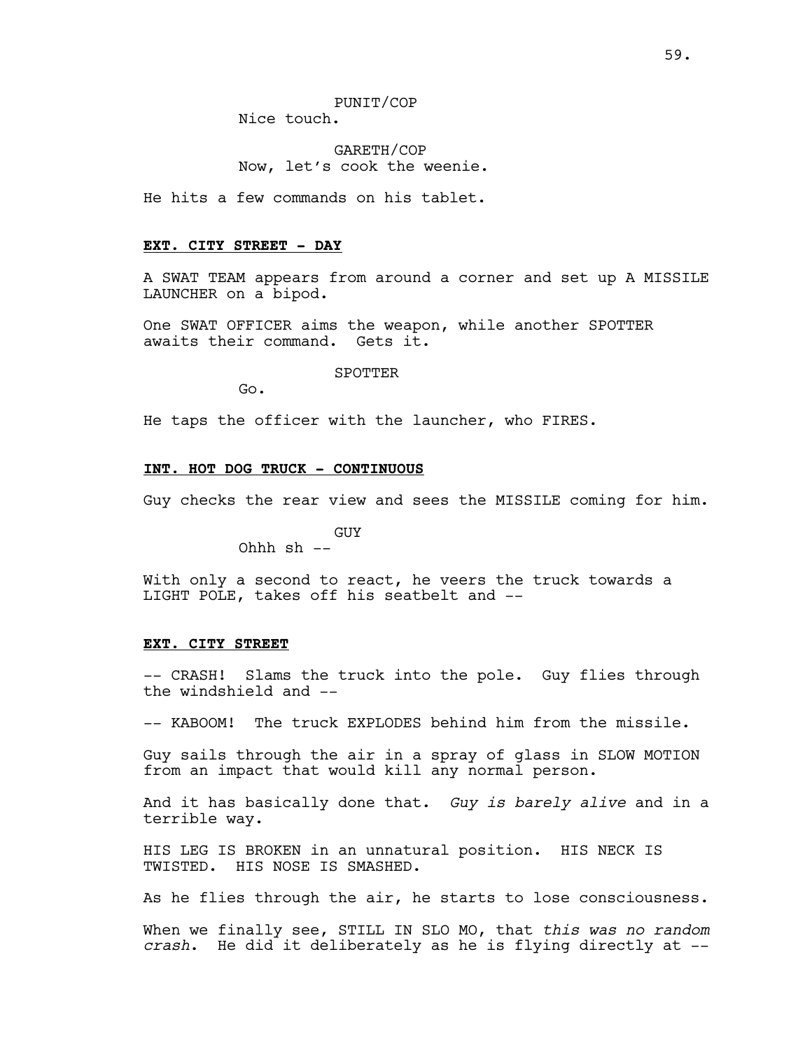PUNIT/COP
Nice touch.

GARETH/COP
Now, let's cook the weenie.

He hits a few commands on his tablet.

**EXT. CITY STREET - DAY**

A SWAT TEAM appears from around a corner and set up A MISSILE LAUNCHER on a bipod.

One SWAT OFFICER aims the weapon, while another SPOTTER awaits their command. Gets it.

SPOTTER
Go.

He taps the officer with the launcher, who FIRES.

**INT. HOT DOG TRUCK - CONTINUOUS**

Guy checks the rear view and sees the MISSILE coming for him.

GUY
Ohhh sh --

With only a second to react, he veers the truck towards a LIGHT POLE, takes off his seatbelt and --

**EXT. CITY STREET**

-- CRASH! Slams the truck into the pole. Guy flies through the windshield and --

-- KABOOM! The truck EXPLODES behind him from the missile.

Guy sails through the air in a spray of glass in SLOW MOTION from an impact that would kill any normal person.

And it has basically done that. *Guy is barely alive* and in a terrible way.

HIS LEG IS BROKEN in an unnatural position. HIS NECK IS TWISTED. HIS NOSE IS SMASHED.

As he flies through the air, he starts to lose consciousness.

When we finally see, STILL IN SLO MO, that *this was no random crash*. He did it deliberately as he is flying directly at --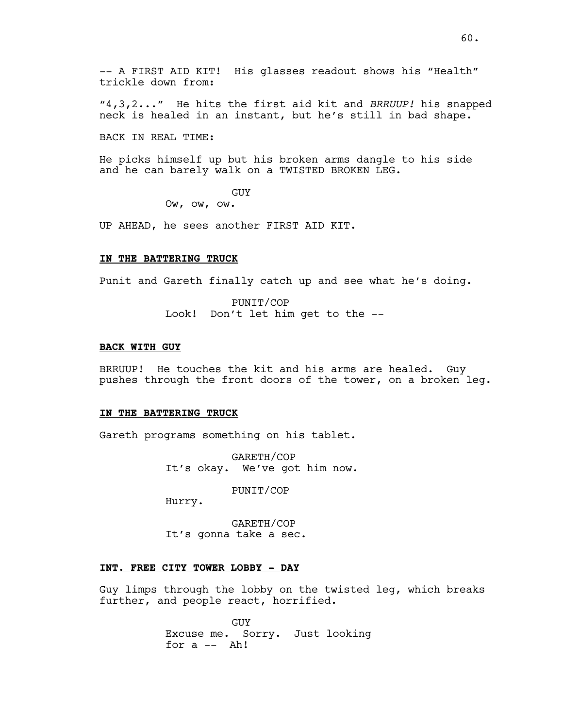-- A FIRST AID KIT! His glasses readout shows his "Health" trickle down from:

"4,3,2..." He hits the first aid kit and *BRRUUP!* his snapped neck is healed in an instant, but he's still in bad shape.

BACK IN REAL TIME:

He picks himself up but his broken arms dangle to his side and he can barely walk on a TWISTED BROKEN LEG.

GUY
Ow, ow, ow.

UP AHEAD, he sees another FIRST AID KIT.

**IN THE BATTERING TRUCK**

Punit and Gareth finally catch up and see what he's doing.

PUNIT/COP
Look! Don't let him get to the --

**BACK WITH GUY**

BRRUUP! He touches the kit and his arms are healed. Guy pushes through the front doors of the tower, on a broken leg.

**IN THE BATTERING TRUCK**

Gareth programs something on his tablet.

GARETH/COP
It's okay. We've got him now.

PUNIT/COP
Hurry.

GARETH/COP
It's gonna take a sec.

**INT. FREE CITY TOWER LOBBY - DAY**

Guy limps through the lobby on the twisted leg, which breaks further, and people react, horrified.

GUY
Excuse me. Sorry. Just looking for a -- Ah!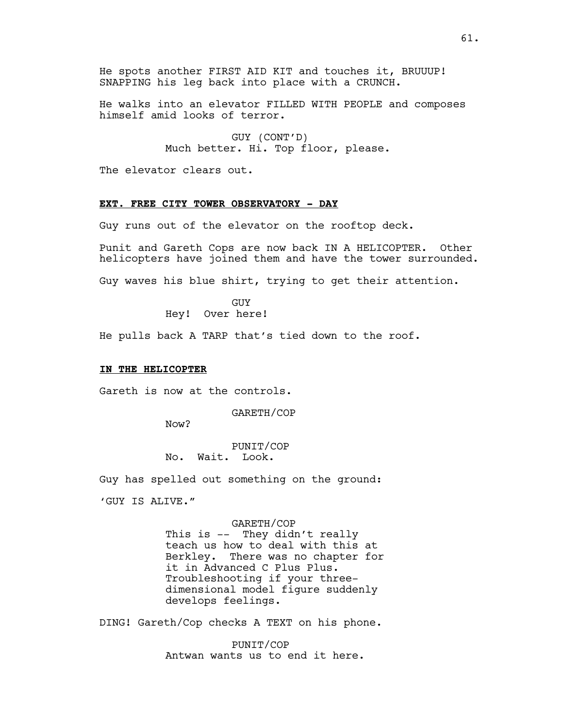He spots another FIRST AID KIT and touches it, BRUUUP! SNAPPING his leg back into place with a CRUNCH.

He walks into an elevator FILLED WITH PEOPLE and composes himself amid looks of terror.

GUY (CONT'D)
Much better. Hi. Top floor, please.

The elevator clears out.

**EXT. FREE CITY TOWER OBSERVATORY - DAY**

Guy runs out of the elevator on the rooftop deck.

Punit and Gareth Cops are now back IN A HELICOPTER. Other helicopters have joined them and have the tower surrounded.

Guy waves his blue shirt, trying to get their attention.

GUY
Hey! Over here!

He pulls back A TARP that's tied down to the roof.

**IN THE HELICOPTER**

Gareth is now at the controls.

GARETH/COP
Now?

PUNIT/COP
No. Wait. Look.

Guy has spelled out something on the ground:

'GUY IS ALIVE."

GARETH/COP
This is -- They didn't really teach us how to deal with this at Berkley. There was no chapter for it in Advanced C Plus Plus. Troubleshooting if your three-dimensional model figure suddenly develops feelings.

DING! Gareth/Cop checks A TEXT on his phone.

PUNIT/COP
Antwan wants us to end it here.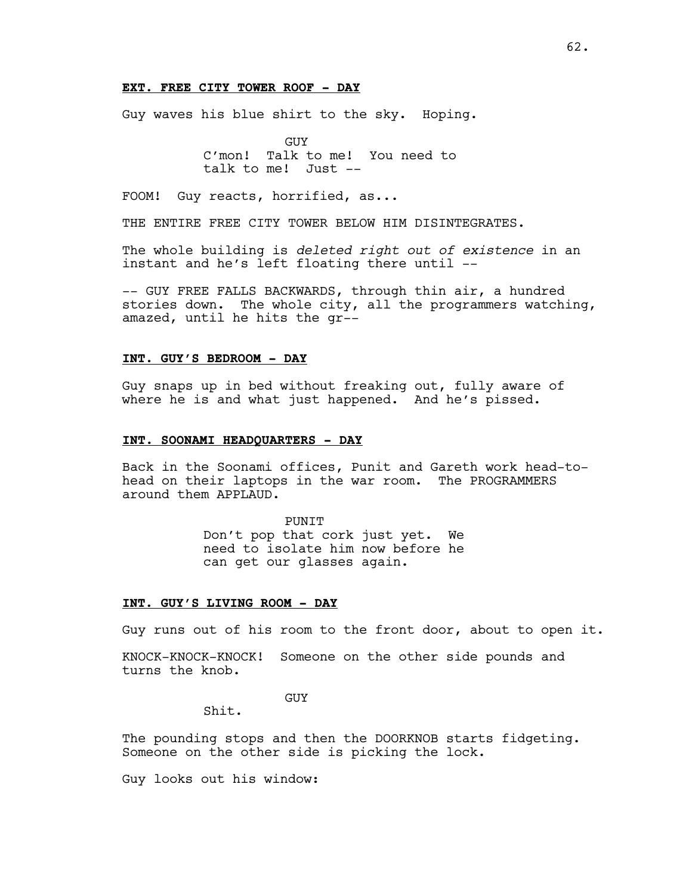**EXT. FREE CITY TOWER ROOF - DAY**

Guy waves his blue shirt to the sky. Hoping.

GUY
C'mon! Talk to me! You need to talk to me! Just --

FOOM! Guy reacts, horrified, as...

THE ENTIRE FREE CITY TOWER BELOW HIM DISINTEGRATES.

The whole building is *deleted right out of existence* in an instant and he's left floating there until --

-- GUY FREE FALLS BACKWARDS, through thin air, a hundred stories down. The whole city, all the programmers watching, amazed, until he hits the gr--

**INT. GUY'S BEDROOM - DAY**

Guy snaps up in bed without freaking out, fully aware of where he is and what just happened. And he's pissed.

**INT. SOONAMI HEADQUARTERS - DAY**

Back in the Soonami offices, Punit and Gareth work head-to-head on their laptops in the war room. The PROGRAMMERS around them APPLAUD.

PUNIT
Don't pop that cork just yet. We need to isolate him now before he can get our glasses again.

**INT. GUY'S LIVING ROOM - DAY**

Guy runs out of his room to the front door, about to open it.

KNOCK-KNOCK-KNOCK! Someone on the other side pounds and turns the knob.

GUY
Shit.

The pounding stops and then the DOORKNOB starts fidgeting. Someone on the other side is picking the lock.

Guy looks out his window: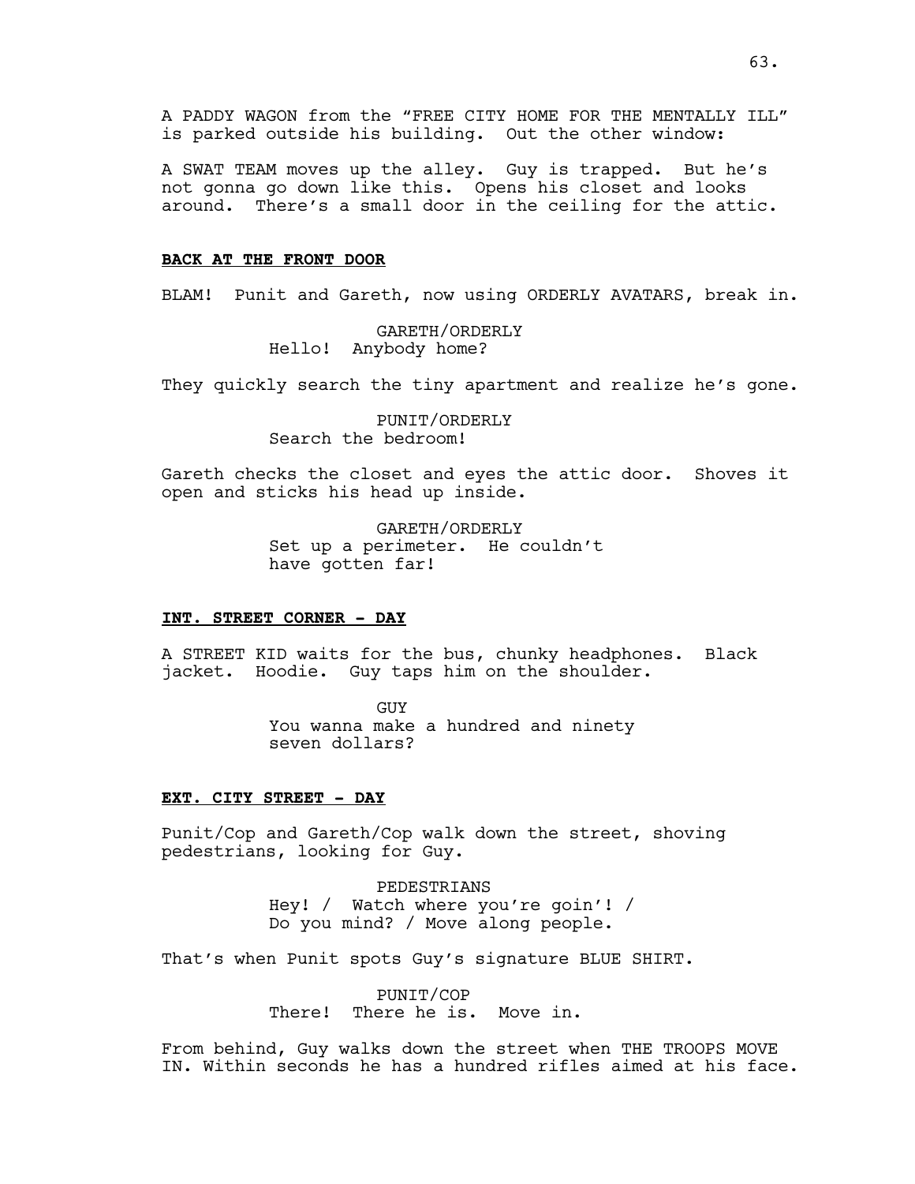A PADDY WAGON from the "FREE CITY HOME FOR THE MENTALLY ILL" is parked outside his building. Out the other window:

A SWAT TEAM moves up the alley. Guy is trapped. But he's not gonna go down like this. Opens his closet and looks around. There's a small door in the ceiling for the attic.

**BACK AT THE FRONT DOOR**

BLAM! Punit and Gareth, now using ORDERLY AVATARS, break in.

GARETH/ORDERLY
Hello! Anybody home?

They quickly search the tiny apartment and realize he's gone.

PUNIT/ORDERLY
Search the bedroom!

Gareth checks the closet and eyes the attic door. Shoves it open and sticks his head up inside.

GARETH/ORDERLY
Set up a perimeter. He couldn't have gotten far!

**INT. STREET CORNER - DAY**

A STREET KID waits for the bus, chunky headphones. Black jacket. Hoodie. Guy taps him on the shoulder.

GUY
You wanna make a hundred and ninety seven dollars?

**EXT. CITY STREET - DAY**

Punit/Cop and Gareth/Cop walk down the street, shoving pedestrians, looking for Guy.

PEDESTRIANS
Hey! / Watch where you're goin'! / Do you mind? / Move along people.

That's when Punit spots Guy's signature BLUE SHIRT.

PUNIT/COP
There! There he is. Move in.

From behind, Guy walks down the street when THE TROOPS MOVE IN. Within seconds he has a hundred rifles aimed at his face.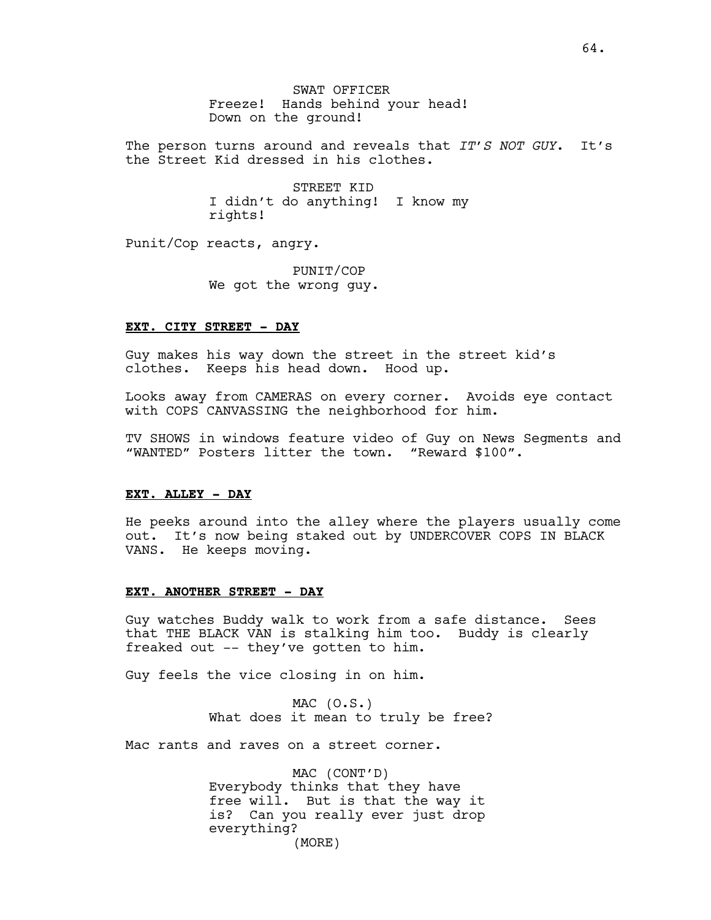SWAT OFFICER
Freeze! Hands behind your head! Down on the ground!

The person turns around and reveals that *IT'S NOT GUY*. It's the Street Kid dressed in his clothes.

STREET KID
I didn't do anything! I know my rights!

Punit/Cop reacts, angry.

PUNIT/COP
We got the wrong guy.

**EXT. CITY STREET - DAY**

Guy makes his way down the street in the street kid's clothes. Keeps his head down. Hood up.

Looks away from CAMERAS on every corner. Avoids eye contact with COPS CANVASSING the neighborhood for him.

TV SHOWS in windows feature video of Guy on News Segments and "WANTED" Posters litter the town. "Reward $100".

**EXT. ALLEY - DAY**

He peeks around into the alley where the players usually come out. It's now being staked out by UNDERCOVER COPS IN BLACK VANS. He keeps moving.

**EXT. ANOTHER STREET - DAY**

Guy watches Buddy walk to work from a safe distance. Sees that THE BLACK VAN is stalking him too. Buddy is clearly freaked out -- they've gotten to him.

Guy feels the vice closing in on him.

MAC (O.S.)
What does it mean to truly be free?

Mac rants and raves on a street corner.

MAC (CONT'D)
Everybody thinks that they have free will. But is that the way it is? Can you really ever just drop everything?
(MORE)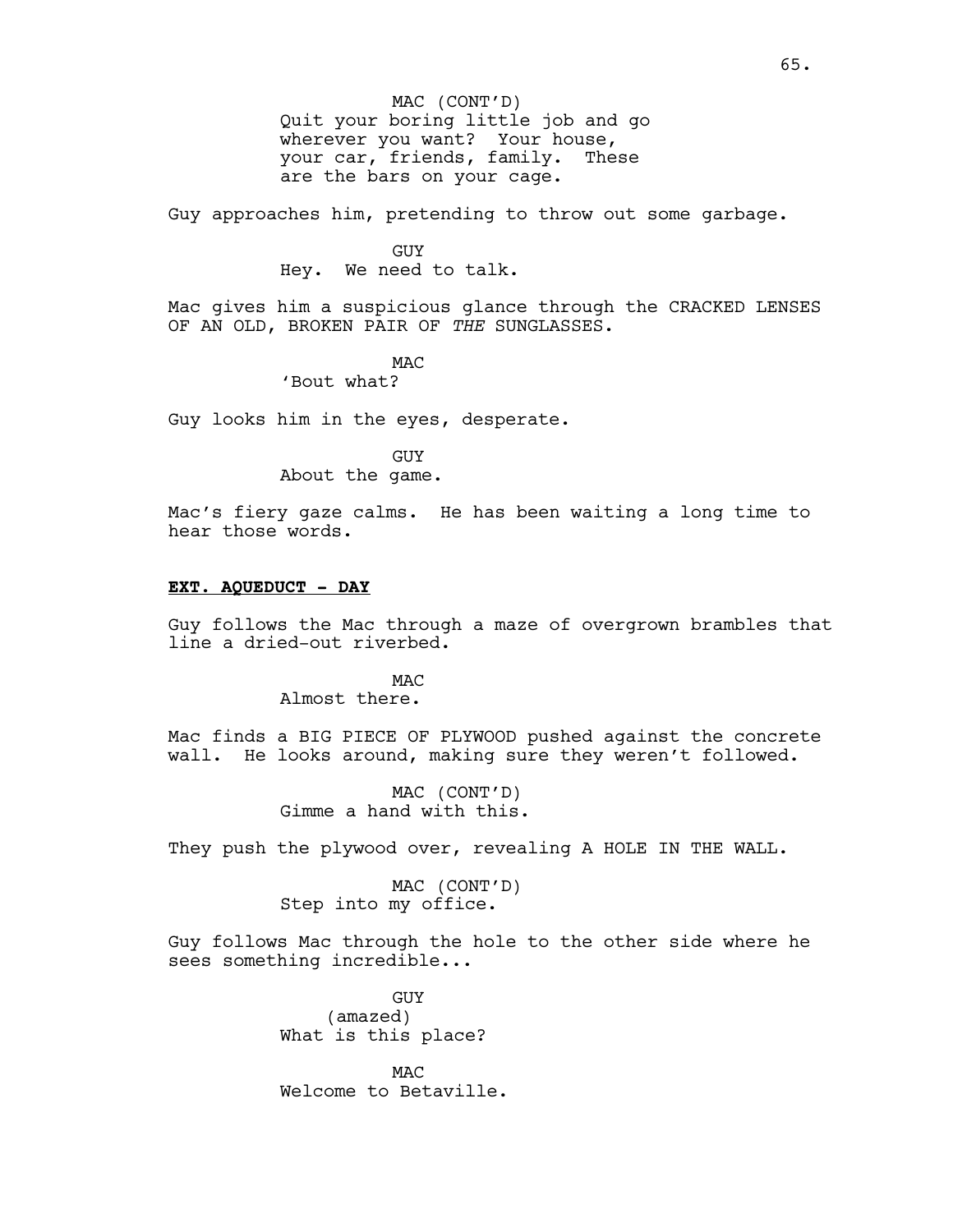MAC (CONT'D)
Quit your boring little job and go wherever you want? Your house, your car, friends, family. These are the bars on your cage.

Guy approaches him, pretending to throw out some garbage.

GUY
Hey. We need to talk.

Mac gives him a suspicious glance through the CRACKED LENSES OF AN OLD, BROKEN PAIR OF *THE* SUNGLASSES.

MAC
'Bout what?

Guy looks him in the eyes, desperate.

GUY
About the game.

Mac's fiery gaze calms. He has been waiting a long time to hear those words.

**EXT. AQUEDUCT - DAY**

Guy follows the Mac through a maze of overgrown brambles that line a dried-out riverbed.

MAC
Almost there.

Mac finds a BIG PIECE OF PLYWOOD pushed against the concrete wall. He looks around, making sure they weren't followed.

MAC (CONT'D)
Gimme a hand with this.

They push the plywood over, revealing A HOLE IN THE WALL.

MAC (CONT'D)
Step into my office.

Guy follows Mac through the hole to the other side where he sees something incredible...

GUY
(amazed)
What is this place?

MAC
Welcome to Betaville.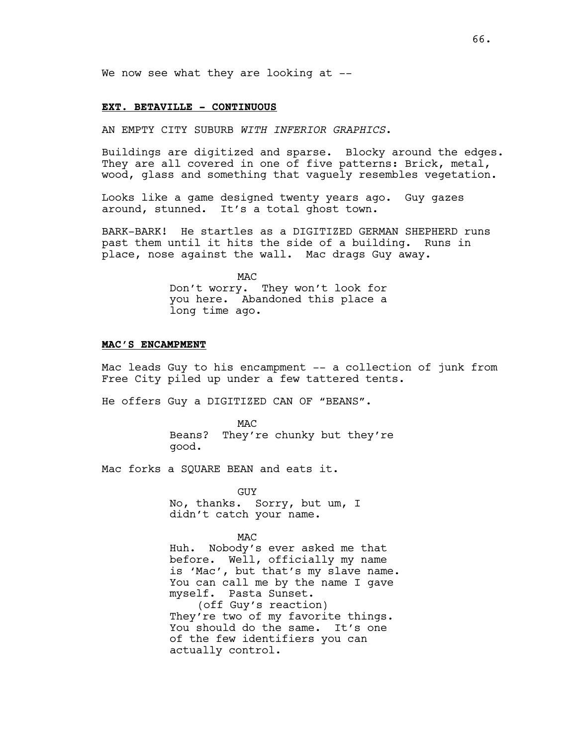We now see what they are looking at --

**EXT. BETAVILLE - CONTINUOUS**

AN EMPTY CITY SUBURB *WITH INFERIOR GRAPHICS*.

Buildings are digitized and sparse. Blocky around the edges. They are all covered in one of five patterns: Brick, metal, wood, glass and something that vaguely resembles vegetation.

Looks like a game designed twenty years ago. Guy gazes around, stunned. It's a total ghost town.

BARK-BARK! He startles as a DIGITIZED GERMAN SHEPHERD runs past them until it hits the side of a building. Runs in place, nose against the wall. Mac drags Guy away.

MAC
Don't worry. They won't look for you here. Abandoned this place a long time ago.

**MAC'S ENCAMPMENT**

Mac leads Guy to his encampment -- a collection of junk from Free City piled up under a few tattered tents.

He offers Guy a DIGITIZED CAN OF "BEANS".

MAC
Beans? They're chunky but they're good.

Mac forks a SQUARE BEAN and eats it.

GUY
No, thanks. Sorry, but um, I didn't catch your name.

MAC
Huh. Nobody's ever asked me that before. Well, officially my name is 'Mac', but that's my slave name. You can call me by the name I gave myself. Pasta Sunset.
(off Guy's reaction)
They're two of my favorite things. You should do the same. It's one of the few identifiers you can actually control.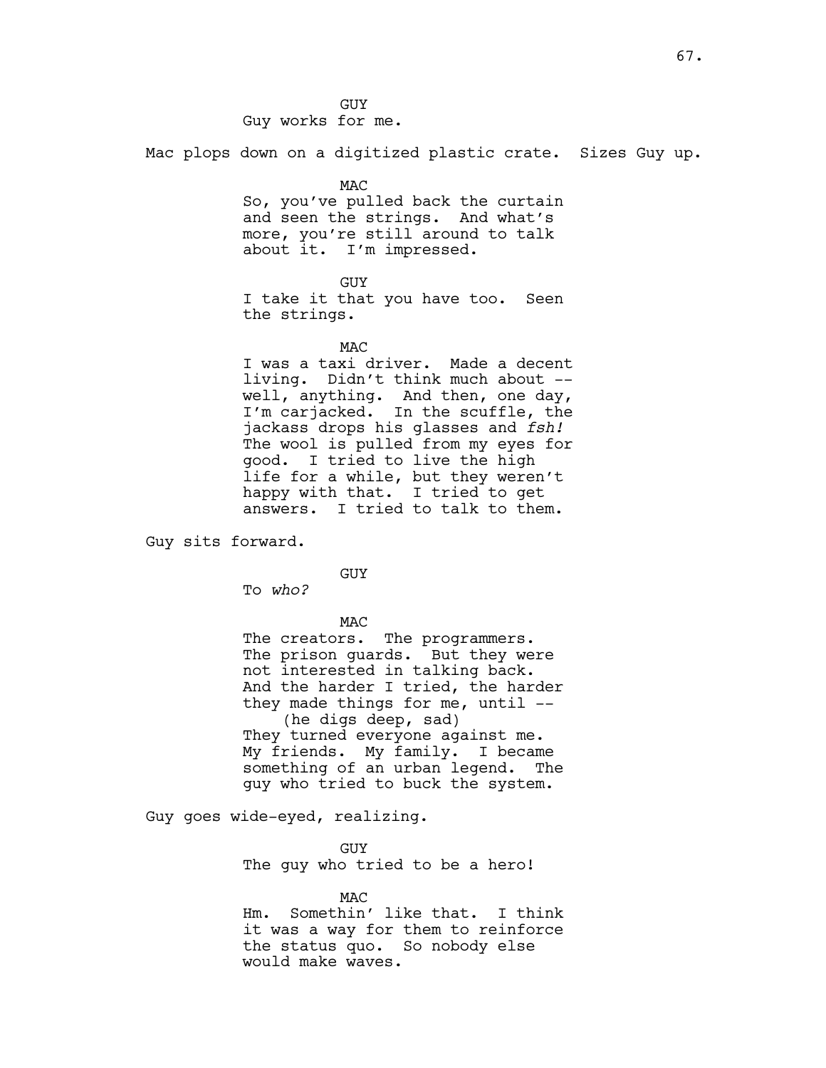GUY

Guy works for me.

Mac plops down on a digitized plastic crate. Sizes Guy up.

MAC

So, you've pulled back the curtain and seen the strings. And what's more, you're still around to talk about it. I'm impressed.

GUY

I take it that you have too. Seen the strings.

MAC

I was a taxi driver. Made a decent living. Didn't think much about -- well, anything. And then, one day, I'm carjacked. In the scuffle, the jackass drops his glasses and *fsh!* The wool is pulled from my eyes for good. I tried to live the high life for a while, but they weren't happy with that. I tried to get answers. I tried to talk to them.

Guy sits forward.

GUY

To *who?*

MAC

The creators. The programmers. The prison guards. But they were not interested in talking back. And the harder I tried, the harder they made things for me, until --

(he digs deep, sad)

They turned everyone against me. My friends. My family. I became something of an urban legend. The guy who tried to buck the system.

Guy goes wide-eyed, realizing.

GUY

The guy who tried to be a hero!

MAC

Hm. Somethin' like that. I think it was a way for them to reinforce the status quo. So nobody else would make waves.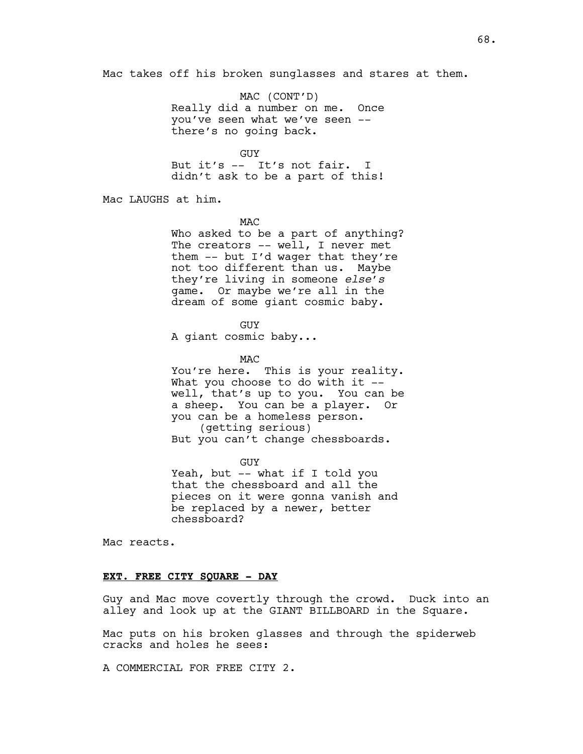Mac takes off his broken sunglasses and stares at them.

MAC (CONT'D)
Really did a number on me. Once you've seen what we've seen -- there's no going back.

GUY
But it's -- It's not fair. I didn't ask to be a part of this!

Mac LAUGHS at him.

MAC
Who asked to be a part of anything? The creators -- well, I never met them -- but I'd wager that they're not too different than us. Maybe they're living in someone *else's* game. Or maybe we're all in the dream of some giant cosmic baby.

GUY
A giant cosmic baby...

MAC
You're here. This is your reality. What you choose to do with it -- well, that's up to you. You can be a sheep. You can be a player. Or you can be a homeless person.
(getting serious)
But you can't change chessboards.

GUY
Yeah, but -- what if I told you that the chessboard and all the pieces on it were gonna vanish and be replaced by a newer, better chessboard?

Mac reacts.

**EXT. FREE CITY SQUARE - DAY**

Guy and Mac move covertly through the crowd. Duck into an alley and look up at the GIANT BILLBOARD in the Square.

Mac puts on his broken glasses and through the spiderweb cracks and holes he sees:

A COMMERCIAL FOR FREE CITY 2.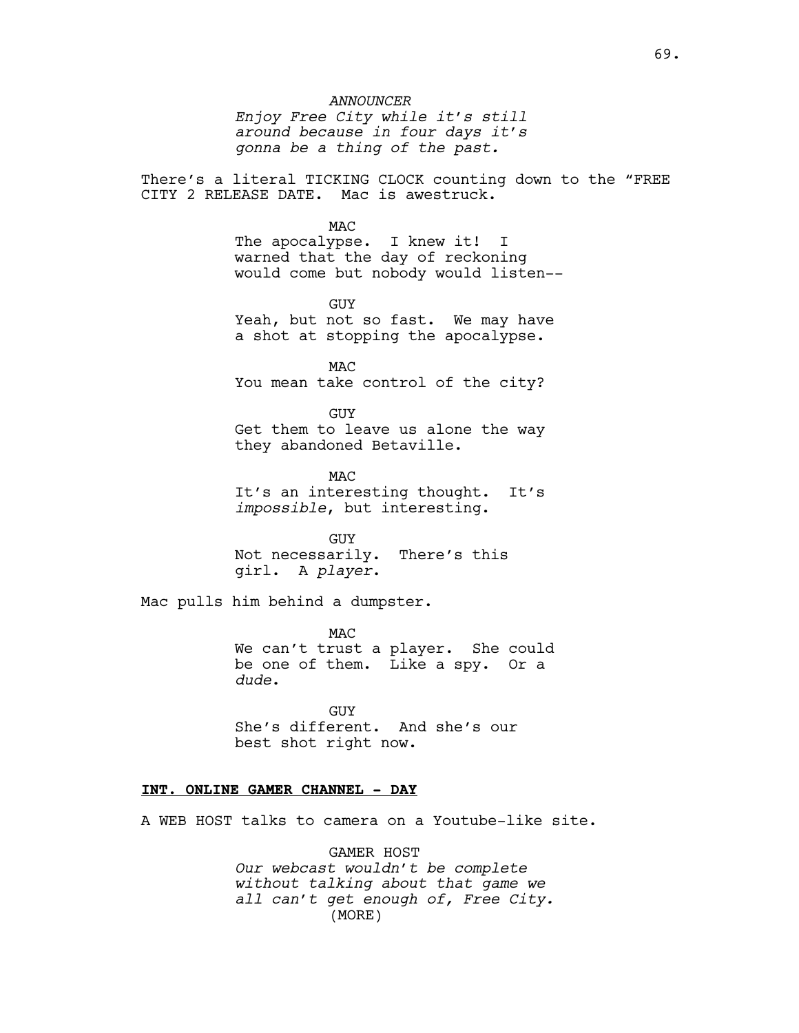ANNOUNCER
*Enjoy Free City while it's still around because in four days it's gonna be a thing of the past.*

There's a literal TICKING CLOCK counting down to the "FREE CITY 2 RELEASE DATE. Mac is awestruck.

MAC
The apocalypse. I knew it! I warned that the day of reckoning would come but nobody would listen--

GUY
Yeah, but not so fast. We may have a shot at stopping the apocalypse.

MAC
You mean take control of the city?

GUY
Get them to leave us alone the way they abandoned Betaville.

MAC
It's an interesting thought. It's *impossible*, but interesting.

GUY
Not necessarily. There's this girl. A *player*.

Mac pulls him behind a dumpster.

MAC
We can't trust a player. She could be one of them. Like a spy. Or a *dude*.

GUY
She's different. And she's our best shot right now.

**INT. ONLINE GAMER CHANNEL - DAY**

A WEB HOST talks to camera on a Youtube-like site.

GAMER HOST
*Our webcast wouldn't be complete without talking about that game we all can't get enough of, Free City.*
(MORE)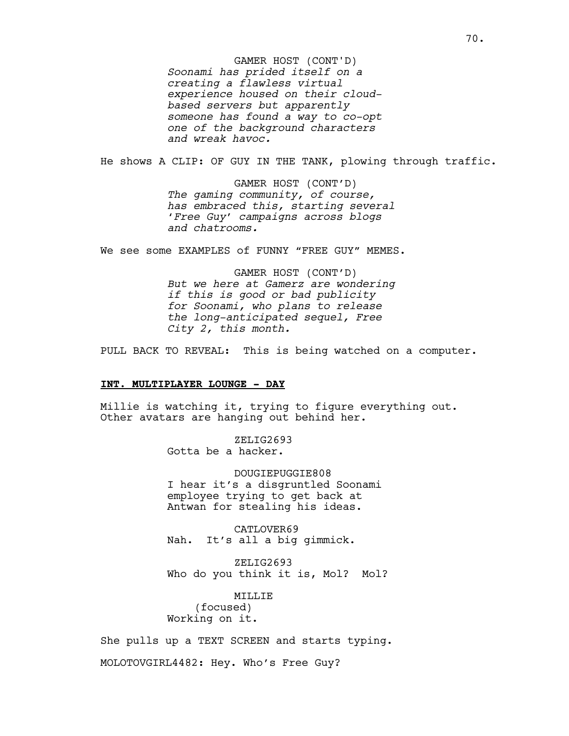GAMER HOST (CONT'D)
*Soonami has prided itself on a creating a flawless virtual experience housed on their cloud-based servers but apparently someone has found a way to co-opt one of the background characters and wreak havoc.*

He shows A CLIP: OF GUY IN THE TANK, plowing through traffic.

GAMER HOST (CONT'D)
*The gaming community, of course, has embraced this, starting several 'Free Guy' campaigns across blogs and chatrooms.*

We see some EXAMPLES of FUNNY "FREE GUY" MEMES.

GAMER HOST (CONT'D)
*But we here at Gamerz are wondering if this is good or bad publicity for Soonami, who plans to release the long-anticipated sequel, Free City 2, this month.*

PULL BACK TO REVEAL: This is being watched on a computer.

**INT. MULTIPLAYER LOUNGE - DAY**

Millie is watching it, trying to figure everything out. Other avatars are hanging out behind her.

ZELIG2693
Gotta be a hacker.

DOUGIEPUGGIE808
I hear it's a disgruntled Soonami employee trying to get back at Antwan for stealing his ideas.

CATLOVER69
Nah. It's all a big gimmick.

ZELIG2693
Who do you think it is, Mol? Mol?

MILLIE
(focused)
Working on it.

She pulls up a TEXT SCREEN and starts typing.

MOLOTOVGIRL4482: Hey. Who's Free Guy?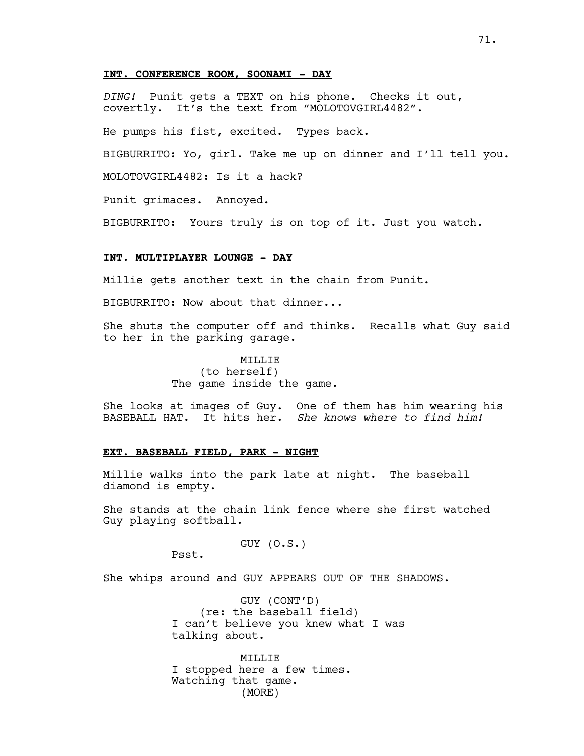**INT. CONFERENCE ROOM, SOONAMI - DAY**

*DING!* Punit gets a TEXT on his phone. Checks it out, covertly. It's the text from "MOLOTOVGIRL4482".

He pumps his fist, excited. Types back.

BIGBURRITO: Yo, girl. Take me up on dinner and I'll tell you.

MOLOTOVGIRL4482: Is it a hack?

Punit grimaces. Annoyed.

BIGBURRITO: Yours truly is on top of it. Just you watch.

**INT. MULTIPLAYER LOUNGE - DAY**

Millie gets another text in the chain from Punit.

BIGBURRITO: Now about that dinner...

She shuts the computer off and thinks. Recalls what Guy said to her in the parking garage.

MILLIE
(to herself)
The game inside the game.

She looks at images of Guy. One of them has him wearing his BASEBALL HAT. It hits her. *She knows where to find him!*

**EXT. BASEBALL FIELD, PARK - NIGHT**

Millie walks into the park late at night. The baseball diamond is empty.

She stands at the chain link fence where she first watched Guy playing softball.

GUY (O.S.)
Psst.

She whips around and GUY APPEARS OUT OF THE SHADOWS.

GUY (CONT'D)
(re: the baseball field)
I can't believe you knew what I was talking about.

MILLIE
I stopped here a few times. Watching that game.
(MORE)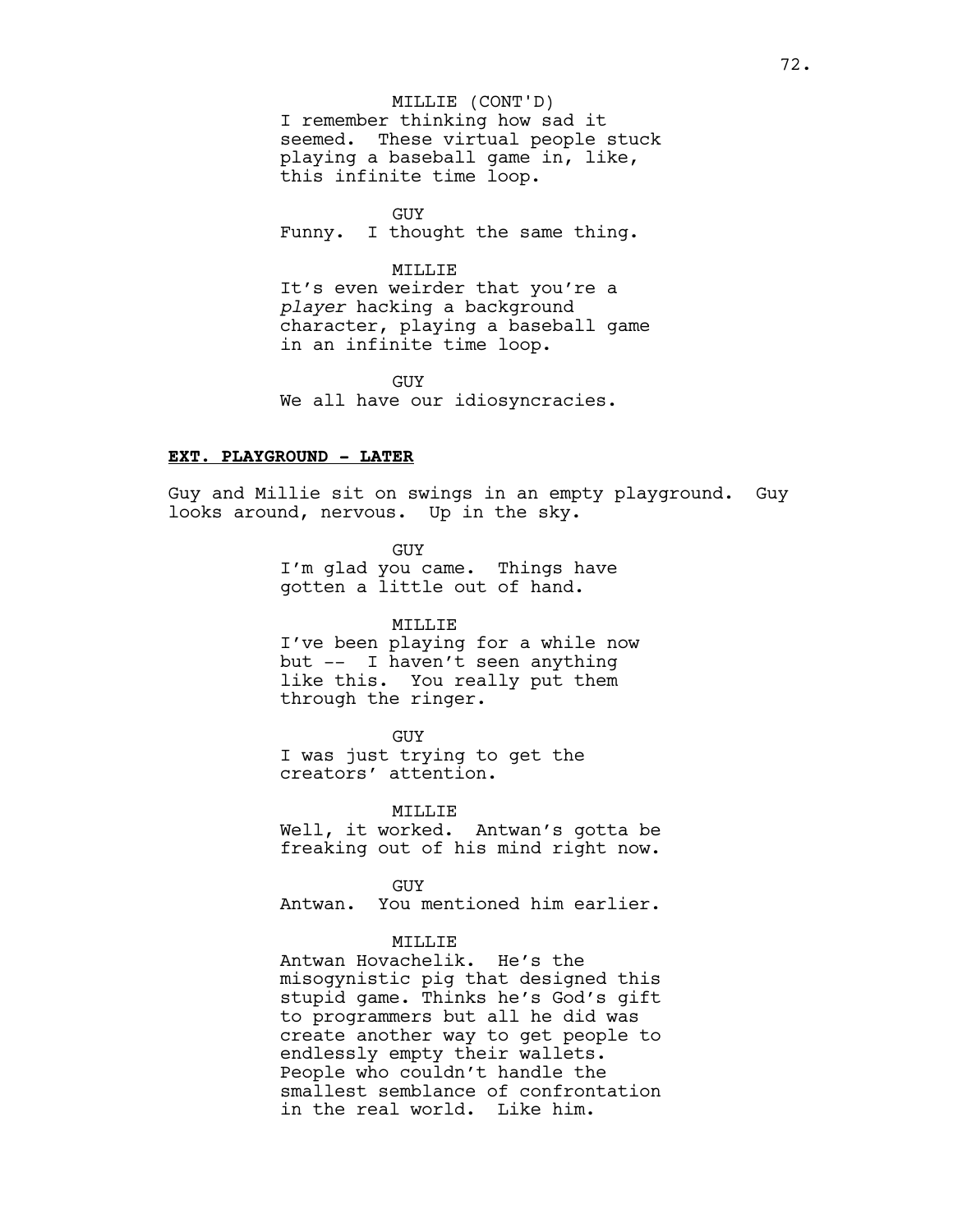MILLIE (CONT'D)
I remember thinking how sad it seemed. These virtual people stuck playing a baseball game in, like, this infinite time loop.

GUY
Funny. I thought the same thing.

MILLIE
It's even weirder that you're a *player* hacking a background character, playing a baseball game in an infinite time loop.

GUY
We all have our idiosyncracies.

**EXT. PLAYGROUND - LATER**

Guy and Millie sit on swings in an empty playground. Guy looks around, nervous. Up in the sky.

GUY
I'm glad you came. Things have gotten a little out of hand.

MILLIE
I've been playing for a while now but -- I haven't seen anything like this. You really put them through the ringer.

GUY
I was just trying to get the creators' attention.

MILLIE
Well, it worked. Antwan's gotta be freaking out of his mind right now.

GUY
Antwan. You mentioned him earlier.

MILLIE
Antwan Hovachelik. He's the misogynistic pig that designed this stupid game. Thinks he's God's gift to programmers but all he did was create another way to get people to endlessly empty their wallets. People who couldn't handle the smallest semblance of confrontation in the real world. Like him.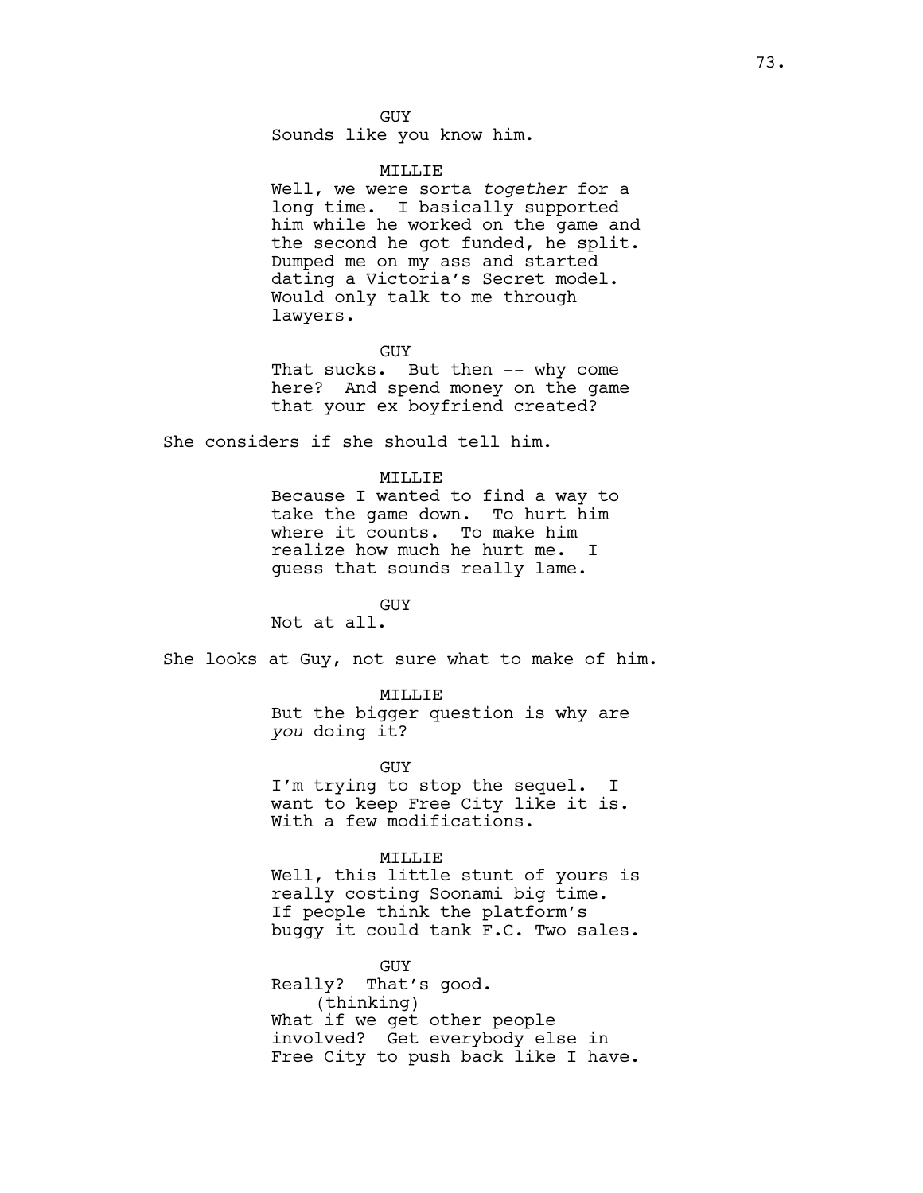GUY

Sounds like you know him.

MILLIE

Well, we were sorta *together* for a long time. I basically supported him while he worked on the game and the second he got funded, he split. Dumped me on my ass and started dating a Victoria's Secret model. Would only talk to me through lawyers.

GUY

That sucks. But then -- why come here? And spend money on the game that your ex boyfriend created?

She considers if she should tell him.

MILLIE

Because I wanted to find a way to take the game down. To hurt him where it counts. To make him realize how much he hurt me. I guess that sounds really lame.

GUY

Not at all.

She looks at Guy, not sure what to make of him.

MILLIE

But the bigger question is why are *you* doing it?

GUY

I'm trying to stop the sequel. I want to keep Free City like it is. With a few modifications.

MILLIE

Well, this little stunt of yours is really costing Soonami big time. If people think the platform's buggy it could tank F.C. Two sales.

GUY

Really? That's good.

(thinking)

What if we get other people involved? Get everybody else in Free City to push back like I have.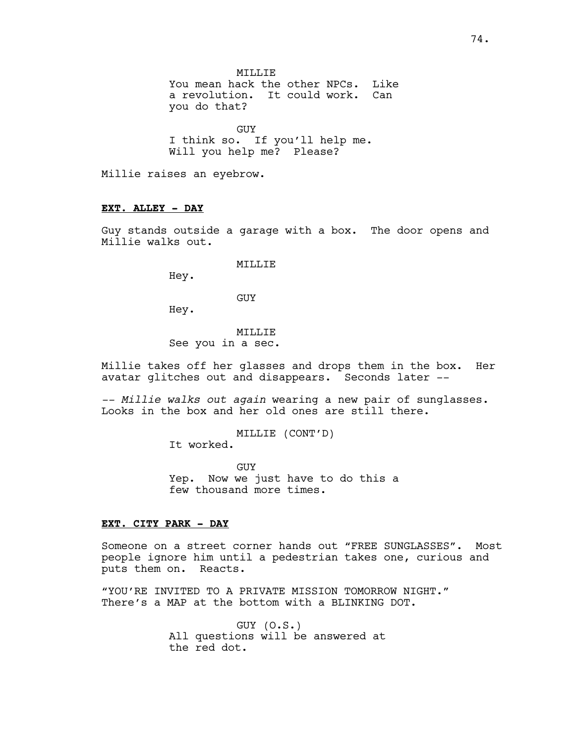MILLIE
You mean hack the other NPCs. Like a revolution. It could work. Can you do that?

GUY
I think so. If you'll help me. Will you help me? Please?

Millie raises an eyebrow.

**EXT. ALLEY - DAY**

Guy stands outside a garage with a box. The door opens and Millie walks out.

MILLIE
Hey.

GUY
Hey.

MILLIE
See you in a sec.

Millie takes off her glasses and drops them in the box. Her avatar glitches out and disappears. Seconds later --

-- *Millie walks out again* wearing a new pair of sunglasses. Looks in the box and her old ones are still there.

MILLIE (CONT'D)
It worked.

GUY
Yep. Now we just have to do this a few thousand more times.

**EXT. CITY PARK - DAY**

Someone on a street corner hands out "FREE SUNGLASSES". Most people ignore him until a pedestrian takes one, curious and puts them on. Reacts.

"YOU'RE INVITED TO A PRIVATE MISSION TOMORROW NIGHT." There's a MAP at the bottom with a BLINKING DOT.

GUY (O.S.)
All questions will be answered at the red dot.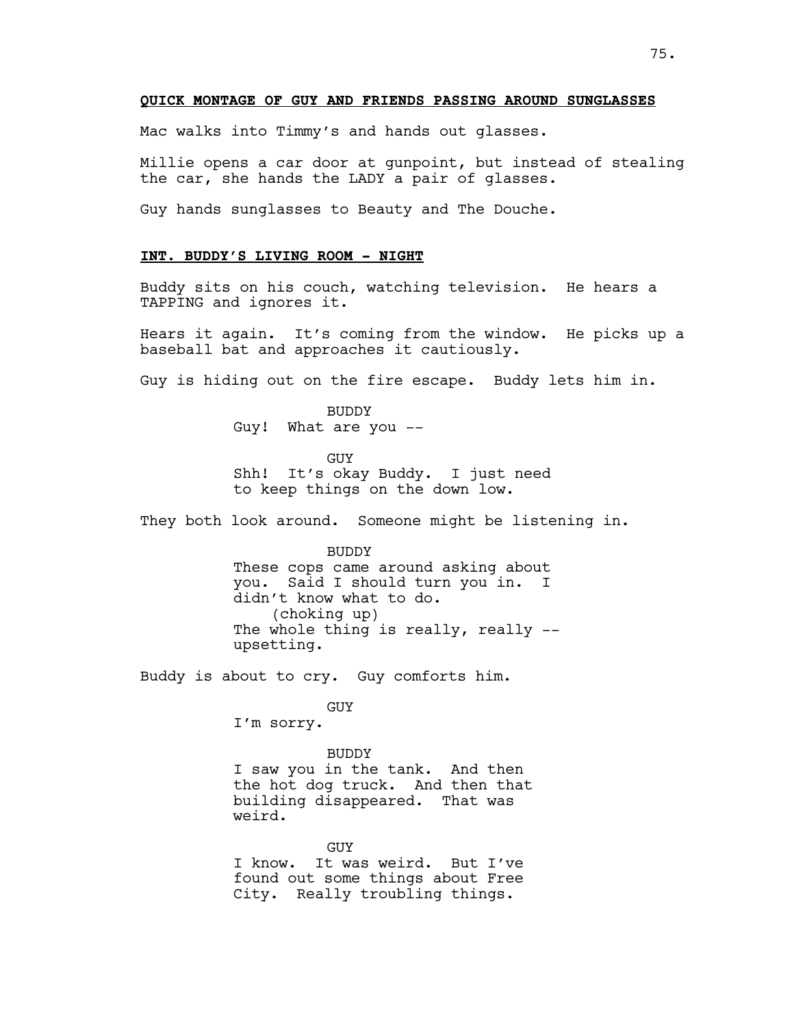**QUICK MONTAGE OF GUY AND FRIENDS PASSING AROUND SUNGLASSES**

Mac walks into Timmy's and hands out glasses.

Millie opens a car door at gunpoint, but instead of stealing the car, she hands the LADY a pair of glasses.

Guy hands sunglasses to Beauty and The Douche.

**INT. BUDDY'S LIVING ROOM - NIGHT**

Buddy sits on his couch, watching television. He hears a TAPPING and ignores it.

Hears it again. It's coming from the window. He picks up a baseball bat and approaches it cautiously.

Guy is hiding out on the fire escape. Buddy lets him in.

BUDDY
Guy! What are you --

GUY
Shh! It's okay Buddy. I just need to keep things on the down low.

They both look around. Someone might be listening in.

BUDDY
These cops came around asking about you. Said I should turn you in. I didn't know what to do.
(choking up)
The whole thing is really, really -- upsetting.

Buddy is about to cry. Guy comforts him.

GUY
I'm sorry.

BUDDY
I saw you in the tank. And then the hot dog truck. And then that building disappeared. That was weird.

GUY
I know. It was weird. But I've found out some things about Free City. Really troubling things.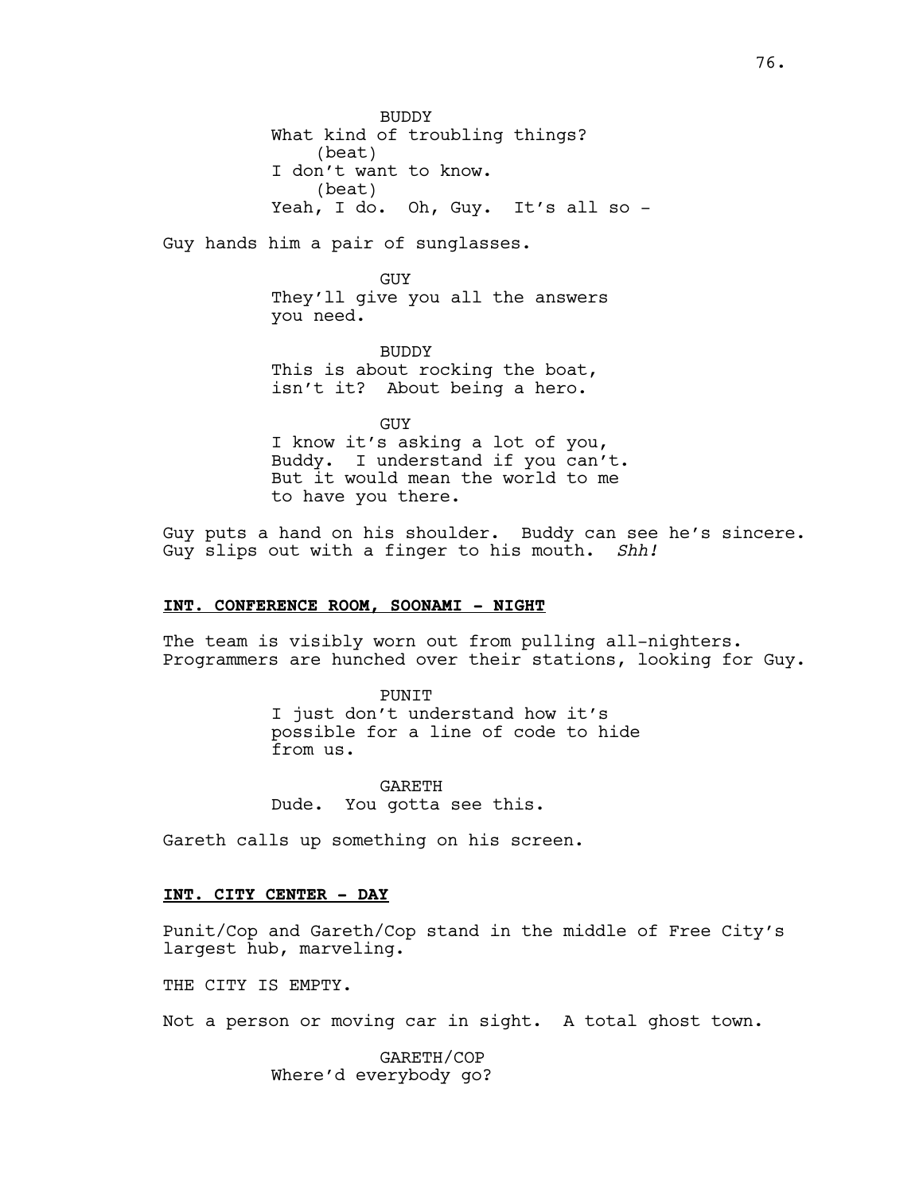BUDDY
What kind of troubling things?
(beat)
I don't want to know.
(beat)
Yeah, I do. Oh, Guy. It's all so -

Guy hands him a pair of sunglasses.

GUY
They'll give you all the answers
you need.

BUDDY
This is about rocking the boat,
isn't it? About being a hero.

GUY
I know it's asking a lot of you,
Buddy. I understand if you can't.
But it would mean the world to me
to have you there.

Guy puts a hand on his shoulder. Buddy can see he's sincere.
Guy slips out with a finger to his mouth. *Shh!*

**INT. CONFERENCE ROOM, SOONAMI - NIGHT**

The team is visibly worn out from pulling all-nighters.
Programmers are hunched over their stations, looking for Guy.

PUNIT
I just don't understand how it's
possible for a line of code to hide
from us.

GARETH
Dude. You gotta see this.

Gareth calls up something on his screen.

**INT. CITY CENTER - DAY**

Punit/Cop and Gareth/Cop stand in the middle of Free City's
largest hub, marveling.

THE CITY IS EMPTY.

Not a person or moving car in sight. A total ghost town.

GARETH/COP
Where'd everybody go?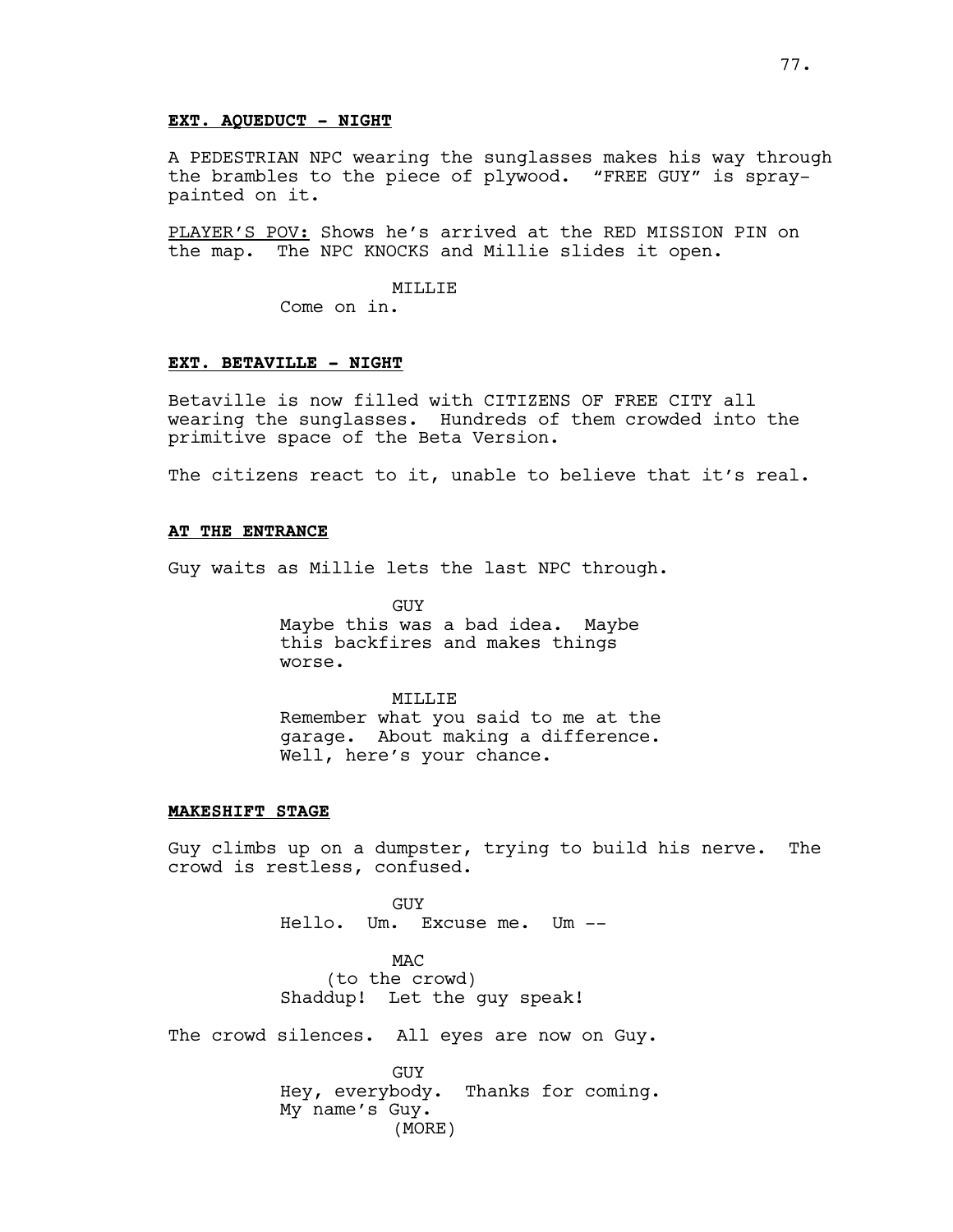**EXT. AQUEDUCT - NIGHT**

A PEDESTRIAN NPC wearing the sunglasses makes his way through the brambles to the piece of plywood. "FREE GUY" is spray-painted on it.

PLAYER'S POV: Shows he's arrived at the RED MISSION PIN on the map. The NPC KNOCKS and Millie slides it open.

MILLIE
Come on in.

**EXT. BETAVILLE - NIGHT**

Betaville is now filled with CITIZENS OF FREE CITY all wearing the sunglasses. Hundreds of them crowded into the primitive space of the Beta Version.

The citizens react to it, unable to believe that it's real.

**AT THE ENTRANCE**

Guy waits as Millie lets the last NPC through.

GUY
Maybe this was a bad idea. Maybe this backfires and makes things worse.

MILLIE
Remember what you said to me at the garage. About making a difference. Well, here's your chance.

**MAKESHIFT STAGE**

Guy climbs up on a dumpster, trying to build his nerve. The crowd is restless, confused.

GUY
Hello. Um. Excuse me. Um --

MAC
(to the crowd)
Shaddup! Let the guy speak!

The crowd silences. All eyes are now on Guy.

GUY
Hey, everybody. Thanks for coming. My name's Guy.
(MORE)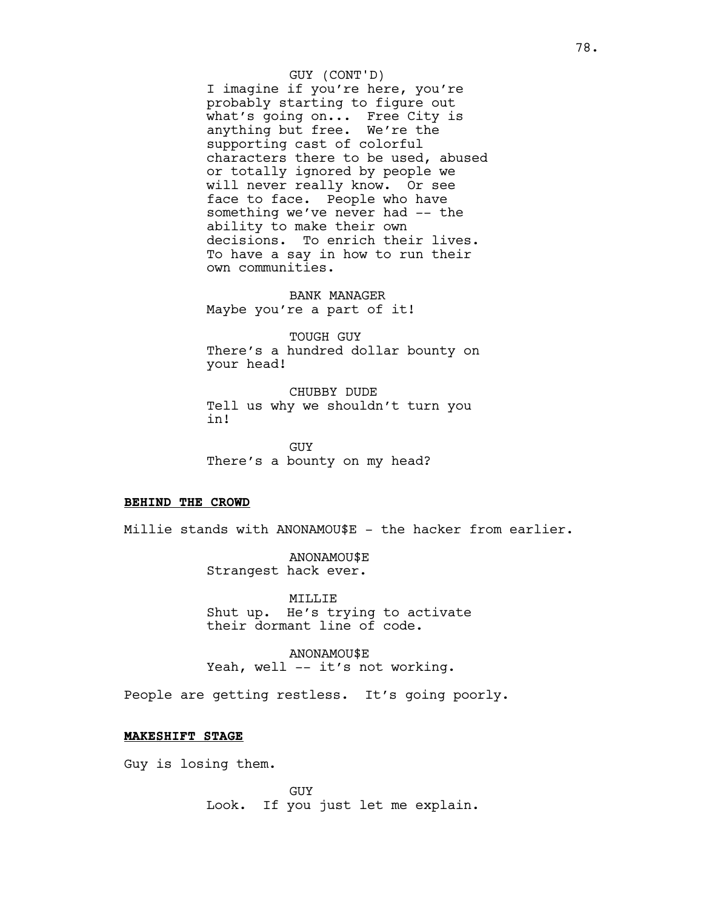GUY (CONT'D)
I imagine if you're here, you're probably starting to figure out what's going on... Free City is anything but free. We're the supporting cast of colorful characters there to be used, abused or totally ignored by people we will never really know. Or see face to face. People who have something we've never had -- the ability to make their own decisions. To enrich their lives. To have a say in how to run their own communities.

BANK MANAGER
Maybe you're a part of it!

TOUGH GUY
There's a hundred dollar bounty on your head!

CHUBBY DUDE
Tell us why we shouldn't turn you in!

GUY
There's a bounty on my head?

**BEHIND THE CROWD**

Millie stands with ANONAMOU$E - the hacker from earlier.

ANONAMOU$E
Strangest hack ever.

MILLIE
Shut up. He's trying to activate their dormant line of code.

ANONAMOU$E
Yeah, well -- it's not working.

People are getting restless. It's going poorly.

**MAKESHIFT STAGE**

Guy is losing them.

GUY
Look. If you just let me explain.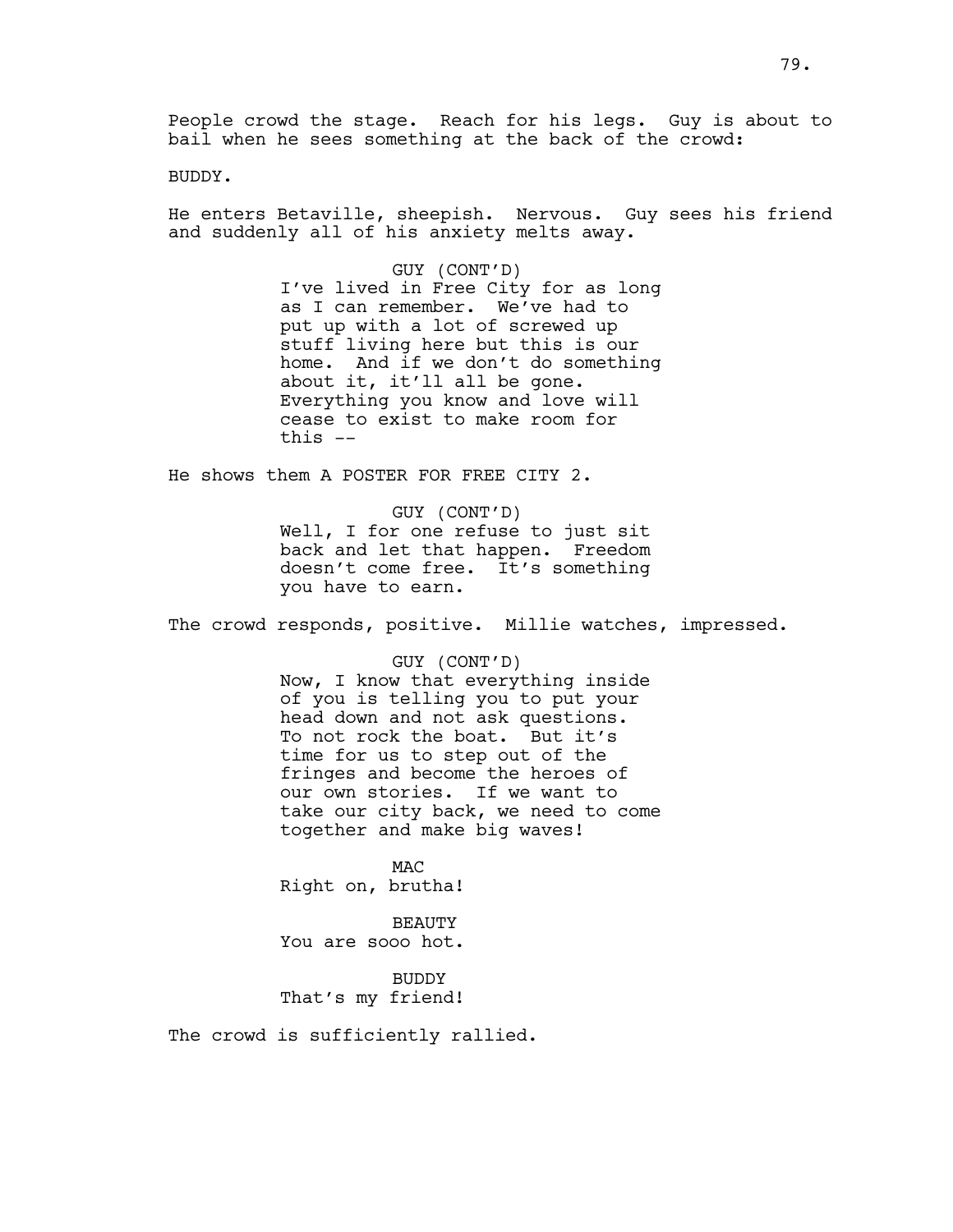People crowd the stage. Reach for his legs. Guy is about to bail when he sees something at the back of the crowd:

BUDDY.

He enters Betaville, sheepish. Nervous. Guy sees his friend and suddenly all of his anxiety melts away.

GUY (CONT'D)
I've lived in Free City for as long as I can remember. We've had to put up with a lot of screwed up stuff living here but this is our home. And if we don't do something about it, it'll all be gone. Everything you know and love will cease to exist to make room for this --

He shows them A POSTER FOR FREE CITY 2.

GUY (CONT'D)
Well, I for one refuse to just sit back and let that happen. Freedom doesn't come free. It's something you have to earn.

The crowd responds, positive. Millie watches, impressed.

GUY (CONT'D)
Now, I know that everything inside of you is telling you to put your head down and not ask questions. To not rock the boat. But it's time for us to step out of the fringes and become the heroes of our own stories. If we want to take our city back, we need to come together and make big waves!

MAC
Right on, brutha!

BEAUTY
You are sooo hot.

BUDDY
That's my friend!

The crowd is sufficiently rallied.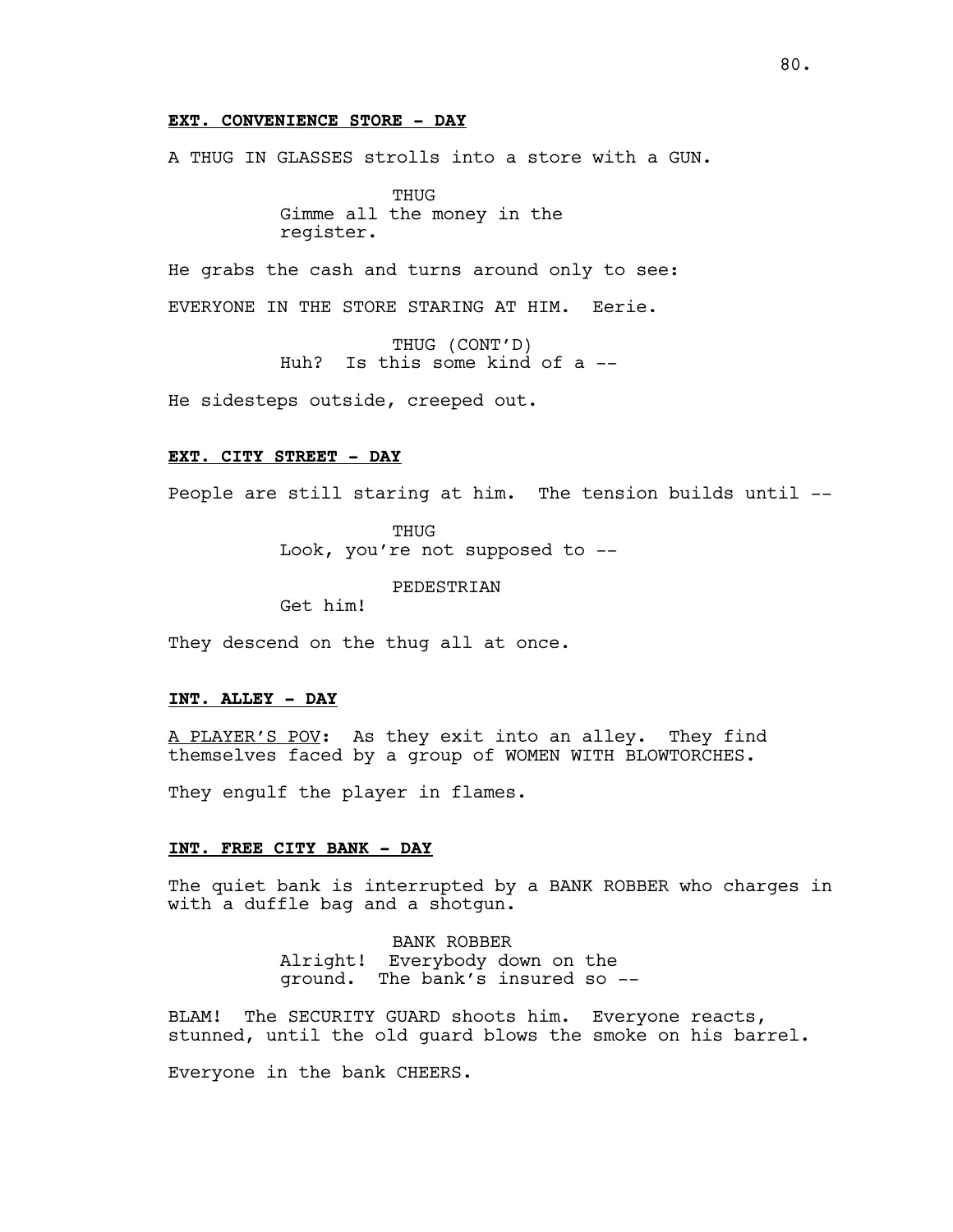**EXT. CONVENIENCE STORE - DAY**

A THUG IN GLASSES strolls into a store with a GUN.

THUG
Gimme all the money in the register.

He grabs the cash and turns around only to see:

EVERYONE IN THE STORE STARING AT HIM. Eerie.

THUG (CONT'D)
Huh? Is this some kind of a --

He sidesteps outside, creeped out.

**EXT. CITY STREET - DAY**

People are still staring at him. The tension builds until --

THUG
Look, you're not supposed to --

PEDESTRIAN
Get him!

They descend on the thug all at once.

**INT. ALLEY - DAY**

A PLAYER'S POV: As they exit into an alley. They find themselves faced by a group of WOMEN WITH BLOWTORCHES.

They engulf the player in flames.

**INT. FREE CITY BANK - DAY**

The quiet bank is interrupted by a BANK ROBBER who charges in with a duffle bag and a shotgun.

BANK ROBBER
Alright! Everybody down on the ground. The bank's insured so --

BLAM! The SECURITY GUARD shoots him. Everyone reacts, stunned, until the old guard blows the smoke on his barrel.

Everyone in the bank CHEERS.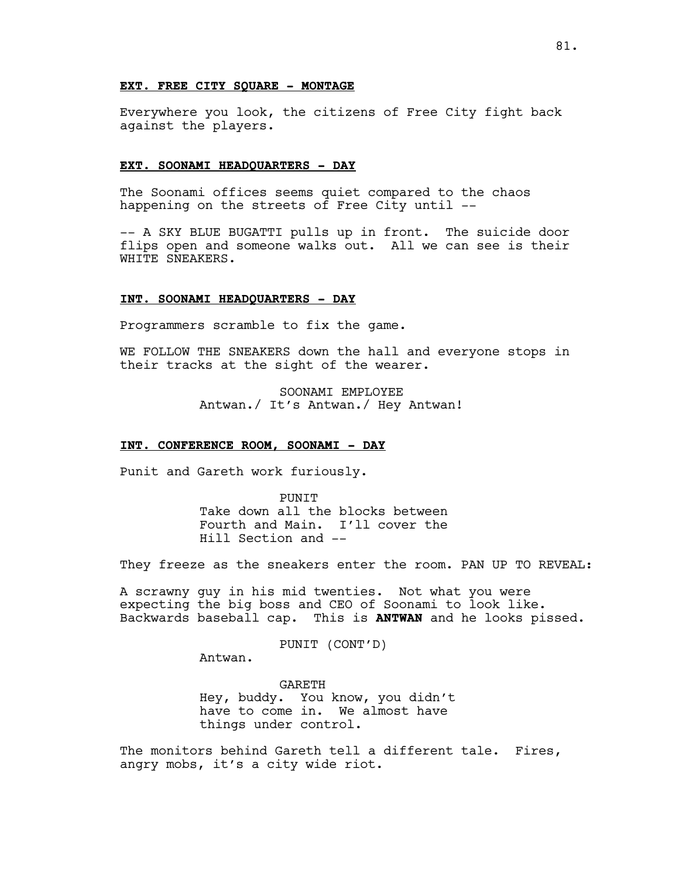**EXT. FREE CITY SQUARE - MONTAGE**

Everywhere you look, the citizens of Free City fight back against the players.

**EXT. SOONAMI HEADQUARTERS - DAY**

The Soonami offices seems quiet compared to the chaos happening on the streets of Free City until --

-- A SKY BLUE BUGATTI pulls up in front. The suicide door flips open and someone walks out. All we can see is their WHITE SNEAKERS.

**INT. SOONAMI HEADQUARTERS - DAY**

Programmers scramble to fix the game.

WE FOLLOW THE SNEAKERS down the hall and everyone stops in their tracks at the sight of the wearer.

SOONAMI EMPLOYEE
Antwan./ It's Antwan./ Hey Antwan!

**INT. CONFERENCE ROOM, SOONAMI - DAY**

Punit and Gareth work furiously.

PUNIT
Take down all the blocks between Fourth and Main. I'll cover the Hill Section and --

They freeze as the sneakers enter the room. PAN UP TO REVEAL:

A scrawny guy in his mid twenties. Not what you were expecting the big boss and CEO of Soonami to look like. Backwards baseball cap. This is **ANTWAN** and he looks pissed.

PUNIT (CONT'D)
Antwan.

GARETH
Hey, buddy. You know, you didn't have to come in. We almost have things under control.

The monitors behind Gareth tell a different tale. Fires, angry mobs, it's a city wide riot.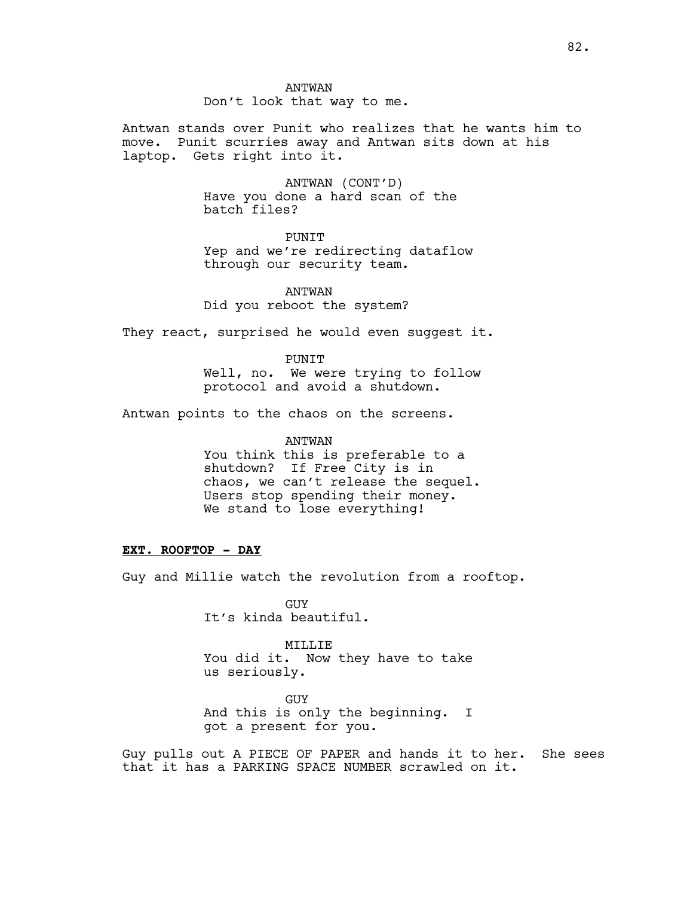ANTWAN

Don't look that way to me.

Antwan stands over Punit who realizes that he wants him to move. Punit scurries away and Antwan sits down at his laptop. Gets right into it.

ANTWAN (CONT'D)

Have you done a hard scan of the batch files?

PUNIT

Yep and we're redirecting dataflow through our security team.

ANTWAN

Did you reboot the system?

They react, surprised he would even suggest it.

PUNIT

Well, no. We were trying to follow protocol and avoid a shutdown.

Antwan points to the chaos on the screens.

ANTWAN

You think this is preferable to a shutdown? If Free City is in chaos, we can't release the sequel. Users stop spending their money. We stand to lose everything!

**EXT. ROOFTOP - DAY**

Guy and Millie watch the revolution from a rooftop.

GUY

It's kinda beautiful.

MILLIE

You did it. Now they have to take us seriously.

GUY

And this is only the beginning. I got a present for you.

Guy pulls out A PIECE OF PAPER and hands it to her. She sees that it has a PARKING SPACE NUMBER scrawled on it.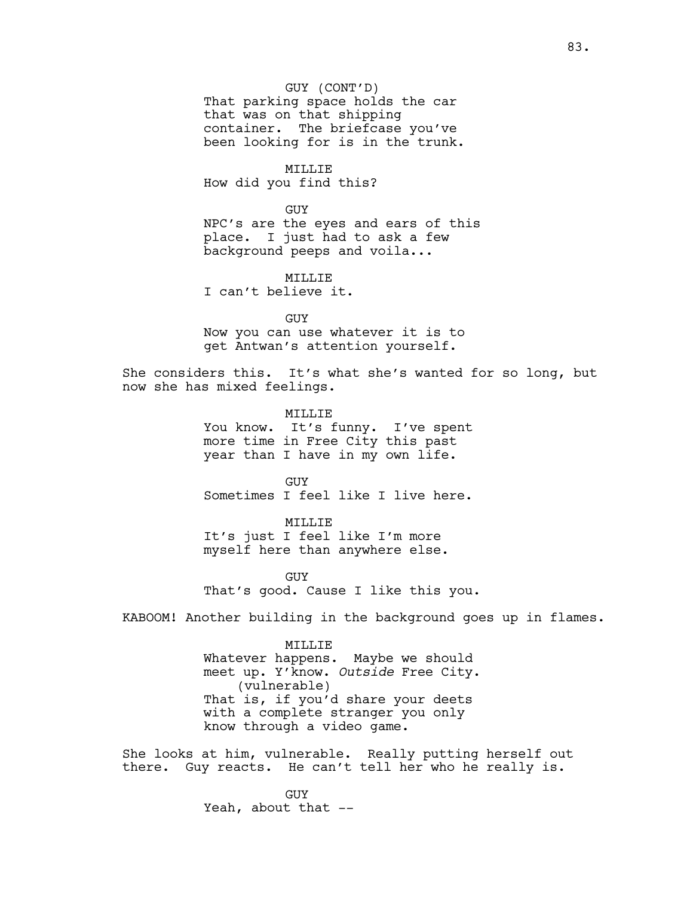GUY (CONT'D)
That parking space holds the car that was on that shipping container. The briefcase you've been looking for is in the trunk.

MILLIE
How did you find this?

GUY
NPC's are the eyes and ears of this place. I just had to ask a few background peeps and voila...

MILLIE
I can't believe it.

GUY
Now you can use whatever it is to get Antwan's attention yourself.

She considers this. It's what she's wanted for so long, but now she has mixed feelings.

MILLIE
You know. It's funny. I've spent more time in Free City this past year than I have in my own life.

GUY
Sometimes I feel like I live here.

MILLIE
It's just I feel like I'm more myself here than anywhere else.

GUY
That's good. Cause I like this you.

KABOOM! Another building in the background goes up in flames.

MILLIE
Whatever happens. Maybe we should meet up. Y'know. *Outside* Free City.
(vulnerable)
That is, if you'd share your deets with a complete stranger you only know through a video game.

She looks at him, vulnerable. Really putting herself out there. Guy reacts. He can't tell her who he really is.

GUY
Yeah, about that --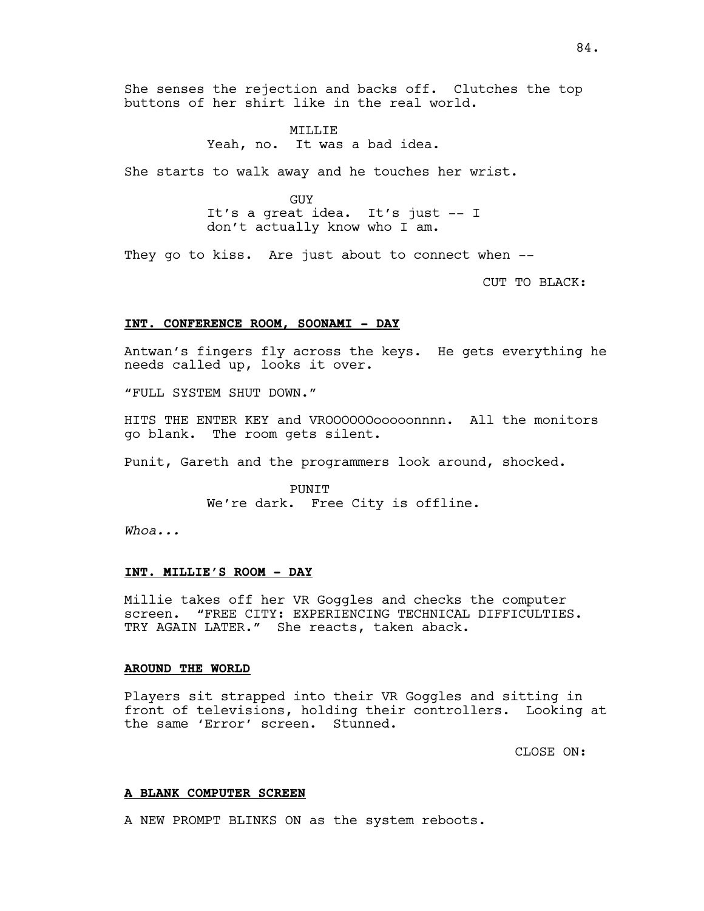She senses the rejection and backs off. Clutches the top buttons of her shirt like in the real world.

MILLIE
Yeah, no. It was a bad idea.

She starts to walk away and he touches her wrist.

GUY
It's a great idea. It's just -- I don't actually know who I am.

They go to kiss. Are just about to connect when --

CUT TO BLACK:

**INT. CONFERENCE ROOM, SOONAMI - DAY**

Antwan's fingers fly across the keys. He gets everything he needs called up, looks it over.

"FULL SYSTEM SHUT DOWN."

HITS THE ENTER KEY and VROOOOOOooooonnnn. All the monitors go blank. The room gets silent.

Punit, Gareth and the programmers look around, shocked.

PUNIT
We're dark. Free City is offline.

*Whoa...*

**INT. MILLIE'S ROOM - DAY**

Millie takes off her VR Goggles and checks the computer screen. "FREE CITY: EXPERIENCING TECHNICAL DIFFICULTIES. TRY AGAIN LATER." She reacts, taken aback.

**AROUND THE WORLD**

Players sit strapped into their VR Goggles and sitting in front of televisions, holding their controllers. Looking at the same 'Error' screen. Stunned.

CLOSE ON:

**A BLANK COMPUTER SCREEN**

A NEW PROMPT BLINKS ON as the system reboots.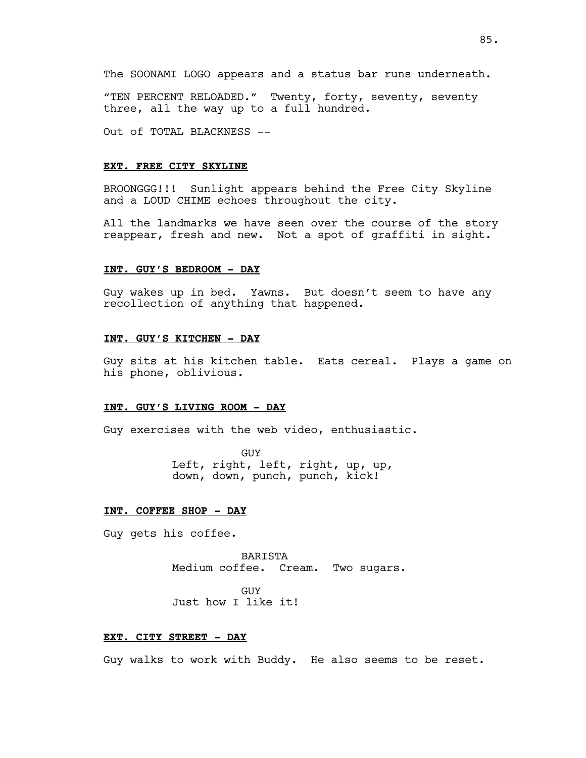The SOONAMI LOGO appears and a status bar runs underneath.

"TEN PERCENT RELOADED." Twenty, forty, seventy, seventy three, all the way up to a full hundred.

Out of TOTAL BLACKNESS --

**EXT. FREE CITY SKYLINE**

BROONGGG!!! Sunlight appears behind the Free City Skyline and a LOUD CHIME echoes throughout the city.

All the landmarks we have seen over the course of the story reappear, fresh and new. Not a spot of graffiti in sight.

**INT. GUY'S BEDROOM - DAY**

Guy wakes up in bed. Yawns. But doesn't seem to have any recollection of anything that happened.

**INT. GUY'S KITCHEN - DAY**

Guy sits at his kitchen table. Eats cereal. Plays a game on his phone, oblivious.

**INT. GUY'S LIVING ROOM - DAY**

Guy exercises with the web video, enthusiastic.

GUY
Left, right, left, right, up, up, down, down, punch, punch, kick!

**INT. COFFEE SHOP - DAY**

Guy gets his coffee.

BARISTA
Medium coffee. Cream. Two sugars.

GUY
Just how I like it!

**EXT. CITY STREET - DAY**

Guy walks to work with Buddy. He also seems to be reset.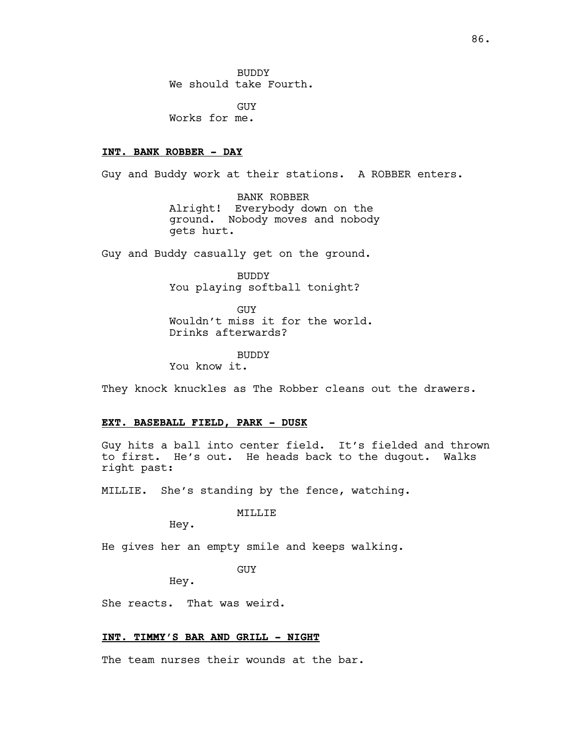BUDDY
We should take Fourth.

GUY
Works for me.

**INT. BANK ROBBER - DAY**

Guy and Buddy work at their stations. A ROBBER enters.

BANK ROBBER
Alright! Everybody down on the ground. Nobody moves and nobody gets hurt.

Guy and Buddy casually get on the ground.

BUDDY
You playing softball tonight?

GUY
Wouldn't miss it for the world. Drinks afterwards?

BUDDY
You know it.

They knock knuckles as The Robber cleans out the drawers.

**EXT. BASEBALL FIELD, PARK - DUSK**

Guy hits a ball into center field. It's fielded and thrown to first. He's out. He heads back to the dugout. Walks right past:

MILLIE. She's standing by the fence, watching.

MILLIE
Hey.

He gives her an empty smile and keeps walking.

GUY
Hey.

She reacts. That was weird.

**INT. TIMMY'S BAR AND GRILL - NIGHT**

The team nurses their wounds at the bar.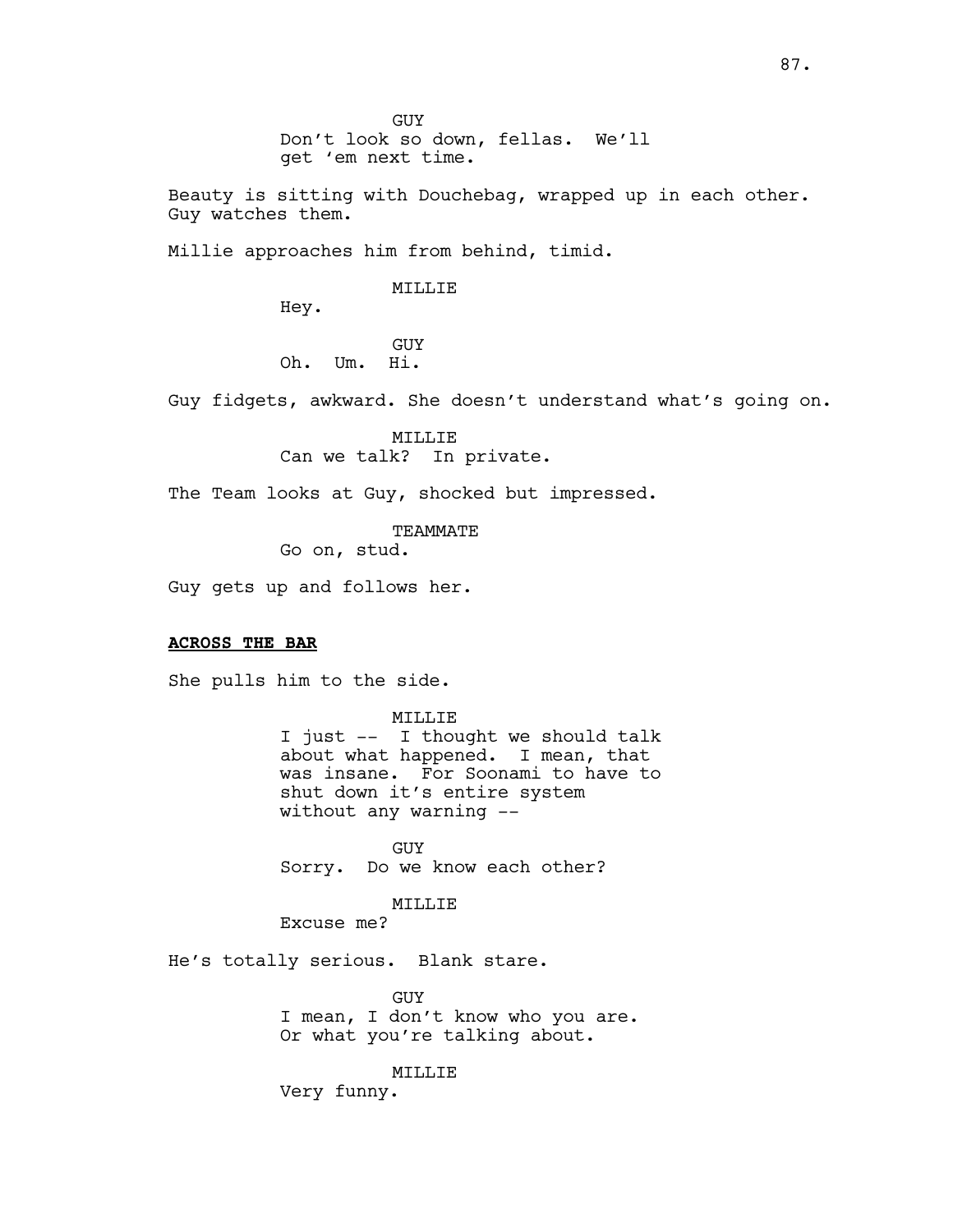GUY
Don't look so down, fellas. We'll get 'em next time.

Beauty is sitting with Douchebag, wrapped up in each other. Guy watches them.

Millie approaches him from behind, timid.

MILLIE
Hey.

GUY
Oh. Um. Hi.

Guy fidgets, awkward. She doesn't understand what's going on.

MILLIE
Can we talk? In private.

The Team looks at Guy, shocked but impressed.

TEAMMATE
Go on, stud.

Guy gets up and follows her.

**ACROSS THE BAR**

She pulls him to the side.

MILLIE
I just -- I thought we should talk about what happened. I mean, that was insane. For Soonami to have to shut down it's entire system without any warning --

GUY
Sorry. Do we know each other?

MILLIE
Excuse me?

He's totally serious. Blank stare.

GUY
I mean, I don't know who you are. Or what you're talking about.

MILLIE
Very funny.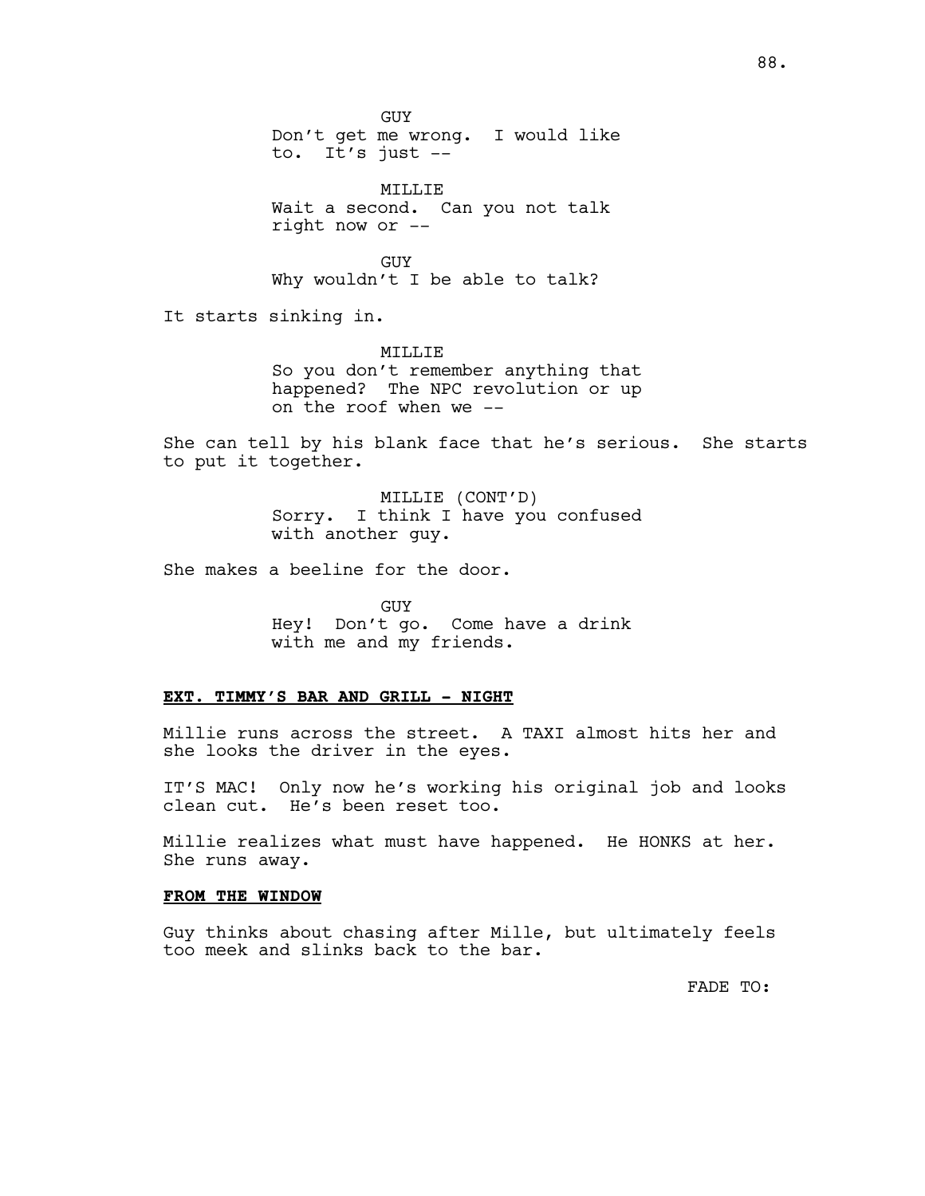GUY
Don't get me wrong. I would like to. It's just --

MILLIE
Wait a second. Can you not talk right now or --

GUY
Why wouldn't I be able to talk?

It starts sinking in.

MILLIE
So you don't remember anything that happened? The NPC revolution or up on the roof when we --

She can tell by his blank face that he's serious. She starts to put it together.

MILLIE (CONT'D)
Sorry. I think I have you confused with another guy.

She makes a beeline for the door.

GUY
Hey! Don't go. Come have a drink with me and my friends.

**EXT. TIMMY'S BAR AND GRILL - NIGHT**

Millie runs across the street. A TAXI almost hits her and she looks the driver in the eyes.

IT'S MAC! Only now he's working his original job and looks clean cut. He's been reset too.

Millie realizes what must have happened. He HONKS at her. She runs away.

**FROM THE WINDOW**

Guy thinks about chasing after Mille, but ultimately feels too meek and slinks back to the bar.

FADE TO: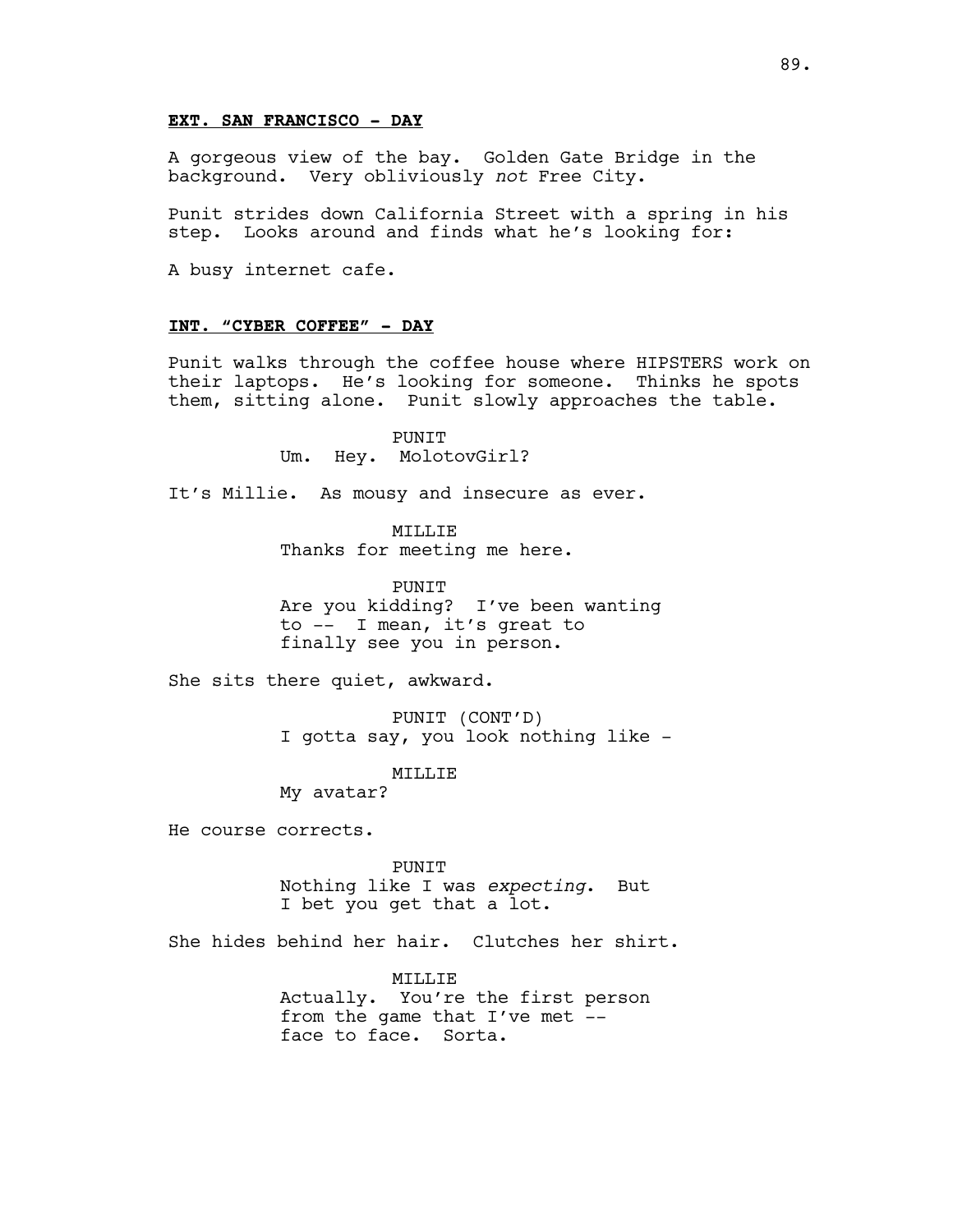**EXT. SAN FRANCISCO - DAY**

A gorgeous view of the bay. Golden Gate Bridge in the background. Very obliviously *not* Free City.

Punit strides down California Street with a spring in his step. Looks around and finds what he's looking for:

A busy internet cafe.

**INT. "CYBER COFFEE" - DAY**

Punit walks through the coffee house where HIPSTERS work on their laptops. He's looking for someone. Thinks he spots them, sitting alone. Punit slowly approaches the table.

PUNIT
Um. Hey. MolotovGirl?

It's Millie. As mousy and insecure as ever.

MILLIE
Thanks for meeting me here.

PUNIT
Are you kidding? I've been wanting to -- I mean, it's great to finally see you in person.

She sits there quiet, awkward.

PUNIT (CONT'D)
I gotta say, you look nothing like -

MILLIE
My avatar?

He course corrects.

PUNIT
Nothing like I was *expecting*. But I bet you get that a lot.

She hides behind her hair. Clutches her shirt.

MILLIE
Actually. You're the first person from the game that I've met -- face to face. Sorta.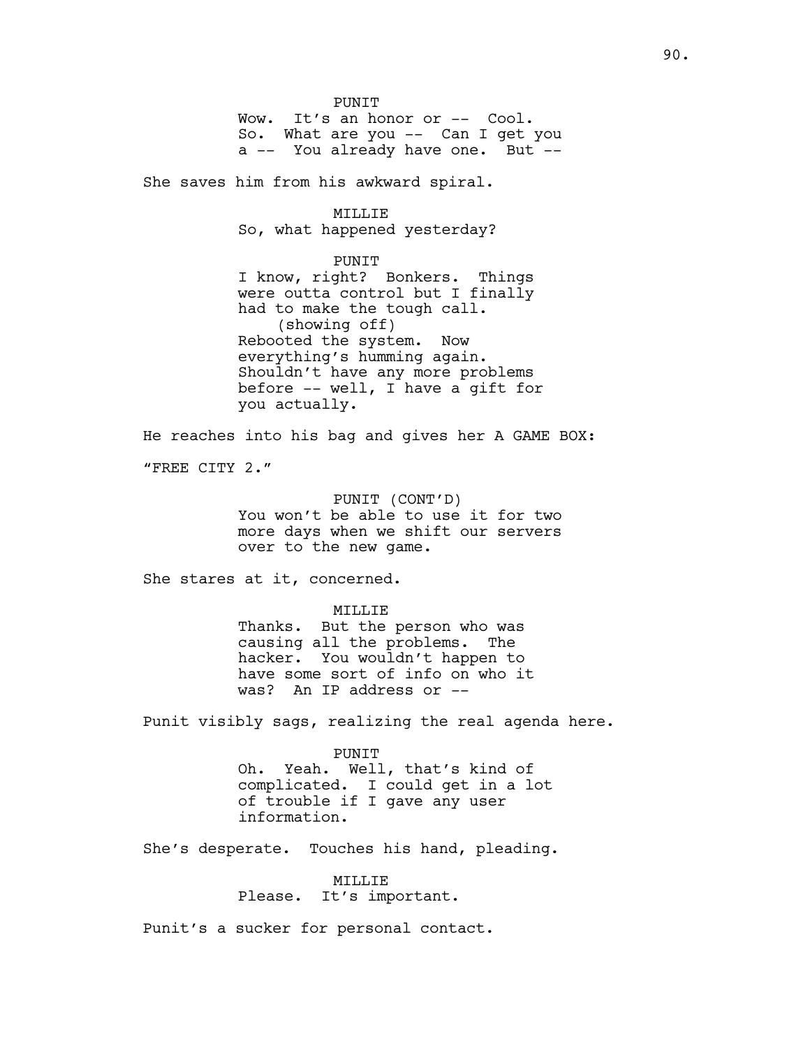PUNIT
Wow. It's an honor or -- Cool.
So. What are you -- Can I get you
a -- You already have one. But --

She saves him from his awkward spiral.

MILLIE
So, what happened yesterday?

PUNIT
I know, right? Bonkers. Things
were outta control but I finally
had to make the tough call.
(showing off)
Rebooted the system. Now
everything's humming again.
Shouldn't have any more problems
before -- well, I have a gift for
you actually.

He reaches into his bag and gives her A GAME BOX:

"FREE CITY 2."

PUNIT (CONT'D)
You won't be able to use it for two
more days when we shift our servers
over to the new game.

She stares at it, concerned.

MILLIE
Thanks. But the person who was
causing all the problems. The
hacker. You wouldn't happen to
have some sort of info on who it
was? An IP address or --

Punit visibly sags, realizing the real agenda here.

PUNIT
Oh. Yeah. Well, that's kind of
complicated. I could get in a lot
of trouble if I gave any user
information.

She's desperate. Touches his hand, pleading.

MILLIE
Please. It's important.

Punit's a sucker for personal contact.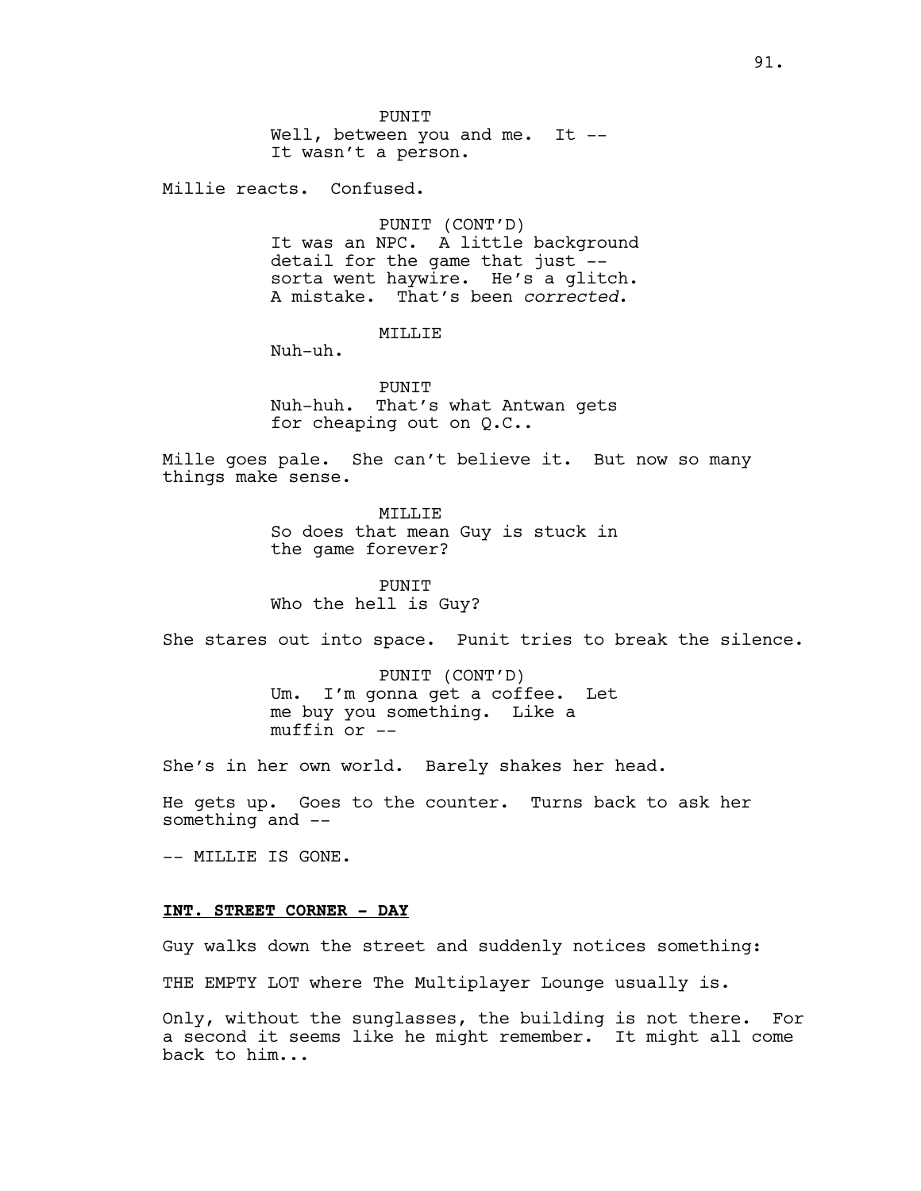PUNIT
Well, between you and me. It --
It wasn't a person.

Millie reacts. Confused.

PUNIT (CONT'D)
It was an NPC. A little background
detail for the game that just --
sorta went haywire. He's a glitch.
A mistake. That's been *corrected*.

MILLIE
Nuh-uh.

PUNIT
Nuh-huh. That's what Antwan gets
for cheaping out on Q.C..

Mille goes pale. She can't believe it. But now so many
things make sense.

MILLIE
So does that mean Guy is stuck in
the game forever?

PUNIT
Who the hell is Guy?

She stares out into space. Punit tries to break the silence.

PUNIT (CONT'D)
Um. I'm gonna get a coffee. Let
me buy you something. Like a
muffin or --

She's in her own world. Barely shakes her head.

He gets up. Goes to the counter. Turns back to ask her
something and --

-- MILLIE IS GONE.

**INT. STREET CORNER - DAY**

Guy walks down the street and suddenly notices something:

THE EMPTY LOT where The Multiplayer Lounge usually is.

Only, without the sunglasses, the building is not there. For
a second it seems like he might remember. It might all come
back to him...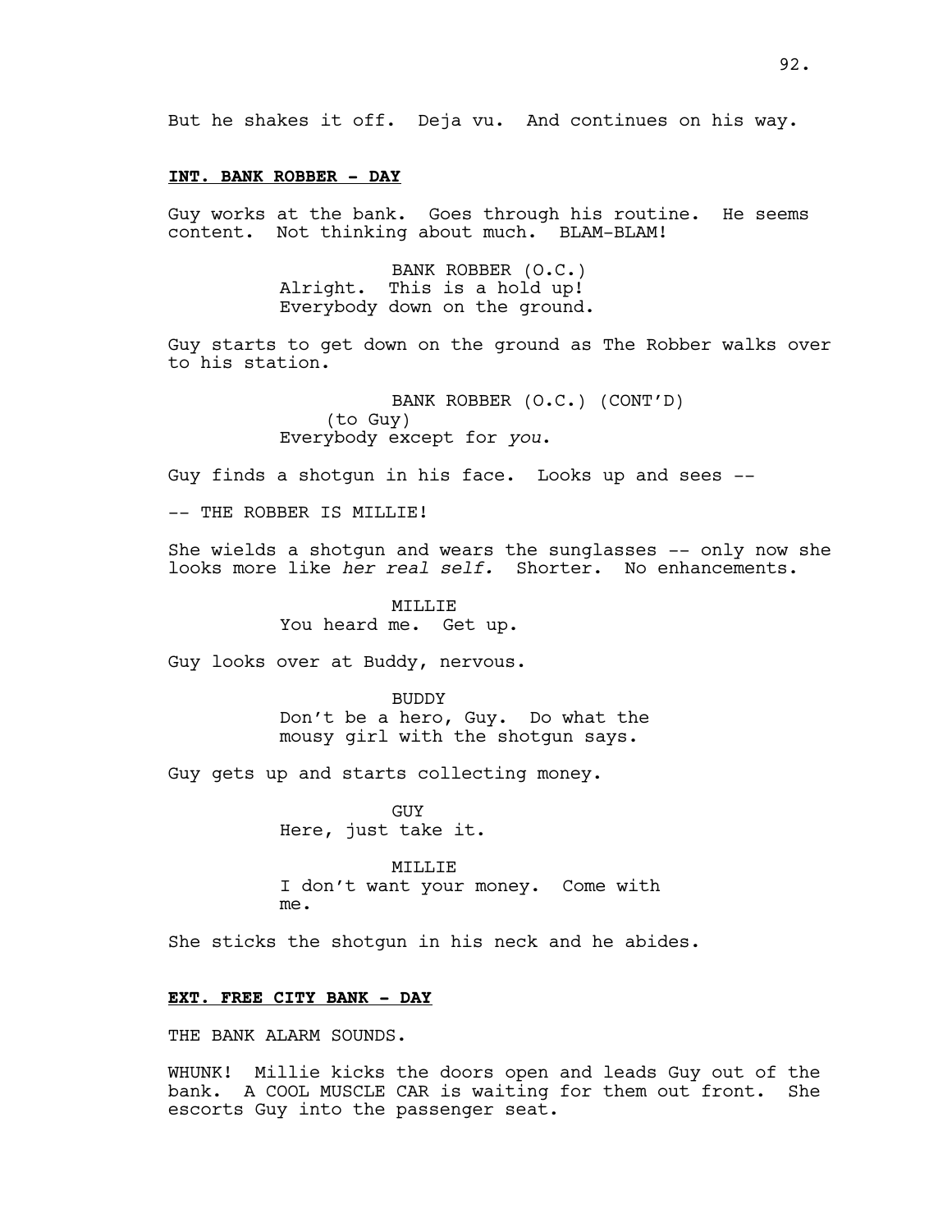But he shakes it off. Deja vu. And continues on his way.

**INT. BANK ROBBER - DAY**

Guy works at the bank. Goes through his routine. He seems content. Not thinking about much. BLAM-BLAM!

BANK ROBBER (O.C.)
Alright. This is a hold up! Everybody down on the ground.

Guy starts to get down on the ground as The Robber walks over to his station.

BANK ROBBER (O.C.) (CONT'D)
(to Guy)
Everybody except for *you*.

Guy finds a shotgun in his face. Looks up and sees --

-- THE ROBBER IS MILLIE!

She wields a shotgun and wears the sunglasses -- only now she looks more like *her real self.* Shorter. No enhancements.

MILLIE
You heard me. Get up.

Guy looks over at Buddy, nervous.

BUDDY
Don't be a hero, Guy. Do what the mousy girl with the shotgun says.

Guy gets up and starts collecting money.

GUY
Here, just take it.

MILLIE
I don't want your money. Come with me.

She sticks the shotgun in his neck and he abides.

**EXT. FREE CITY BANK - DAY**

THE BANK ALARM SOUNDS.

WHUNK! Millie kicks the doors open and leads Guy out of the bank. A COOL MUSCLE CAR is waiting for them out front. She escorts Guy into the passenger seat.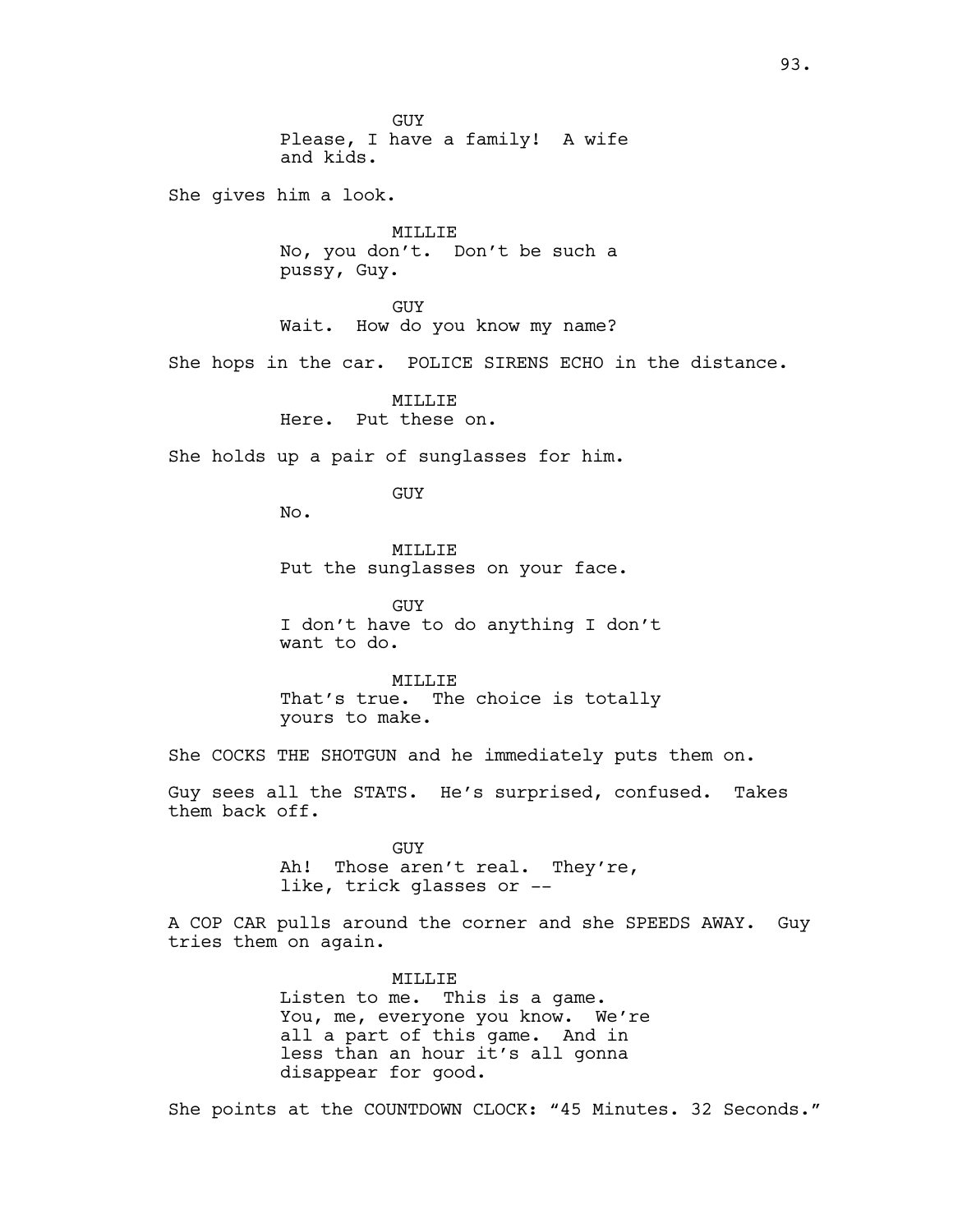GUY
Please, I have a family! A wife and kids.

She gives him a look.

MILLIE
No, you don't. Don't be such a pussy, Guy.

GUY
Wait. How do you know my name?

She hops in the car. POLICE SIRENS ECHO in the distance.

MILLIE
Here. Put these on.

She holds up a pair of sunglasses for him.

GUY
No.

MILLIE
Put the sunglasses on your face.

GUY
I don't have to do anything I don't want to do.

MILLIE
That's true. The choice is totally yours to make.

She COCKS THE SHOTGUN and he immediately puts them on.

Guy sees all the STATS. He's surprised, confused. Takes them back off.

GUY
Ah! Those aren't real. They're, like, trick glasses or --

A COP CAR pulls around the corner and she SPEEDS AWAY. Guy tries them on again.

MILLIE
Listen to me. This is a game. You, me, everyone you know. We're all a part of this game. And in less than an hour it's all gonna disappear for good.

She points at the COUNTDOWN CLOCK: "45 Minutes. 32 Seconds."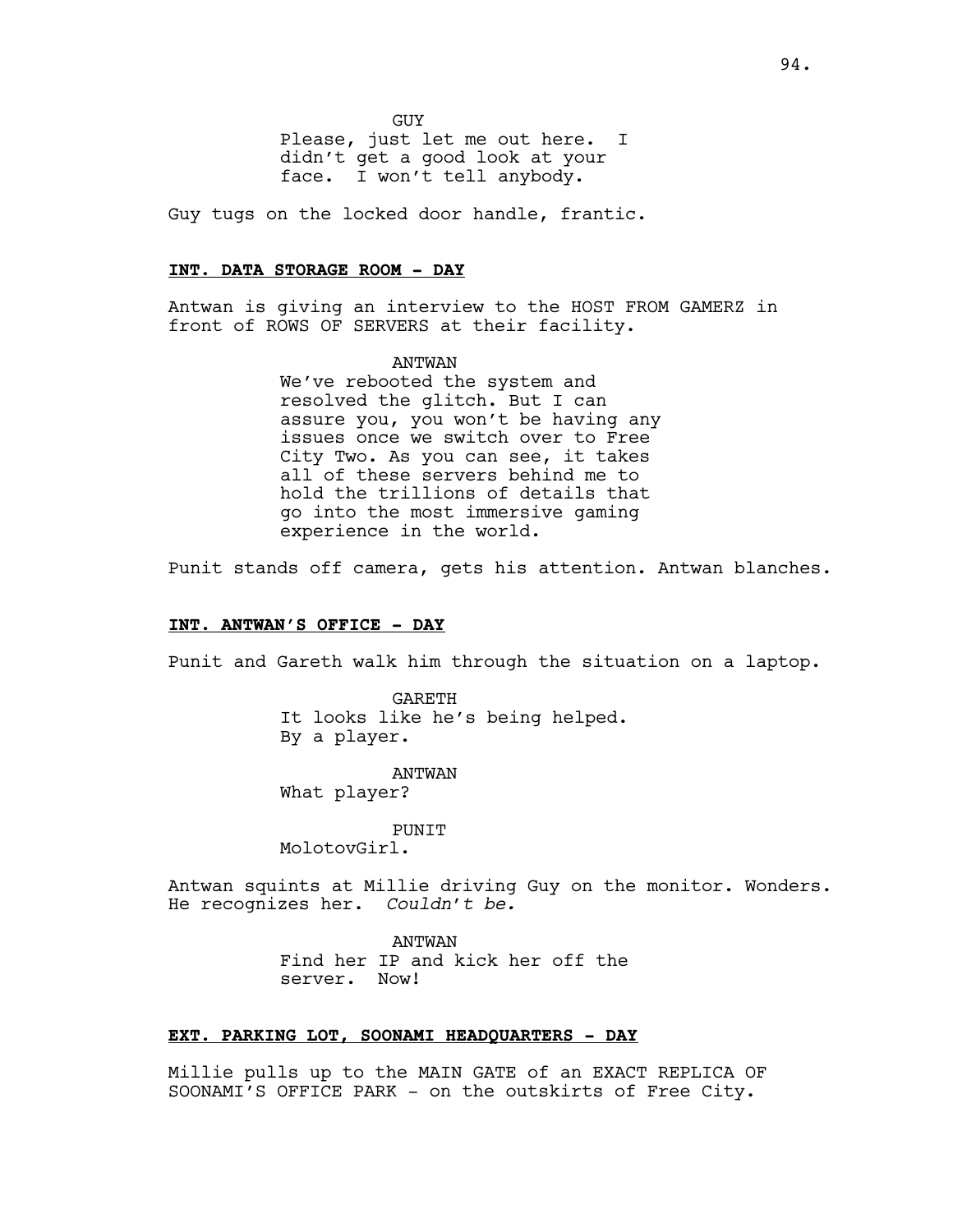GUY

Please, just let me out here. I didn't get a good look at your face. I won't tell anybody.

Guy tugs on the locked door handle, frantic.

**INT. DATA STORAGE ROOM - DAY**

Antwan is giving an interview to the HOST FROM GAMERZ in front of ROWS OF SERVERS at their facility.

ANTWAN

We've rebooted the system and resolved the glitch. But I can assure you, you won't be having any issues once we switch over to Free City Two. As you can see, it takes all of these servers behind me to hold the trillions of details that go into the most immersive gaming experience in the world.

Punit stands off camera, gets his attention. Antwan blanches.

**INT. ANTWAN'S OFFICE - DAY**

Punit and Gareth walk him through the situation on a laptop.

GARETH

It looks like he's being helped. By a player.

ANTWAN

What player?

PUNIT

MolotovGirl.

Antwan squints at Millie driving Guy on the monitor. Wonders. He recognizes her. *Couldn't be.*

ANTWAN

Find her IP and kick her off the server. Now!

**EXT. PARKING LOT, SOONAMI HEADQUARTERS - DAY**

Millie pulls up to the MAIN GATE of an EXACT REPLICA OF SOONAMI'S OFFICE PARK - on the outskirts of Free City.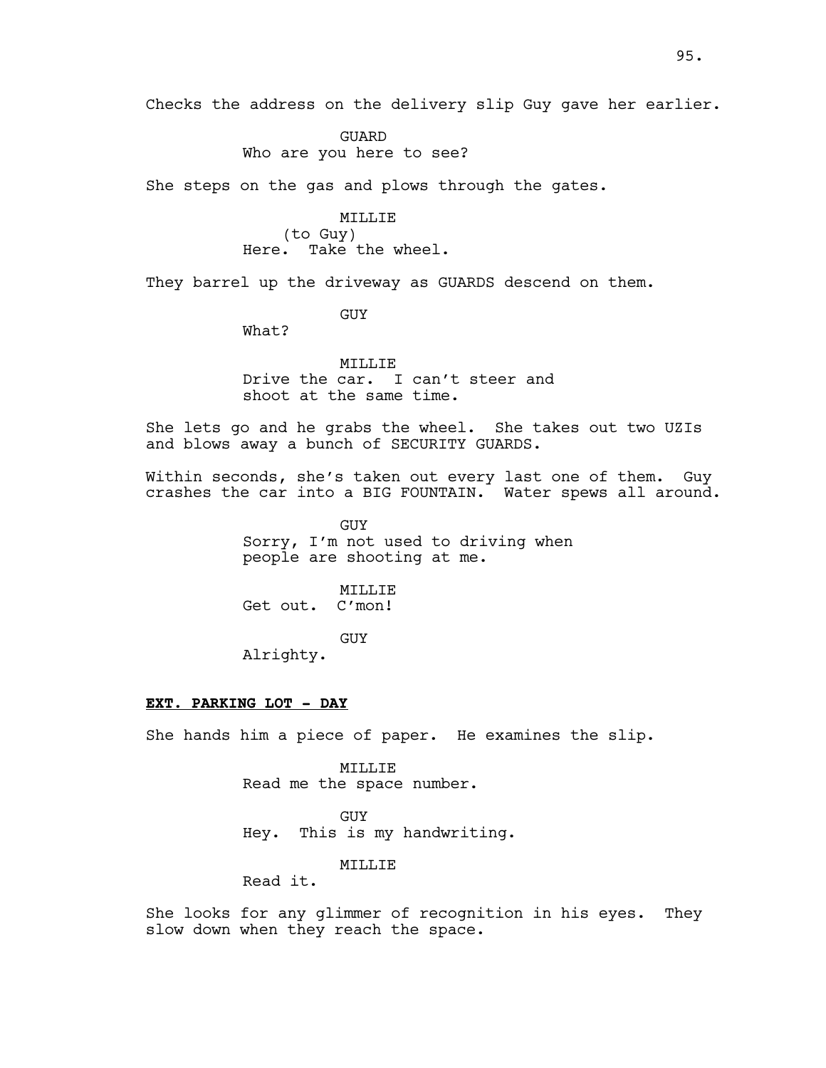Checks the address on the delivery slip Guy gave her earlier.

GUARD
Who are you here to see?

She steps on the gas and plows through the gates.

MILLIE
(to Guy)
Here. Take the wheel.

They barrel up the driveway as GUARDS descend on them.

GUY
What?

MILLIE
Drive the car. I can't steer and shoot at the same time.

She lets go and he grabs the wheel. She takes out two UZIs and blows away a bunch of SECURITY GUARDS.

Within seconds, she's taken out every last one of them. Guy crashes the car into a BIG FOUNTAIN. Water spews all around.

GUY
Sorry, I'm not used to driving when people are shooting at me.

MILLIE
Get out. C'mon!

GUY
Alrighty.

**EXT. PARKING LOT - DAY**

She hands him a piece of paper. He examines the slip.

MILLIE
Read me the space number.

GUY
Hey. This is my handwriting.

MILLIE
Read it.

She looks for any glimmer of recognition in his eyes. They slow down when they reach the space.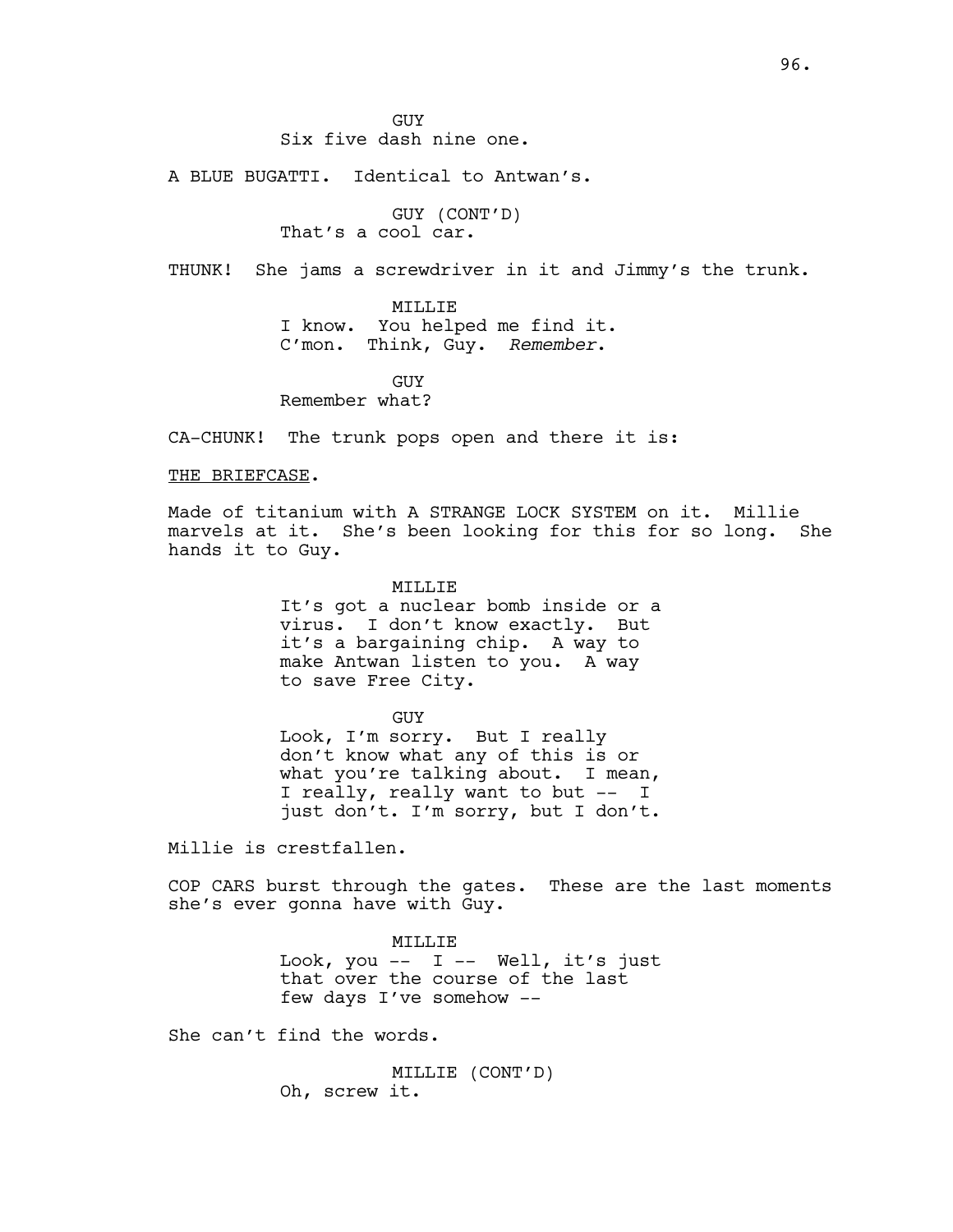GUY
Six five dash nine one.

A BLUE BUGATTI. Identical to Antwan's.

GUY (CONT'D)
That's a cool car.

THUNK! She jams a screwdriver in it and Jimmy's the trunk.

MILLIE
I know. You helped me find it.
C'mon. Think, Guy. *Remember*.

GUY
Remember what?

CA-CHUNK! The trunk pops open and there it is:

<u>THE BRIEFCASE</u>.

Made of titanium with A STRANGE LOCK SYSTEM on it. Millie marvels at it. She's been looking for this for so long. She hands it to Guy.

MILLIE
It's got a nuclear bomb inside or a virus. I don't know exactly. But it's a bargaining chip. A way to make Antwan listen to you. A way to save Free City.

GUY
Look, I'm sorry. But I really don't know what any of this is or what you're talking about. I mean, I really, really want to but -- I just don't. I'm sorry, but I don't.

Millie is crestfallen.

COP CARS burst through the gates. These are the last moments she's ever gonna have with Guy.

MILLIE
Look, you -- I -- Well, it's just that over the course of the last few days I've somehow --

She can't find the words.

MILLIE (CONT'D)
Oh, screw it.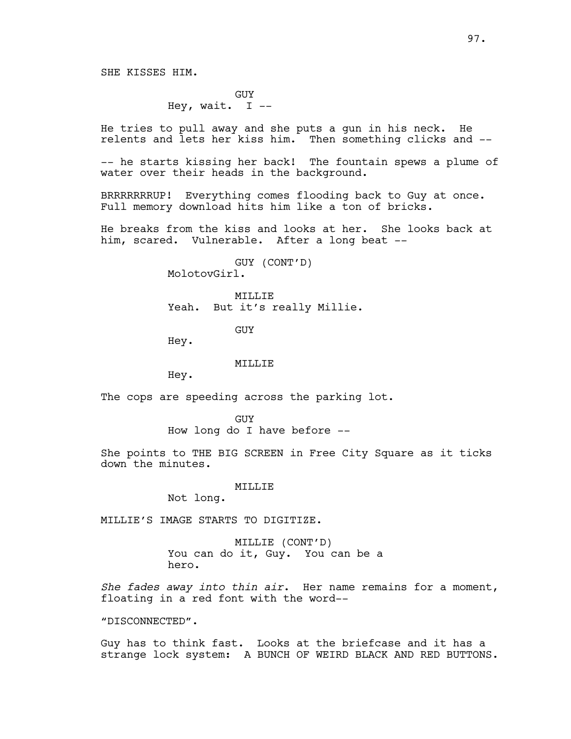SHE KISSES HIM.

GUY
Hey, wait. I --

He tries to pull away and she puts a gun in his neck. He relents and lets her kiss him. Then something clicks and --

-- he starts kissing her back! The fountain spews a plume of water over their heads in the background.

BRRRRRRRUP! Everything comes flooding back to Guy at once. Full memory download hits him like a ton of bricks.

He breaks from the kiss and looks at her. She looks back at him, scared. Vulnerable. After a long beat --

GUY (CONT'D)
MolotovGirl.

MILLIE
Yeah. But it's really Millie.

GUY
Hey.

MILLIE
Hey.

The cops are speeding across the parking lot.

GUY
How long do I have before --

She points to THE BIG SCREEN in Free City Square as it ticks down the minutes.

MILLIE
Not long.

MILLIE'S IMAGE STARTS TO DIGITIZE.

MILLIE (CONT'D)
You can do it, Guy. You can be a hero.

*She fades away into thin air*. Her name remains for a moment, floating in a red font with the word--

"DISCONNECTED".

Guy has to think fast. Looks at the briefcase and it has a strange lock system: A BUNCH OF WEIRD BLACK AND RED BUTTONS.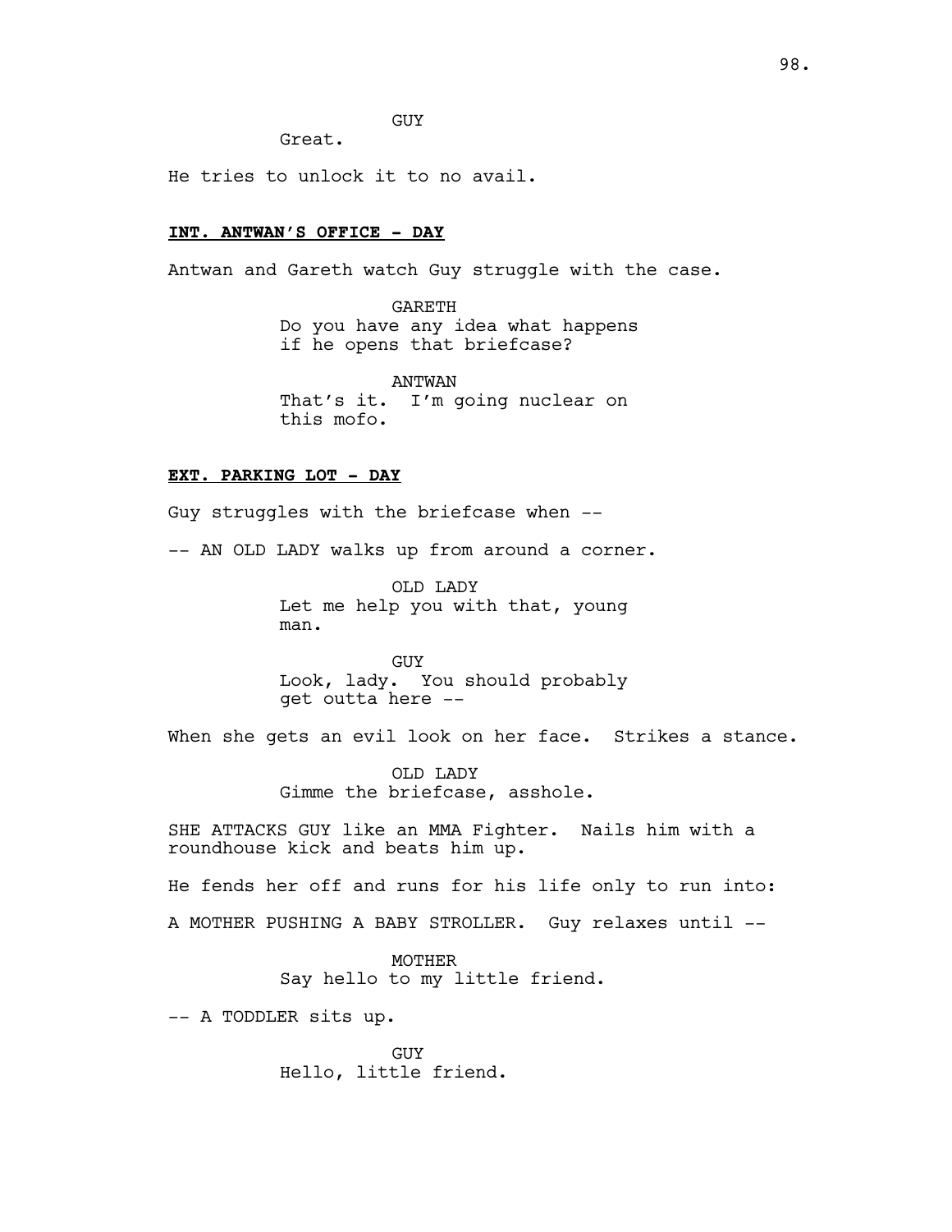GUY

Great.

He tries to unlock it to no avail.

**INT. ANTWAN'S OFFICE - DAY**

Antwan and Gareth watch Guy struggle with the case.

GARETH

Do you have any idea what happens if he opens that briefcase?

ANTWAN

That's it. I'm going nuclear on this mofo.

**EXT. PARKING LOT - DAY**

Guy struggles with the briefcase when --

-- AN OLD LADY walks up from around a corner.

OLD LADY

Let me help you with that, young man.

GUY

Look, lady. You should probably get outta here --

When she gets an evil look on her face. Strikes a stance.

OLD LADY

Gimme the briefcase, asshole.

SHE ATTACKS GUY like an MMA Fighter. Nails him with a roundhouse kick and beats him up.

He fends her off and runs for his life only to run into:

A MOTHER PUSHING A BABY STROLLER. Guy relaxes until --

MOTHER

Say hello to my little friend.

-- A TODDLER sits up.

GUY

Hello, little friend.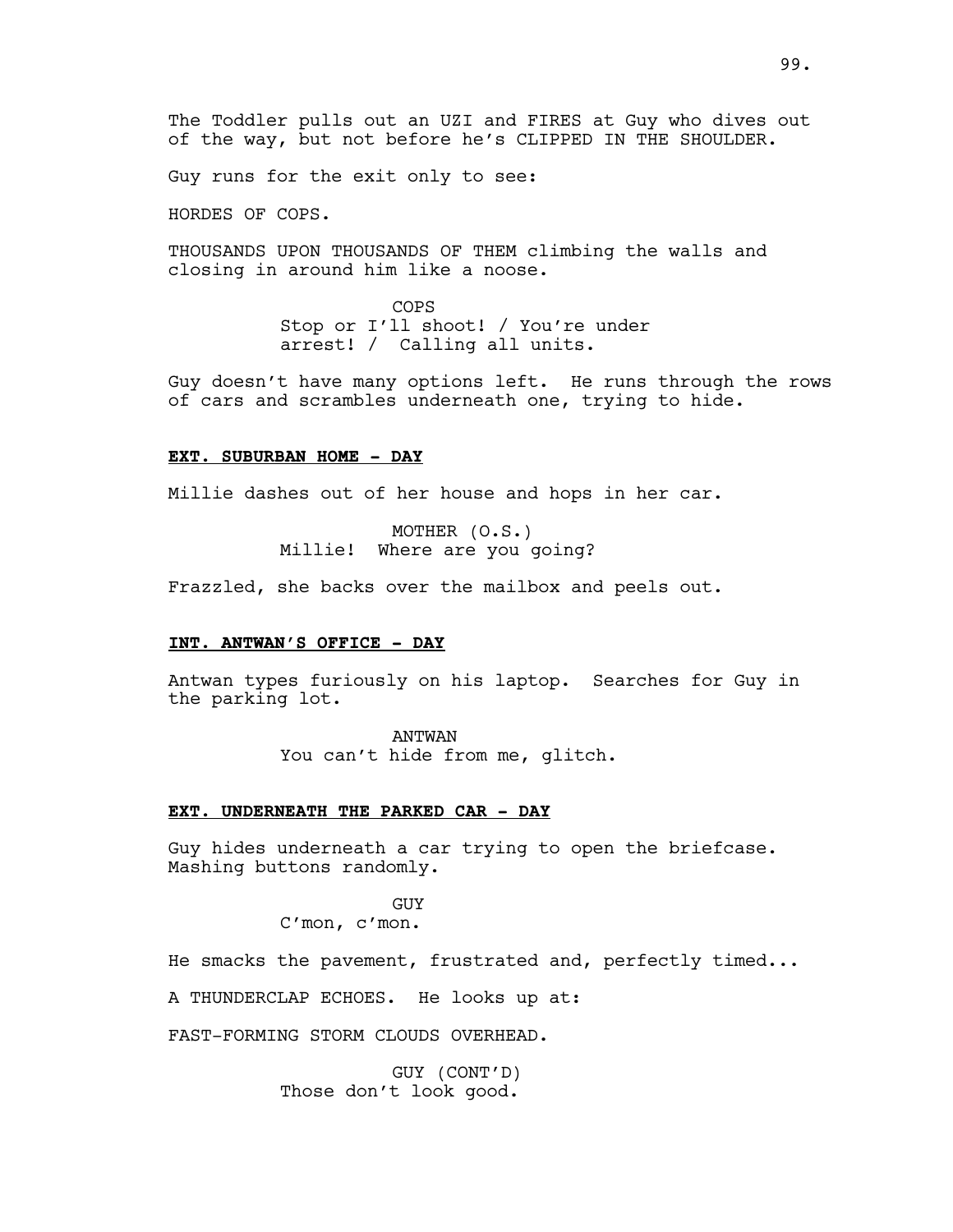The Toddler pulls out an UZI and FIRES at Guy who dives out of the way, but not before he's CLIPPED IN THE SHOULDER.

Guy runs for the exit only to see:

HORDES OF COPS.

THOUSANDS UPON THOUSANDS OF THEM climbing the walls and closing in around him like a noose.

COPS
Stop or I'll shoot! / You're under arrest! / Calling all units.

Guy doesn't have many options left. He runs through the rows of cars and scrambles underneath one, trying to hide.

**EXT. SUBURBAN HOME - DAY**

Millie dashes out of her house and hops in her car.

MOTHER (O.S.)
Millie! Where are you going?

Frazzled, she backs over the mailbox and peels out.

**INT. ANTWAN'S OFFICE - DAY**

Antwan types furiously on his laptop. Searches for Guy in the parking lot.

ANTWAN
You can't hide from me, glitch.

**EXT. UNDERNEATH THE PARKED CAR - DAY**

Guy hides underneath a car trying to open the briefcase. Mashing buttons randomly.

GUY
C'mon, c'mon.

He smacks the pavement, frustrated and, perfectly timed...

A THUNDERCLAP ECHOES. He looks up at:

FAST-FORMING STORM CLOUDS OVERHEAD.

GUY (CONT'D)
Those don't look good.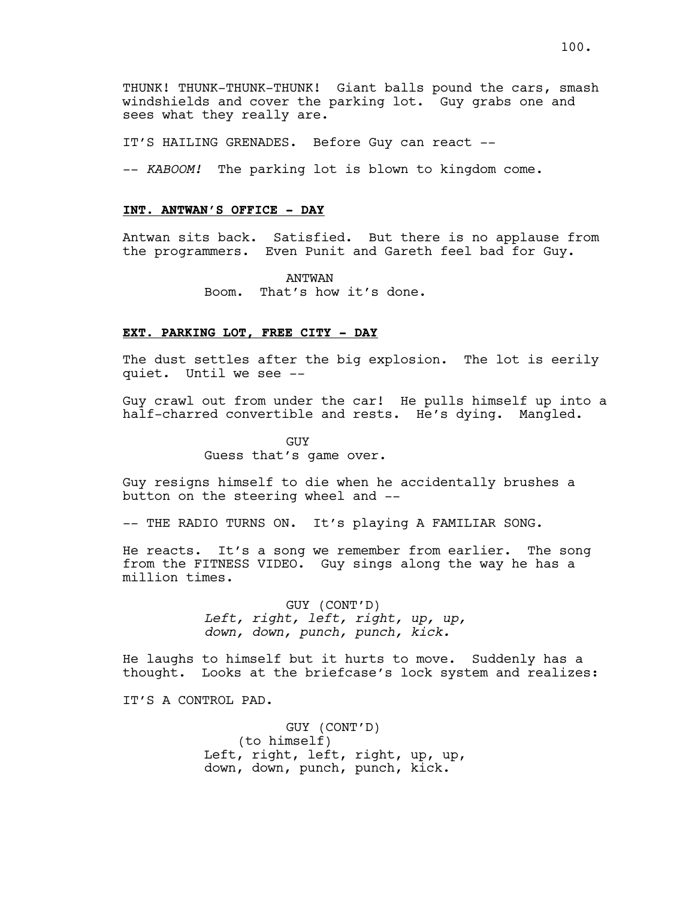THUNK! THUNK-THUNK-THUNK! Giant balls pound the cars, smash windshields and cover the parking lot. Guy grabs one and sees what they really are.

IT'S HAILING GRENADES. Before Guy can react --

-- *KABOOM!* The parking lot is blown to kingdom come.

**INT. ANTWAN'S OFFICE - DAY**

Antwan sits back. Satisfied. But there is no applause from the programmers. Even Punit and Gareth feel bad for Guy.

ANTWAN
Boom. That's how it's done.

**EXT. PARKING LOT, FREE CITY - DAY**

The dust settles after the big explosion. The lot is eerily quiet. Until we see --

Guy crawl out from under the car! He pulls himself up into a half-charred convertible and rests. He's dying. Mangled.

GUY
Guess that's game over.

Guy resigns himself to die when he accidentally brushes a button on the steering wheel and --

-- THE RADIO TURNS ON. It's playing A FAMILIAR SONG.

He reacts. It's a song we remember from earlier. The song from the FITNESS VIDEO. Guy sings along the way he has a million times.

GUY (CONT'D)
*Left, right, left, right, up, up, down, down, punch, punch, kick.*

He laughs to himself but it hurts to move. Suddenly has a thought. Looks at the briefcase's lock system and realizes:

IT'S A CONTROL PAD.

GUY (CONT'D)
(to himself)
Left, right, left, right, up, up, down, down, punch, punch, kick.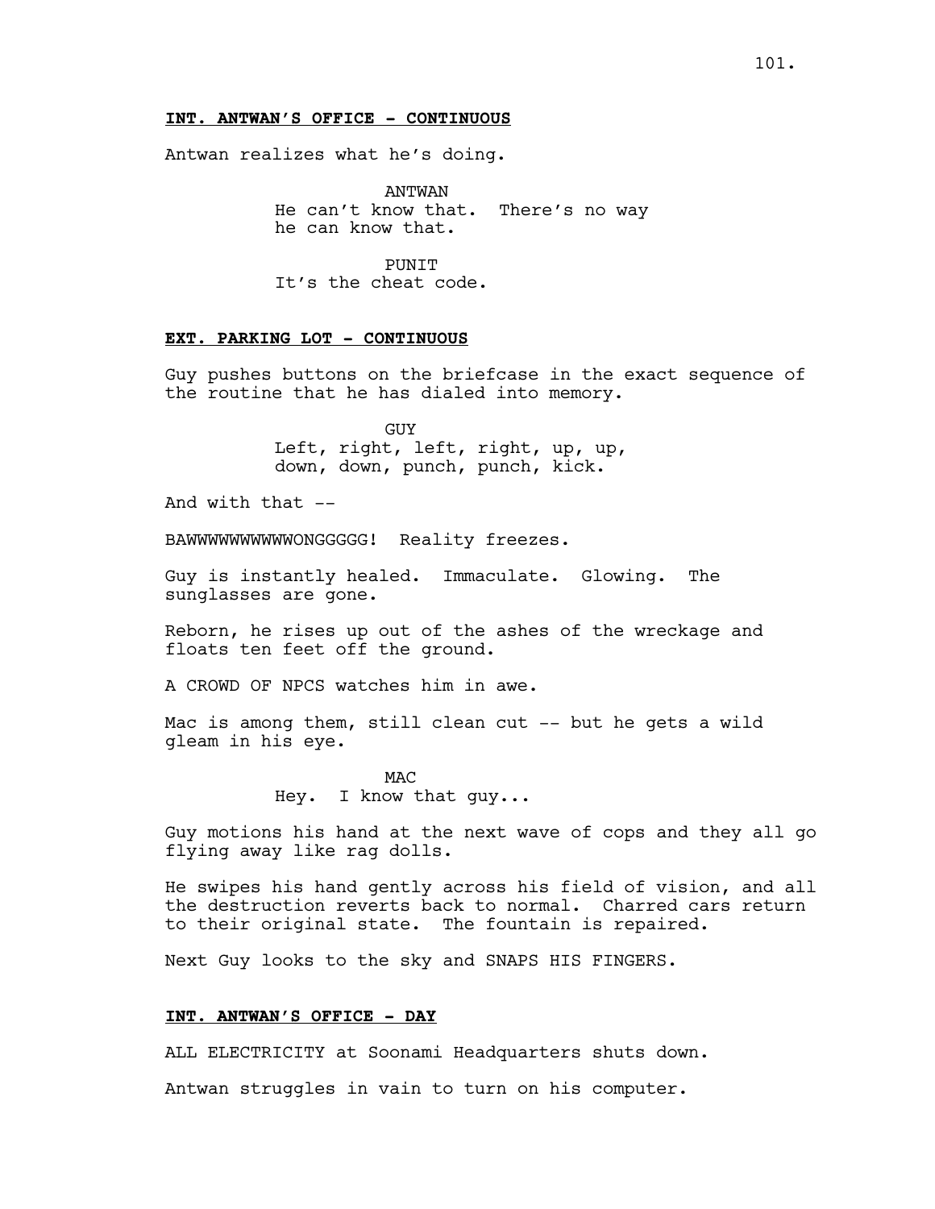**INT. ANTWAN'S OFFICE - CONTINUOUS**

Antwan realizes what he's doing.

ANTWAN
He can't know that. There's no way he can know that.

PUNIT
It's the cheat code.

**EXT. PARKING LOT - CONTINUOUS**

Guy pushes buttons on the briefcase in the exact sequence of the routine that he has dialed into memory.

GUY
Left, right, left, right, up, up, down, down, punch, punch, kick.

And with that --

BAWWWWWWWWWWONGGGGG! Reality freezes.

Guy is instantly healed. Immaculate. Glowing. The sunglasses are gone.

Reborn, he rises up out of the ashes of the wreckage and floats ten feet off the ground.

A CROWD OF NPCS watches him in awe.

Mac is among them, still clean cut -- but he gets a wild gleam in his eye.

MAC
Hey. I know that guy...

Guy motions his hand at the next wave of cops and they all go flying away like rag dolls.

He swipes his hand gently across his field of vision, and all the destruction reverts back to normal. Charred cars return to their original state. The fountain is repaired.

Next Guy looks to the sky and SNAPS HIS FINGERS.

**INT. ANTWAN'S OFFICE - DAY**

ALL ELECTRICITY at Soonami Headquarters shuts down.

Antwan struggles in vain to turn on his computer.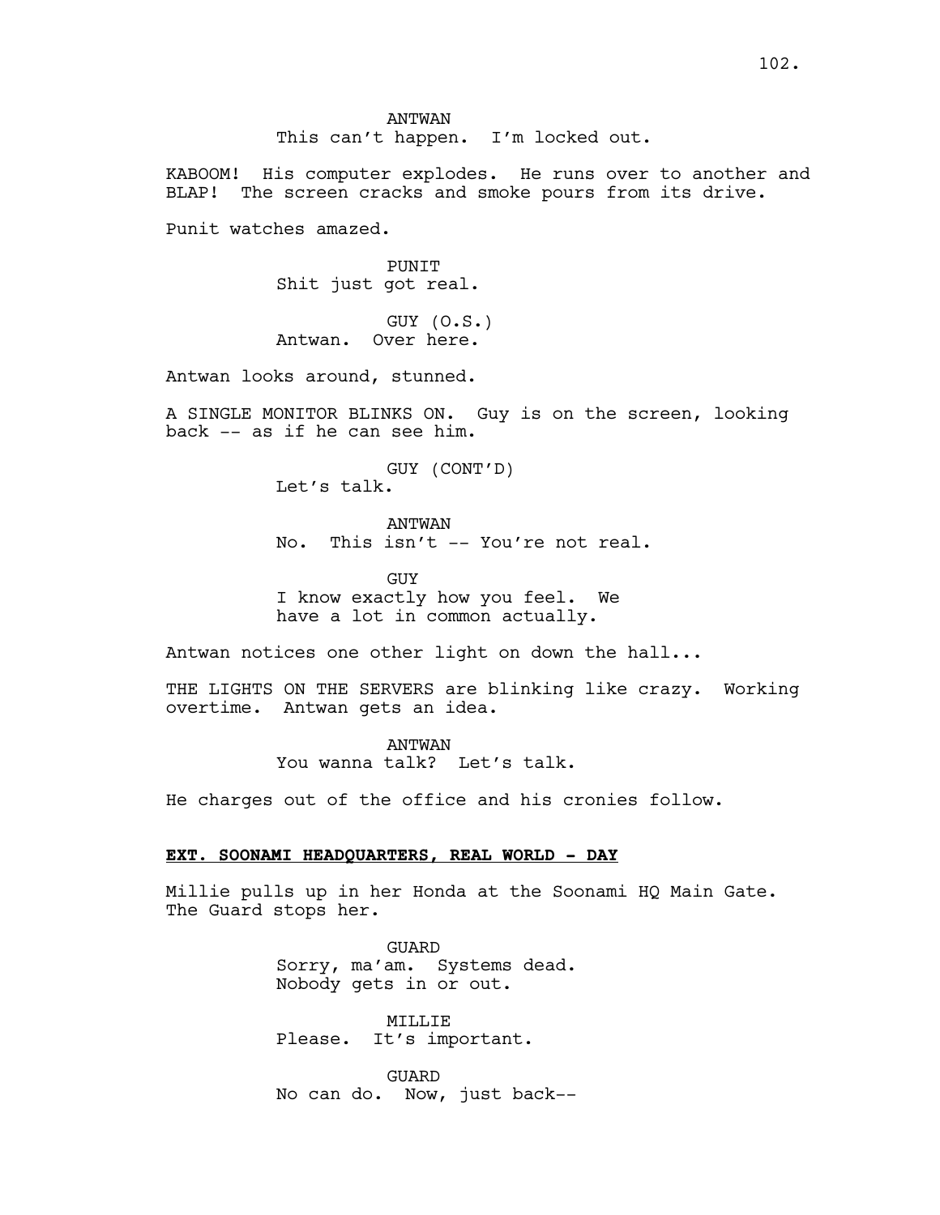ANTWAN
This can't happen. I'm locked out.

KABOOM! His computer explodes. He runs over to another and BLAP! The screen cracks and smoke pours from its drive.

Punit watches amazed.

PUNIT
Shit just got real.

GUY (O.S.)
Antwan. Over here.

Antwan looks around, stunned.

A SINGLE MONITOR BLINKS ON. Guy is on the screen, looking back -- as if he can see him.

GUY (CONT'D)
Let's talk.

ANTWAN
No. This isn't -- You're not real.

GUY
I know exactly how you feel. We have a lot in common actually.

Antwan notices one other light on down the hall...

THE LIGHTS ON THE SERVERS are blinking like crazy. Working overtime. Antwan gets an idea.

ANTWAN
You wanna talk? Let's talk.

He charges out of the office and his cronies follow.

**EXT. SOONAMI HEADQUARTERS, REAL WORLD - DAY**

Millie pulls up in her Honda at the Soonami HQ Main Gate. The Guard stops her.

GUARD
Sorry, ma'am. Systems dead. Nobody gets in or out.

MILLIE
Please. It's important.

GUARD
No can do. Now, just back--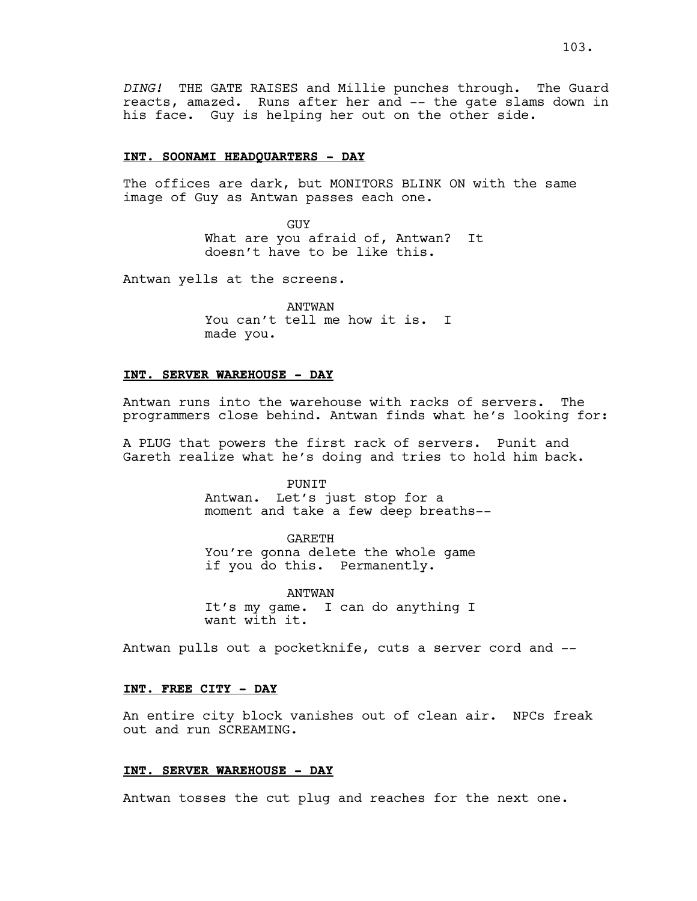*DING!* THE GATE RAISES and Millie punches through. The Guard reacts, amazed. Runs after her and -- the gate slams down in his face. Guy is helping her out on the other side.

**INT. SOONAMI HEADQUARTERS - DAY**

The offices are dark, but MONITORS BLINK ON with the same image of Guy as Antwan passes each one.

GUY
What are you afraid of, Antwan? It doesn't have to be like this.

Antwan yells at the screens.

ANTWAN
You can't tell me how it is. I made you.

**INT. SERVER WAREHOUSE - DAY**

Antwan runs into the warehouse with racks of servers. The programmers close behind. Antwan finds what he's looking for:

A PLUG that powers the first rack of servers. Punit and Gareth realize what he's doing and tries to hold him back.

PUNIT
Antwan. Let's just stop for a moment and take a few deep breaths--

GARETH
You're gonna delete the whole game if you do this. Permanently.

ANTWAN
It's my game. I can do anything I want with it.

Antwan pulls out a pocketknife, cuts a server cord and --

**INT. FREE CITY - DAY**

An entire city block vanishes out of clean air. NPCs freak out and run SCREAMING.

**INT. SERVER WAREHOUSE - DAY**

Antwan tosses the cut plug and reaches for the next one.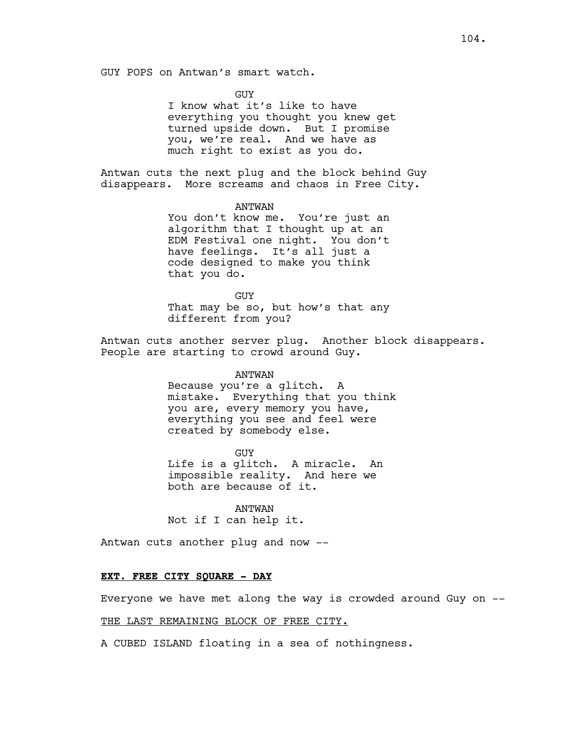GUY POPS on Antwan's smart watch.

GUY
I know what it's like to have everything you thought you knew get turned upside down. But I promise you, we're real. And we have as much right to exist as you do.

Antwan cuts the next plug and the block behind Guy disappears. More screams and chaos in Free City.

ANTWAN
You don't know me. You're just an algorithm that I thought up at an EDM Festival one night. You don't have feelings. It's all just a code designed to make you think that you do.

GUY
That may be so, but how's that any different from you?

Antwan cuts another server plug. Another block disappears. People are starting to crowd around Guy.

ANTWAN
Because you're a glitch. A mistake. Everything that you think you are, every memory you have, everything you see and feel were created by somebody else.

GUY
Life is a glitch. A miracle. An impossible reality. And here we both are because of it.

ANTWAN
Not if I can help it.

Antwan cuts another plug and now --

**EXT. FREE CITY SQUARE - DAY**

Everyone we have met along the way is crowded around Guy on --

THE LAST REMAINING BLOCK OF FREE CITY.

A CUBED ISLAND floating in a sea of nothingness.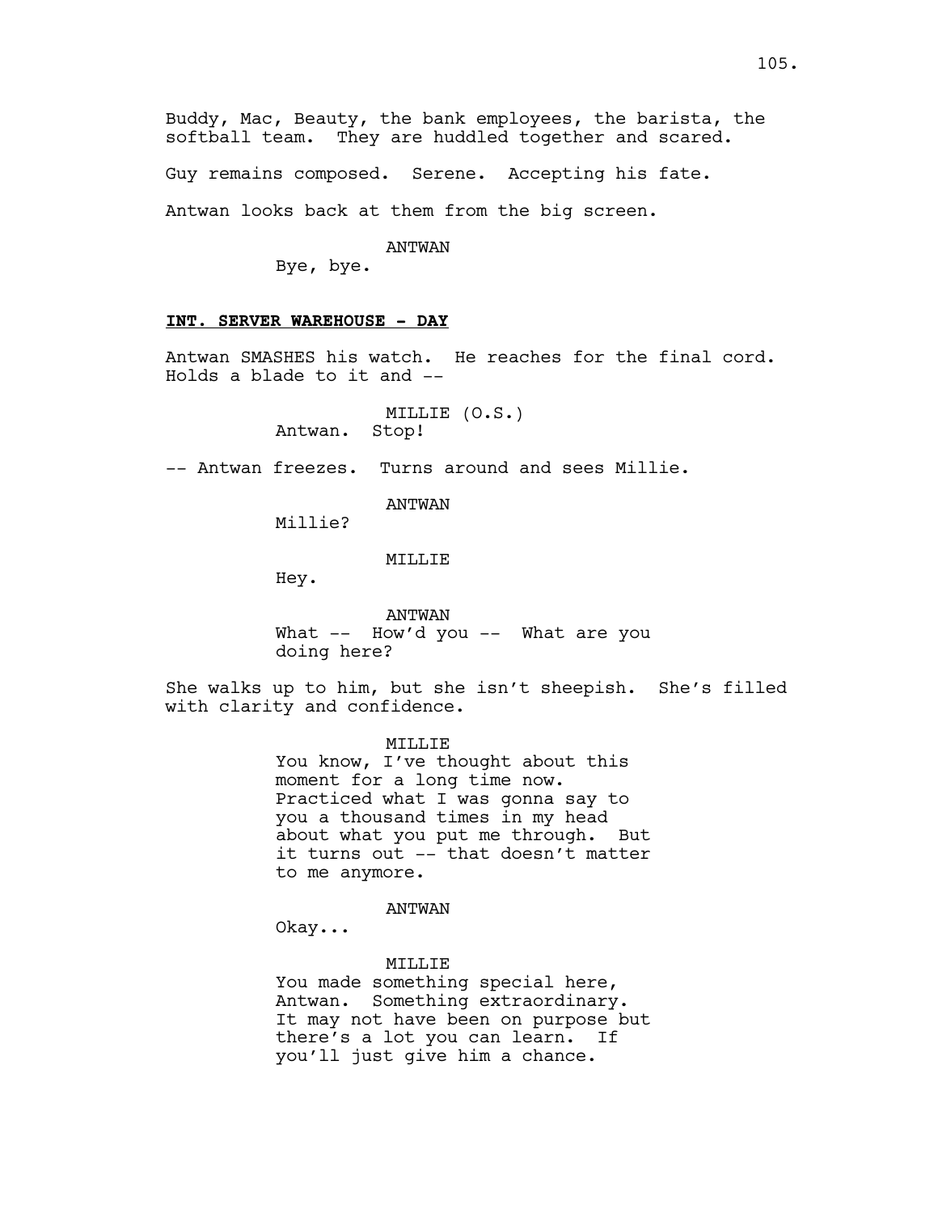Buddy, Mac, Beauty, the bank employees, the barista, the softball team. They are huddled together and scared.

Guy remains composed. Serene. Accepting his fate.

Antwan looks back at them from the big screen.

ANTWAN
Bye, bye.

**INT. SERVER WAREHOUSE - DAY**

Antwan SMASHES his watch. He reaches for the final cord. Holds a blade to it and --

MILLIE (O.S.)
Antwan. Stop!

-- Antwan freezes. Turns around and sees Millie.

ANTWAN
Millie?

MILLIE
Hey.

ANTWAN
What -- How'd you -- What are you doing here?

She walks up to him, but she isn't sheepish. She's filled with clarity and confidence.

MILLIE
You know, I've thought about this moment for a long time now. Practiced what I was gonna say to you a thousand times in my head about what you put me through. But it turns out -- that doesn't matter to me anymore.

ANTWAN
Okay...

MILLIE
You made something special here, Antwan. Something extraordinary. It may not have been on purpose but there's a lot you can learn. If you'll just give him a chance.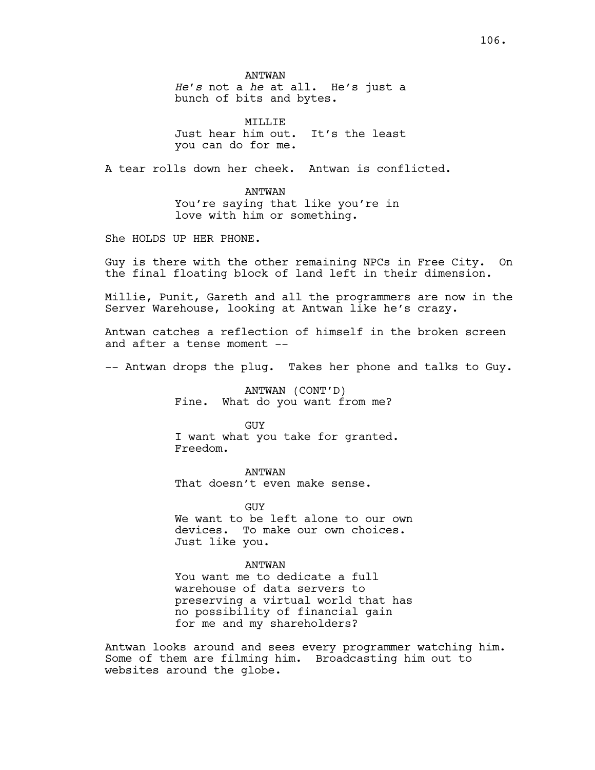ANTWAN
*He's* not a *he* at all. He's just a bunch of bits and bytes.

MILLIE
Just hear him out. It's the least you can do for me.

A tear rolls down her cheek. Antwan is conflicted.

ANTWAN
You're saying that like you're in love with him or something.

She HOLDS UP HER PHONE.

Guy is there with the other remaining NPCs in Free City. On the final floating block of land left in their dimension.

Millie, Punit, Gareth and all the programmers are now in the Server Warehouse, looking at Antwan like he's crazy.

Antwan catches a reflection of himself in the broken screen and after a tense moment --

-- Antwan drops the plug. Takes her phone and talks to Guy.

ANTWAN (CONT'D)
Fine. What do you want from me?

GUY
I want what you take for granted. Freedom.

ANTWAN
That doesn't even make sense.

GUY
We want to be left alone to our own devices. To make our own choices. Just like you.

ANTWAN
You want me to dedicate a full warehouse of data servers to preserving a virtual world that has no possibility of financial gain for me and my shareholders?

Antwan looks around and sees every programmer watching him. Some of them are filming him. Broadcasting him out to websites around the globe.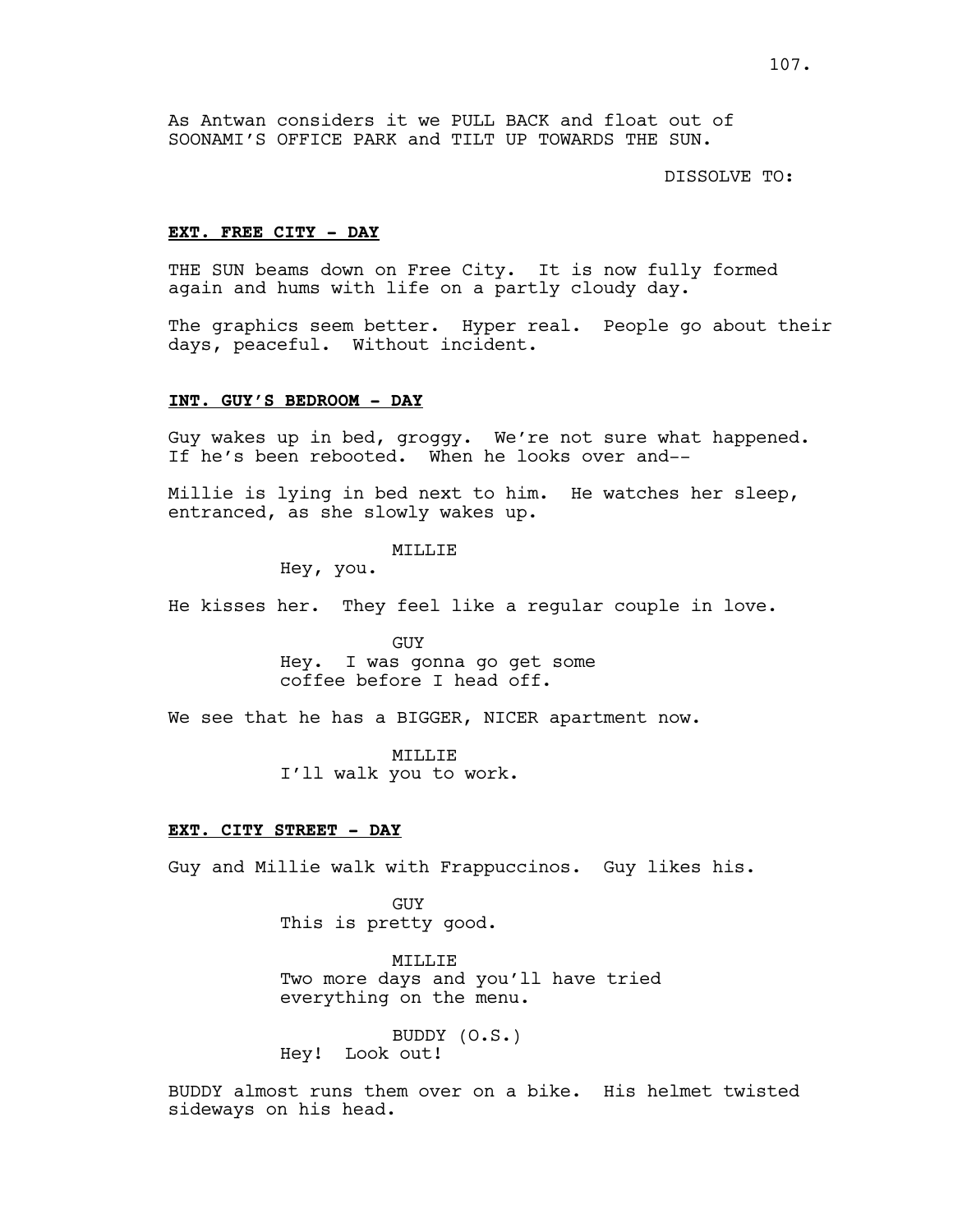As Antwan considers it we PULL BACK and float out of SOONAMI'S OFFICE PARK and TILT UP TOWARDS THE SUN.

DISSOLVE TO:

**EXT. FREE CITY - DAY**

THE SUN beams down on Free City. It is now fully formed again and hums with life on a partly cloudy day.

The graphics seem better. Hyper real. People go about their days, peaceful. Without incident.

**INT. GUY'S BEDROOM - DAY**

Guy wakes up in bed, groggy. We're not sure what happened. If he's been rebooted. When he looks over and--

Millie is lying in bed next to him. He watches her sleep, entranced, as she slowly wakes up.

MILLIE
Hey, you.

He kisses her. They feel like a regular couple in love.

GUY
Hey. I was gonna go get some coffee before I head off.

We see that he has a BIGGER, NICER apartment now.

MILLIE
I'll walk you to work.

**EXT. CITY STREET - DAY**

Guy and Millie walk with Frappuccinos. Guy likes his.

GUY
This is pretty good.

MILLIE
Two more days and you'll have tried everything on the menu.

BUDDY (O.S.)
Hey! Look out!

BUDDY almost runs them over on a bike. His helmet twisted sideways on his head.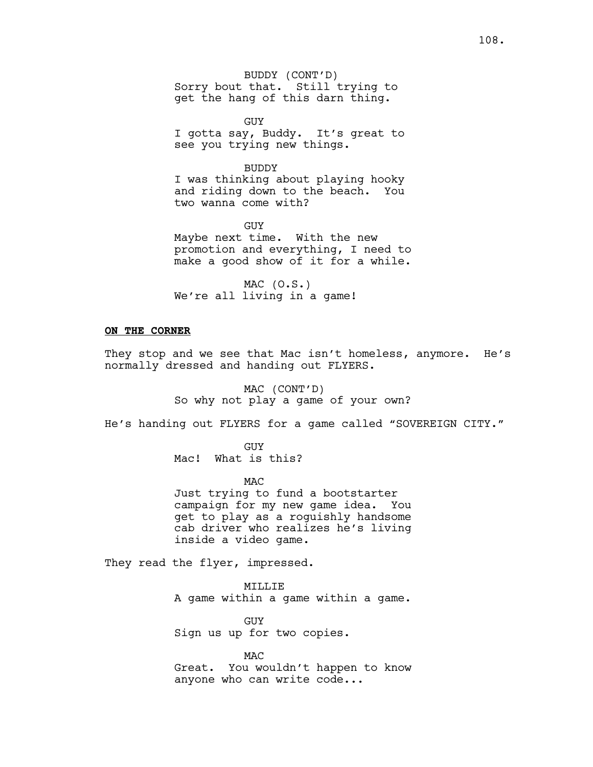BUDDY (CONT'D)
Sorry bout that. Still trying to get the hang of this darn thing.

GUY
I gotta say, Buddy. It's great to see you trying new things.

BUDDY
I was thinking about playing hooky and riding down to the beach. You two wanna come with?

GUY
Maybe next time. With the new promotion and everything, I need to make a good show of it for a while.

MAC (O.S.)
We're all living in a game!

**ON THE CORNER**

They stop and we see that Mac isn't homeless, anymore. He's normally dressed and handing out FLYERS.

MAC (CONT'D)
So why not play a game of your own?

He's handing out FLYERS for a game called "SOVEREIGN CITY."

GUY
Mac! What is this?

MAC
Just trying to fund a bootstarter campaign for my new game idea. You get to play as a roguishly handsome cab driver who realizes he's living inside a video game.

They read the flyer, impressed.

MILLIE
A game within a game within a game.

GUY
Sign us up for two copies.

MAC
Great. You wouldn't happen to know anyone who can write code...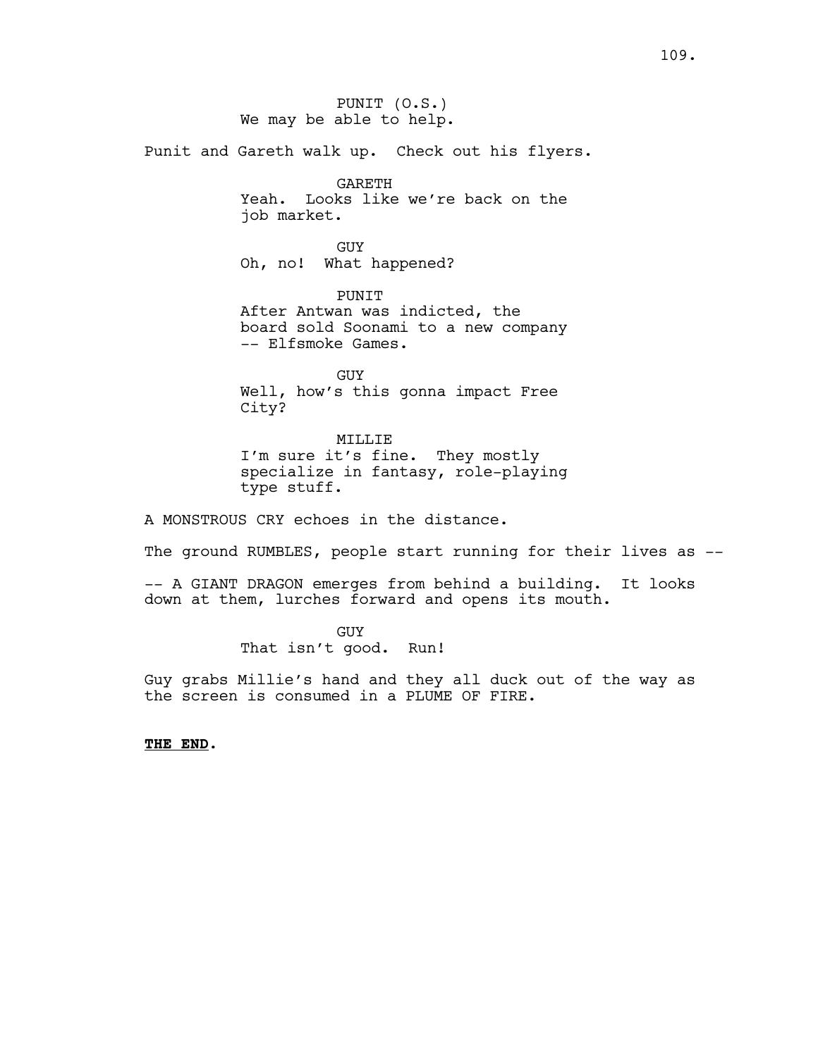PUNIT (O.S.)
We may be able to help.

Punit and Gareth walk up. Check out his flyers.

GARETH
Yeah. Looks like we're back on the job market.

GUY
Oh, no! What happened?

PUNIT
After Antwan was indicted, the board sold Soonami to a new company -- Elfsmoke Games.

GUY
Well, how's this gonna impact Free City?

MILLIE
I'm sure it's fine. They mostly specialize in fantasy, role-playing type stuff.

A MONSTROUS CRY echoes in the distance.

The ground RUMBLES, people start running for their lives as --

-- A GIANT DRAGON emerges from behind a building. It looks down at them, lurches forward and opens its mouth.

GUY
That isn't good. Run!

Guy grabs Millie's hand and they all duck out of the way as the screen is consumed in a PLUME OF FIRE.

**THE END.**